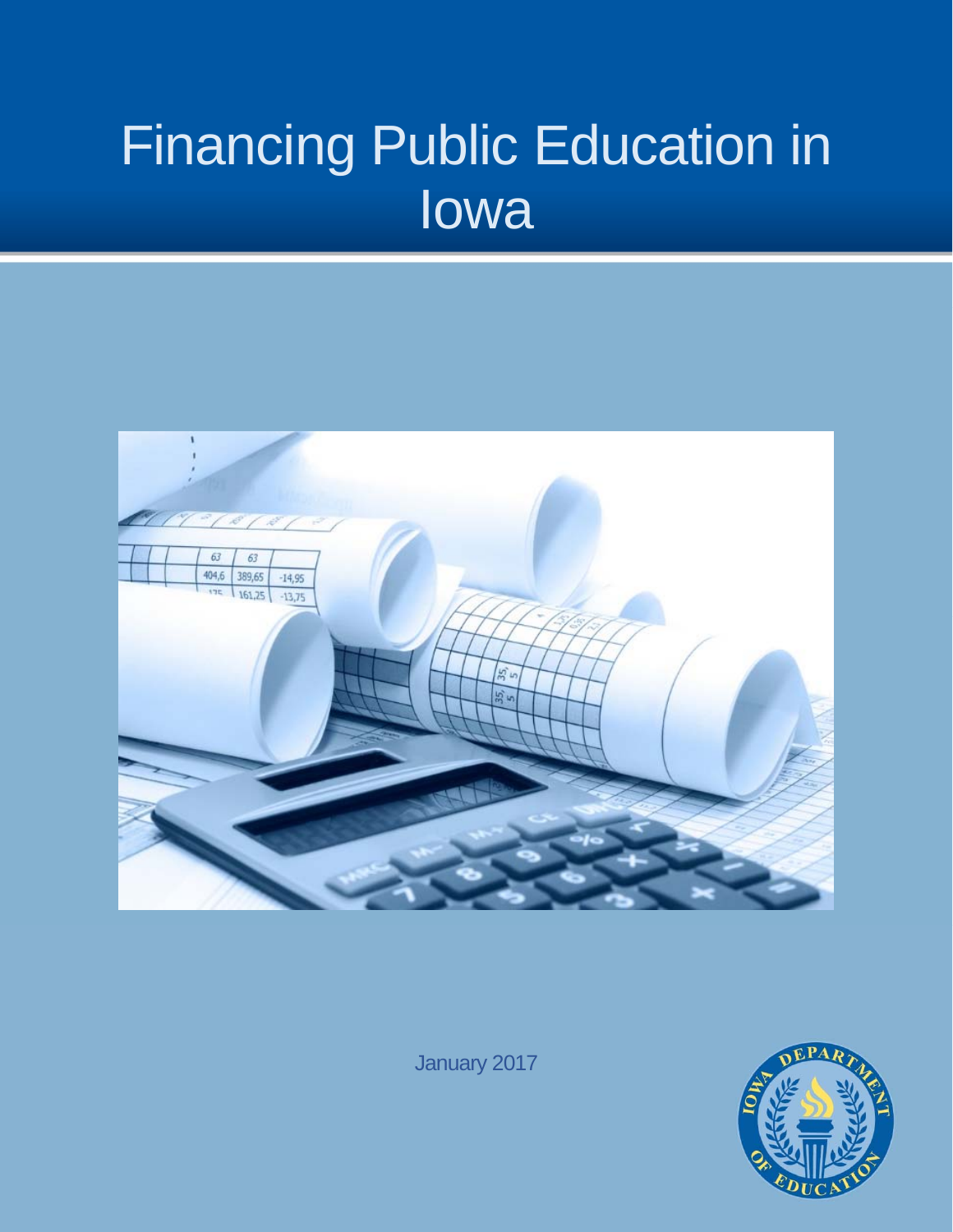# Financing Public Education in Iowa

January 2017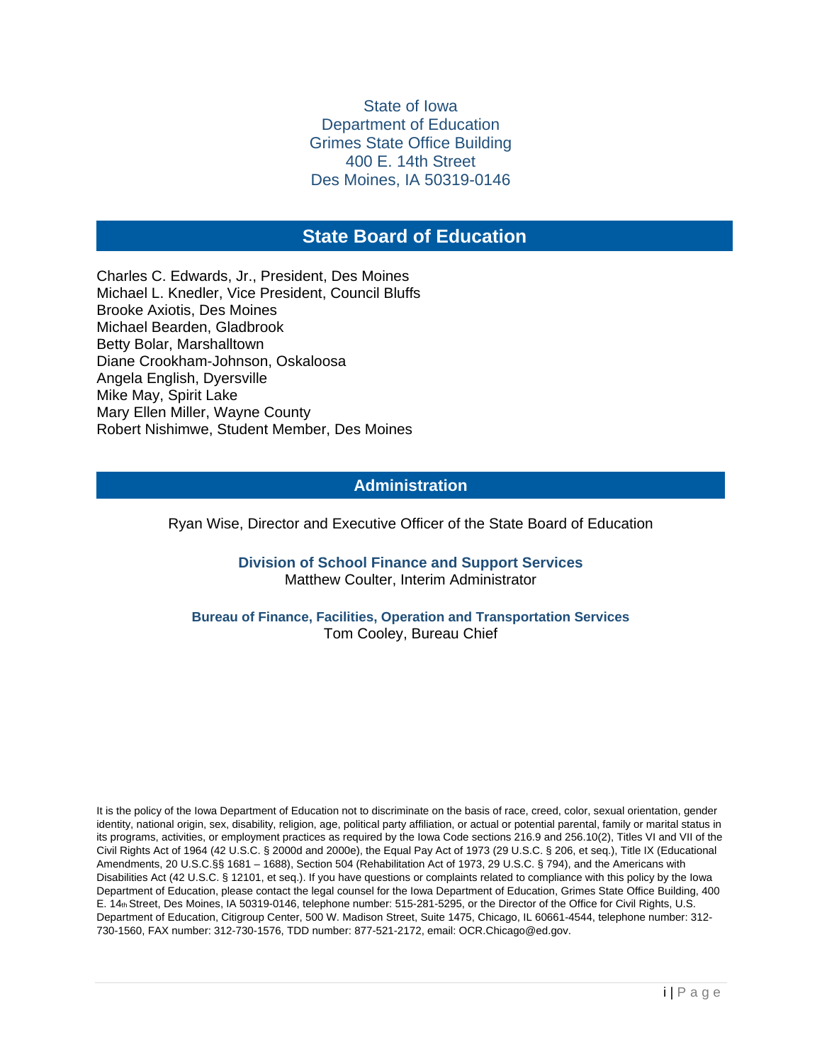State of Iowa
Department of Education
Grimes State Office Building
400 E. 14th Street
Des Moines, IA 50319-0146

## State Board of Education

Charles C. Edwards, Jr., President, Des Moines
Michael L. Knedler, Vice President, Council Bluffs
Brooke Axiotis, Des Moines
Michael Bearden, Gladbrook
Betty Bolar, Marshalltown
Diane Crookham-Johnson, Oskaloosa
Angela English, Dyersville
Mike May, Spirit Lake
Mary Ellen Miller, Wayne County
Robert Nishimwe, Student Member, Des Moines

## Administration

Ryan Wise, Director and Executive Officer of the State Board of Education

**Division of School Finance and Support Services**
Matthew Coulter, Interim Administrator

**Bureau of Finance, Facilities, Operation and Transportation Services**
Tom Cooley, Bureau Chief

It is the policy of the Iowa Department of Education not to discriminate on the basis of race, creed, color, sexual orientation, gender identity, national origin, sex, disability, religion, age, political party affiliation, or actual or potential parental, family or marital status in its programs, activities, or employment practices as required by the Iowa Code sections 216.9 and 256.10(2), Titles VI and VII of the Civil Rights Act of 1964 (42 U.S.C. § 2000d and 2000e), the Equal Pay Act of 1973 (29 U.S.C. § 206, et seq.), Title IX (Educational Amendments, 20 U.S.C.§§ 1681 – 1688), Section 504 (Rehabilitation Act of 1973, 29 U.S.C. § 794), and the Americans with Disabilities Act (42 U.S.C. § 12101, et seq.). If you have questions or complaints related to compliance with this policy by the Iowa Department of Education, please contact the legal counsel for the Iowa Department of Education, Grimes State Office Building, 400 E. 14th Street, Des Moines, IA 50319-0146, telephone number: 515-281-5295, or the Director of the Office for Civil Rights, U.S. Department of Education, Citigroup Center, 500 W. Madison Street, Suite 1475, Chicago, IL 60661-4544, telephone number: 312-730-1560, FAX number: 312-730-1576, TDD number: 877-521-2172, email: OCR.Chicago@ed.gov.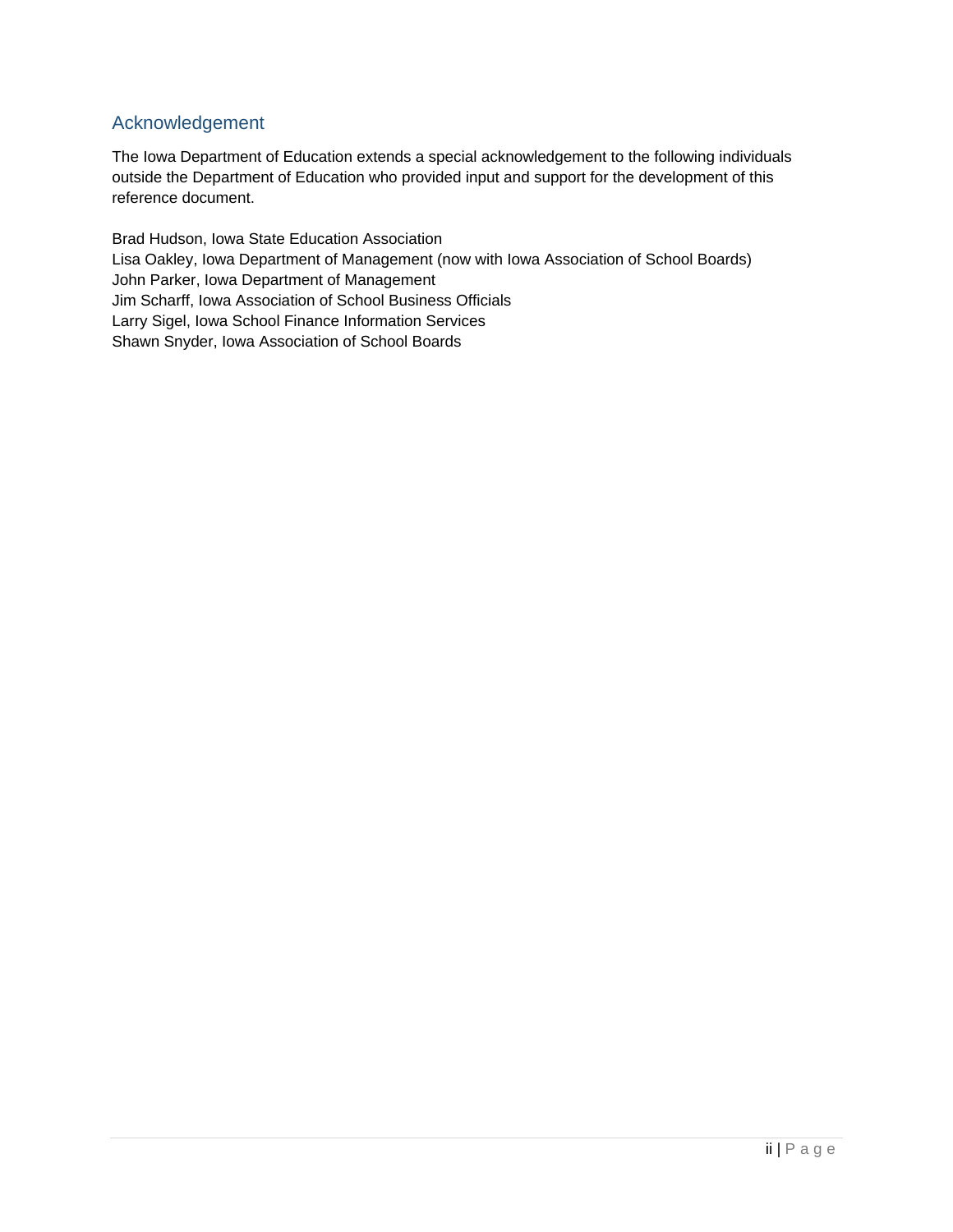## Acknowledgement

The Iowa Department of Education extends a special acknowledgement to the following individuals outside the Department of Education who provided input and support for the development of this reference document.

Brad Hudson, Iowa State Education Association
Lisa Oakley, Iowa Department of Management (now with Iowa Association of School Boards)
John Parker, Iowa Department of Management
Jim Scharff, Iowa Association of School Business Officials
Larry Sigel, Iowa School Finance Information Services
Shawn Snyder, Iowa Association of School Boards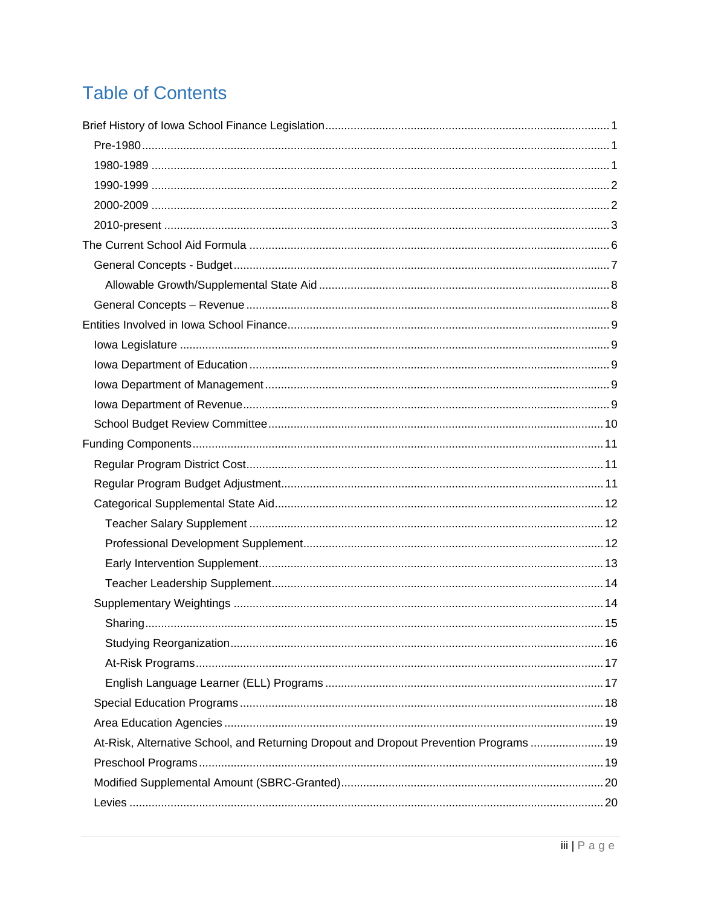# Table of Contents

Brief History of Iowa School Finance Legislation ........ 1

- Pre-1980 ........ 1
- 1980-1989 ........ 1
- 1990-1999 ........ 2
- 2000-2009 ........ 2
- 2010-present ........ 3

The Current School Aid Formula ........ 6

- General Concepts - Budget ........ 7
  - Allowable Growth/Supplemental State Aid ........ 8
- General Concepts – Revenue ........ 8

Entities Involved in Iowa School Finance ........ 9

- Iowa Legislature ........ 9
- Iowa Department of Education ........ 9
- Iowa Department of Management ........ 9
- Iowa Department of Revenue ........ 9
- School Budget Review Committee ........ 10

Funding Components ........ 11

- Regular Program District Cost ........ 11
- Regular Program Budget Adjustment ........ 11
- Categorical Supplemental State Aid ........ 12
  - Teacher Salary Supplement ........ 12
  - Professional Development Supplement ........ 12
  - Early Intervention Supplement ........ 13
  - Teacher Leadership Supplement ........ 14
- Supplementary Weightings ........ 14
  - Sharing ........ 15
  - Studying Reorganization ........ 16
  - At-Risk Programs ........ 17
  - English Language Learner (ELL) Programs ........ 17
- Special Education Programs ........ 18
- Area Education Agencies ........ 19
- At-Risk, Alternative School, and Returning Dropout and Dropout Prevention Programs ........ 19
- Preschool Programs ........ 19
- Modified Supplemental Amount (SBRC-Granted) ........ 20
- Levies ........ 20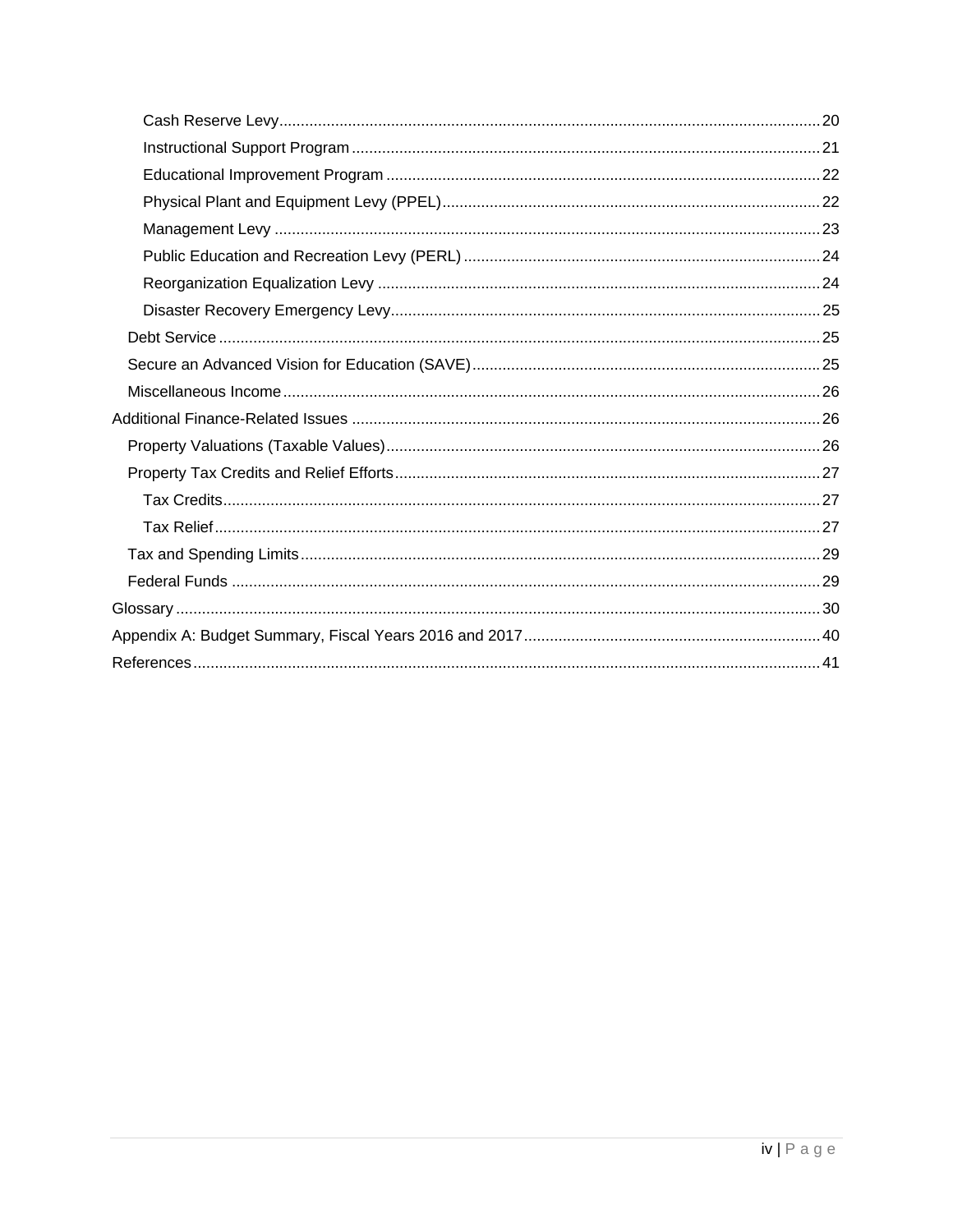- Cash Reserve Levy ........ 20
- Instructional Support Program ........ 21
- Educational Improvement Program ........ 22
- Physical Plant and Equipment Levy (PPEL) ........ 22
- Management Levy ........ 23
- Public Education and Recreation Levy (PERL) ........ 24
- Reorganization Equalization Levy ........ 24
- Disaster Recovery Emergency Levy ........ 25

Debt Service ........ 25

Secure an Advanced Vision for Education (SAVE) ........ 25

Miscellaneous Income ........ 26

Additional Finance-Related Issues ........ 26

Property Valuations (Taxable Values) ........ 26

Property Tax Credits and Relief Efforts ........ 27

- Tax Credits ........ 27
- Tax Relief ........ 27

Tax and Spending Limits ........ 29

Federal Funds ........ 29

Glossary ........ 30

Appendix A: Budget Summary, Fiscal Years 2016 and 2017 ........ 40

References ........ 41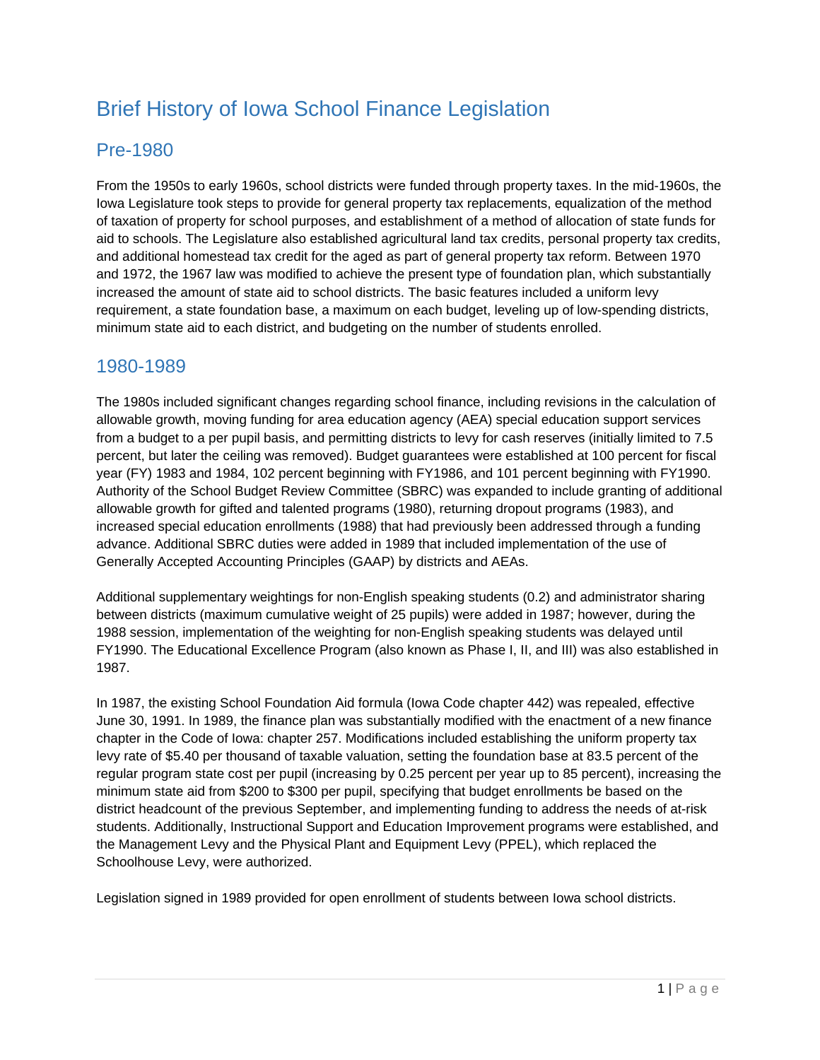# Brief History of Iowa School Finance Legislation

## Pre-1980

From the 1950s to early 1960s, school districts were funded through property taxes. In the mid-1960s, the Iowa Legislature took steps to provide for general property tax replacements, equalization of the method of taxation of property for school purposes, and establishment of a method of allocation of state funds for aid to schools. The Legislature also established agricultural land tax credits, personal property tax credits, and additional homestead tax credit for the aged as part of general property tax reform. Between 1970 and 1972, the 1967 law was modified to achieve the present type of foundation plan, which substantially increased the amount of state aid to school districts. The basic features included a uniform levy requirement, a state foundation base, a maximum on each budget, leveling up of low-spending districts, minimum state aid to each district, and budgeting on the number of students enrolled.

## 1980-1989

The 1980s included significant changes regarding school finance, including revisions in the calculation of allowable growth, moving funding for area education agency (AEA) special education support services from a budget to a per pupil basis, and permitting districts to levy for cash reserves (initially limited to 7.5 percent, but later the ceiling was removed). Budget guarantees were established at 100 percent for fiscal year (FY) 1983 and 1984, 102 percent beginning with FY1986, and 101 percent beginning with FY1990. Authority of the School Budget Review Committee (SBRC) was expanded to include granting of additional allowable growth for gifted and talented programs (1980), returning dropout programs (1983), and increased special education enrollments (1988) that had previously been addressed through a funding advance. Additional SBRC duties were added in 1989 that included implementation of the use of Generally Accepted Accounting Principles (GAAP) by districts and AEAs.

Additional supplementary weightings for non-English speaking students (0.2) and administrator sharing between districts (maximum cumulative weight of 25 pupils) were added in 1987; however, during the 1988 session, implementation of the weighting for non-English speaking students was delayed until FY1990. The Educational Excellence Program (also known as Phase I, II, and III) was also established in 1987.

In 1987, the existing School Foundation Aid formula (Iowa Code chapter 442) was repealed, effective June 30, 1991. In 1989, the finance plan was substantially modified with the enactment of a new finance chapter in the Code of Iowa: chapter 257. Modifications included establishing the uniform property tax levy rate of $5.40 per thousand of taxable valuation, setting the foundation base at 83.5 percent of the regular program state cost per pupil (increasing by 0.25 percent per year up to 85 percent), increasing the minimum state aid from $200 to $300 per pupil, specifying that budget enrollments be based on the district headcount of the previous September, and implementing funding to address the needs of at-risk students. Additionally, Instructional Support and Education Improvement programs were established, and the Management Levy and the Physical Plant and Equipment Levy (PPEL), which replaced the Schoolhouse Levy, were authorized.

Legislation signed in 1989 provided for open enrollment of students between Iowa school districts.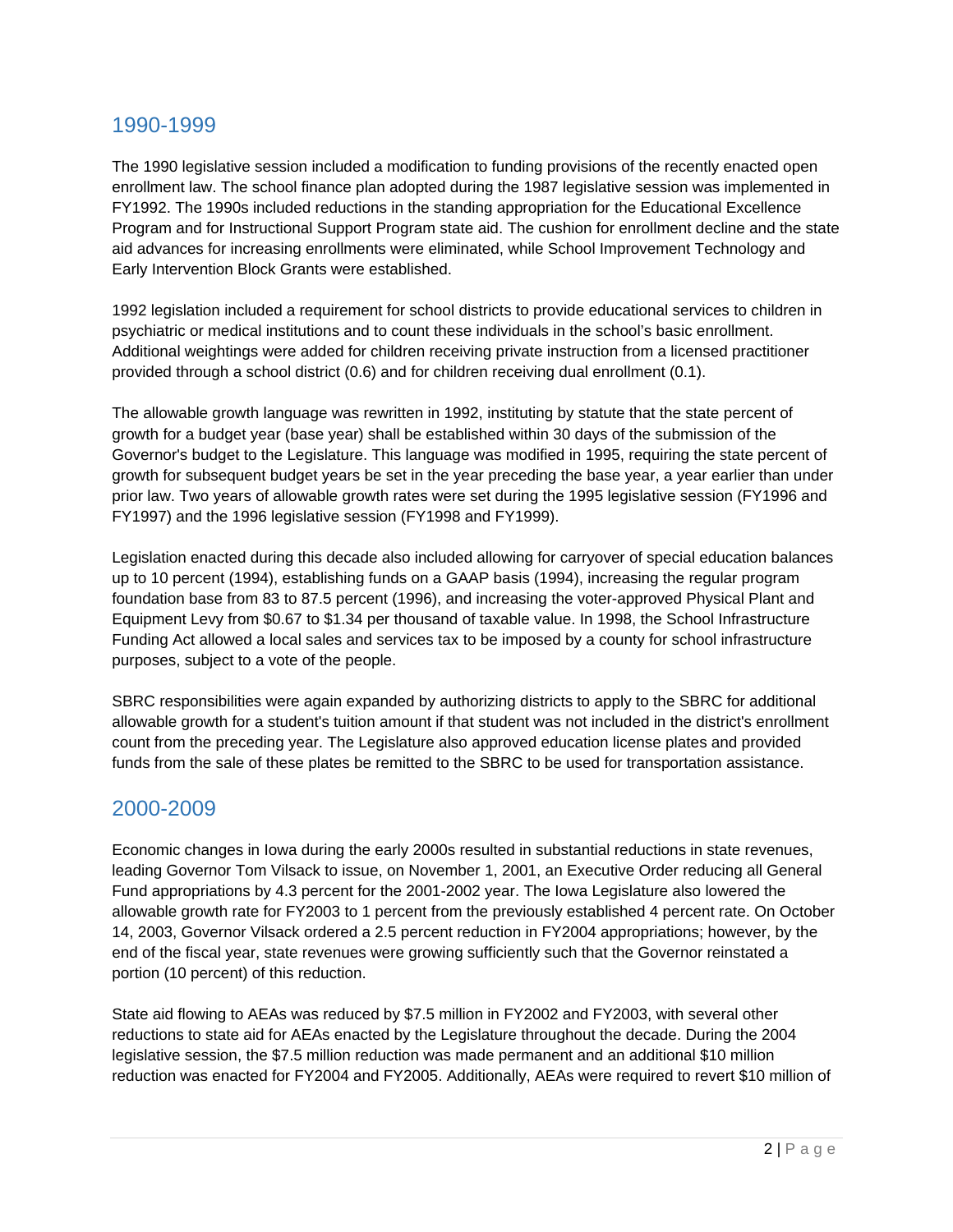## 1990-1999

The 1990 legislative session included a modification to funding provisions of the recently enacted open enrollment law. The school finance plan adopted during the 1987 legislative session was implemented in FY1992. The 1990s included reductions in the standing appropriation for the Educational Excellence Program and for Instructional Support Program state aid. The cushion for enrollment decline and the state aid advances for increasing enrollments were eliminated, while School Improvement Technology and Early Intervention Block Grants were established.

1992 legislation included a requirement for school districts to provide educational services to children in psychiatric or medical institutions and to count these individuals in the school's basic enrollment. Additional weightings were added for children receiving private instruction from a licensed practitioner provided through a school district (0.6) and for children receiving dual enrollment (0.1).

The allowable growth language was rewritten in 1992, instituting by statute that the state percent of growth for a budget year (base year) shall be established within 30 days of the submission of the Governor's budget to the Legislature. This language was modified in 1995, requiring the state percent of growth for subsequent budget years be set in the year preceding the base year, a year earlier than under prior law. Two years of allowable growth rates were set during the 1995 legislative session (FY1996 and FY1997) and the 1996 legislative session (FY1998 and FY1999).

Legislation enacted during this decade also included allowing for carryover of special education balances up to 10 percent (1994), establishing funds on a GAAP basis (1994), increasing the regular program foundation base from 83 to 87.5 percent (1996), and increasing the voter-approved Physical Plant and Equipment Levy from $0.67 to $1.34 per thousand of taxable value. In 1998, the School Infrastructure Funding Act allowed a local sales and services tax to be imposed by a county for school infrastructure purposes, subject to a vote of the people.

SBRC responsibilities were again expanded by authorizing districts to apply to the SBRC for additional allowable growth for a student's tuition amount if that student was not included in the district's enrollment count from the preceding year. The Legislature also approved education license plates and provided funds from the sale of these plates be remitted to the SBRC to be used for transportation assistance.

## 2000-2009

Economic changes in Iowa during the early 2000s resulted in substantial reductions in state revenues, leading Governor Tom Vilsack to issue, on November 1, 2001, an Executive Order reducing all General Fund appropriations by 4.3 percent for the 2001-2002 year. The Iowa Legislature also lowered the allowable growth rate for FY2003 to 1 percent from the previously established 4 percent rate. On October 14, 2003, Governor Vilsack ordered a 2.5 percent reduction in FY2004 appropriations; however, by the end of the fiscal year, state revenues were growing sufficiently such that the Governor reinstated a portion (10 percent) of this reduction.

State aid flowing to AEAs was reduced by $7.5 million in FY2002 and FY2003, with several other reductions to state aid for AEAs enacted by the Legislature throughout the decade. During the 2004 legislative session, the $7.5 million reduction was made permanent and an additional $10 million reduction was enacted for FY2004 and FY2005. Additionally, AEAs were required to revert $10 million of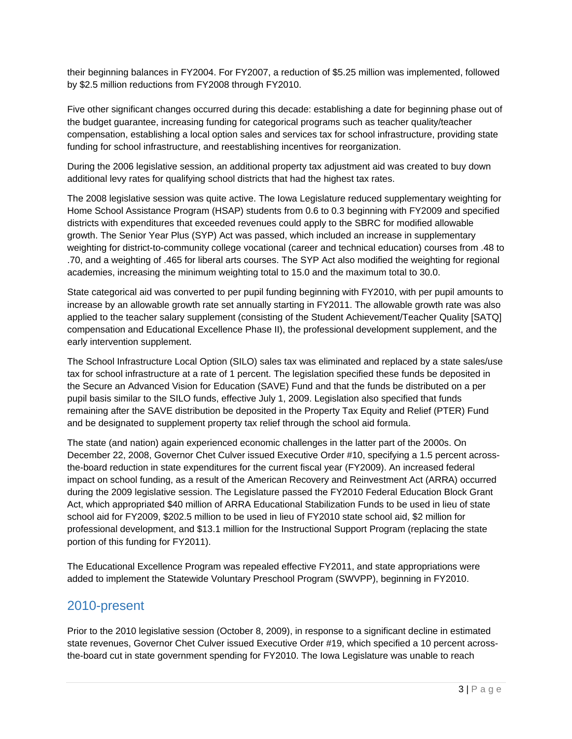their beginning balances in FY2004. For FY2007, a reduction of $5.25 million was implemented, followed by $2.5 million reductions from FY2008 through FY2010.

Five other significant changes occurred during this decade: establishing a date for beginning phase out of the budget guarantee, increasing funding for categorical programs such as teacher quality/teacher compensation, establishing a local option sales and services tax for school infrastructure, providing state funding for school infrastructure, and reestablishing incentives for reorganization.

During the 2006 legislative session, an additional property tax adjustment aid was created to buy down additional levy rates for qualifying school districts that had the highest tax rates.

The 2008 legislative session was quite active. The Iowa Legislature reduced supplementary weighting for Home School Assistance Program (HSAP) students from 0.6 to 0.3 beginning with FY2009 and specified districts with expenditures that exceeded revenues could apply to the SBRC for modified allowable growth. The Senior Year Plus (SYP) Act was passed, which included an increase in supplementary weighting for district-to-community college vocational (career and technical education) courses from .48 to .70, and a weighting of .465 for liberal arts courses. The SYP Act also modified the weighting for regional academies, increasing the minimum weighting total to 15.0 and the maximum total to 30.0.

State categorical aid was converted to per pupil funding beginning with FY2010, with per pupil amounts to increase by an allowable growth rate set annually starting in FY2011. The allowable growth rate was also applied to the teacher salary supplement (consisting of the Student Achievement/Teacher Quality [SATQ] compensation and Educational Excellence Phase II), the professional development supplement, and the early intervention supplement.

The School Infrastructure Local Option (SILO) sales tax was eliminated and replaced by a state sales/use tax for school infrastructure at a rate of 1 percent. The legislation specified these funds be deposited in the Secure an Advanced Vision for Education (SAVE) Fund and that the funds be distributed on a per pupil basis similar to the SILO funds, effective July 1, 2009. Legislation also specified that funds remaining after the SAVE distribution be deposited in the Property Tax Equity and Relief (PTER) Fund and be designated to supplement property tax relief through the school aid formula.

The state (and nation) again experienced economic challenges in the latter part of the 2000s. On December 22, 2008, Governor Chet Culver issued Executive Order #10, specifying a 1.5 percent across-the-board reduction in state expenditures for the current fiscal year (FY2009). An increased federal impact on school funding, as a result of the American Recovery and Reinvestment Act (ARRA) occurred during the 2009 legislative session. The Legislature passed the FY2010 Federal Education Block Grant Act, which appropriated $40 million of ARRA Educational Stabilization Funds to be used in lieu of state school aid for FY2009, $202.5 million to be used in lieu of FY2010 state school aid, $2 million for professional development, and $13.1 million for the Instructional Support Program (replacing the state portion of this funding for FY2011).

The Educational Excellence Program was repealed effective FY2011, and state appropriations were added to implement the Statewide Voluntary Preschool Program (SWVPP), beginning in FY2010.

## 2010-present

Prior to the 2010 legislative session (October 8, 2009), in response to a significant decline in estimated state revenues, Governor Chet Culver issued Executive Order #19, which specified a 10 percent across-the-board cut in state government spending for FY2010. The Iowa Legislature was unable to reach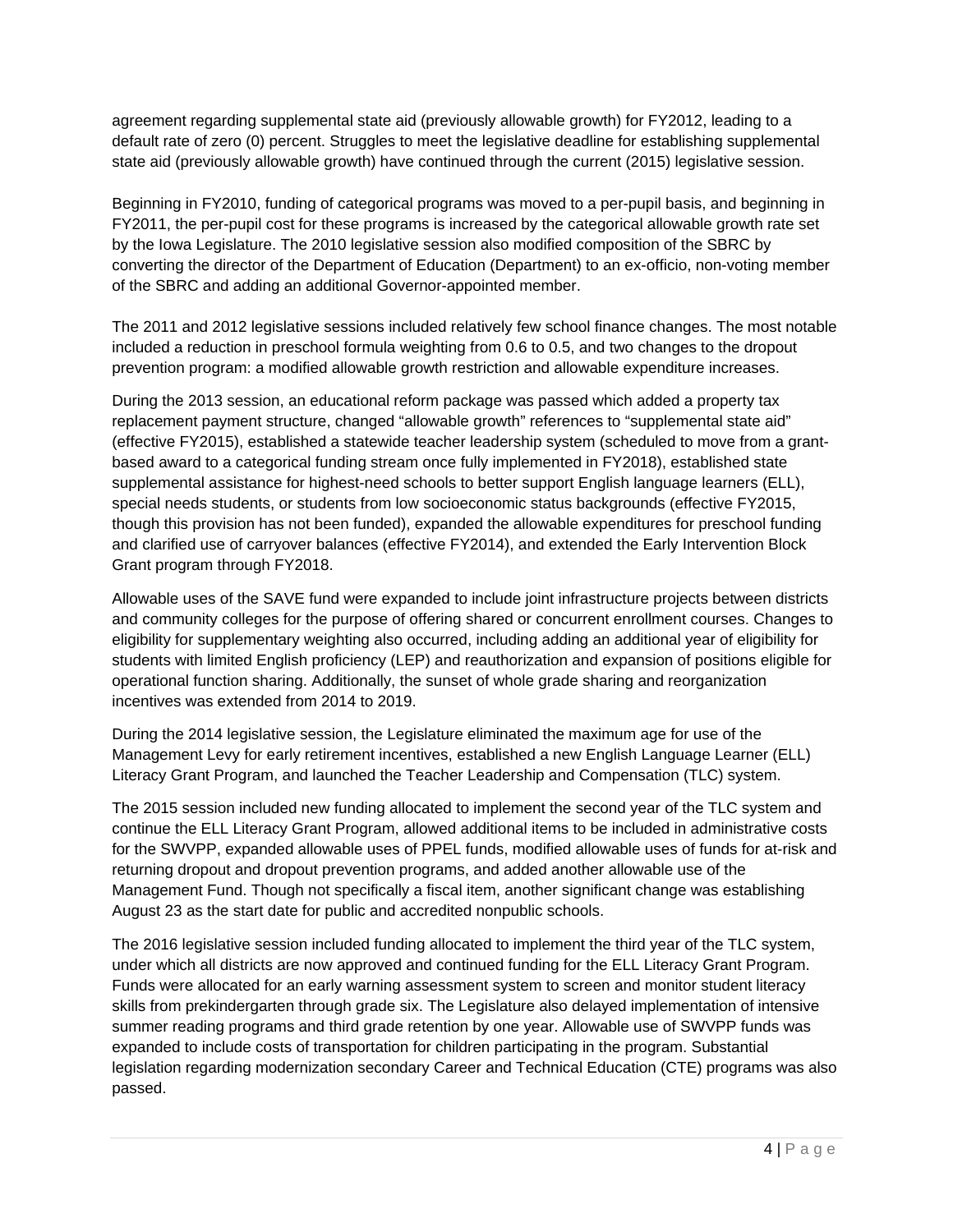agreement regarding supplemental state aid (previously allowable growth) for FY2012, leading to a default rate of zero (0) percent. Struggles to meet the legislative deadline for establishing supplemental state aid (previously allowable growth) have continued through the current (2015) legislative session.

Beginning in FY2010, funding of categorical programs was moved to a per-pupil basis, and beginning in FY2011, the per-pupil cost for these programs is increased by the categorical allowable growth rate set by the Iowa Legislature. The 2010 legislative session also modified composition of the SBRC by converting the director of the Department of Education (Department) to an ex-officio, non-voting member of the SBRC and adding an additional Governor-appointed member.

The 2011 and 2012 legislative sessions included relatively few school finance changes. The most notable included a reduction in preschool formula weighting from 0.6 to 0.5, and two changes to the dropout prevention program: a modified allowable growth restriction and allowable expenditure increases.

During the 2013 session, an educational reform package was passed which added a property tax replacement payment structure, changed "allowable growth" references to "supplemental state aid" (effective FY2015), established a statewide teacher leadership system (scheduled to move from a grant-based award to a categorical funding stream once fully implemented in FY2018), established state supplemental assistance for highest-need schools to better support English language learners (ELL), special needs students, or students from low socioeconomic status backgrounds (effective FY2015, though this provision has not been funded), expanded the allowable expenditures for preschool funding and clarified use of carryover balances (effective FY2014), and extended the Early Intervention Block Grant program through FY2018.

Allowable uses of the SAVE fund were expanded to include joint infrastructure projects between districts and community colleges for the purpose of offering shared or concurrent enrollment courses. Changes to eligibility for supplementary weighting also occurred, including adding an additional year of eligibility for students with limited English proficiency (LEP) and reauthorization and expansion of positions eligible for operational function sharing. Additionally, the sunset of whole grade sharing and reorganization incentives was extended from 2014 to 2019.

During the 2014 legislative session, the Legislature eliminated the maximum age for use of the Management Levy for early retirement incentives, established a new English Language Learner (ELL) Literacy Grant Program, and launched the Teacher Leadership and Compensation (TLC) system.

The 2015 session included new funding allocated to implement the second year of the TLC system and continue the ELL Literacy Grant Program, allowed additional items to be included in administrative costs for the SWVPP, expanded allowable uses of PPEL funds, modified allowable uses of funds for at-risk and returning dropout and dropout prevention programs, and added another allowable use of the Management Fund. Though not specifically a fiscal item, another significant change was establishing August 23 as the start date for public and accredited nonpublic schools.

The 2016 legislative session included funding allocated to implement the third year of the TLC system, under which all districts are now approved and continued funding for the ELL Literacy Grant Program. Funds were allocated for an early warning assessment system to screen and monitor student literacy skills from prekindergarten through grade six. The Legislature also delayed implementation of intensive summer reading programs and third grade retention by one year. Allowable use of SWVPP funds was expanded to include costs of transportation for children participating in the program. Substantial legislation regarding modernization secondary Career and Technical Education (CTE) programs was also passed.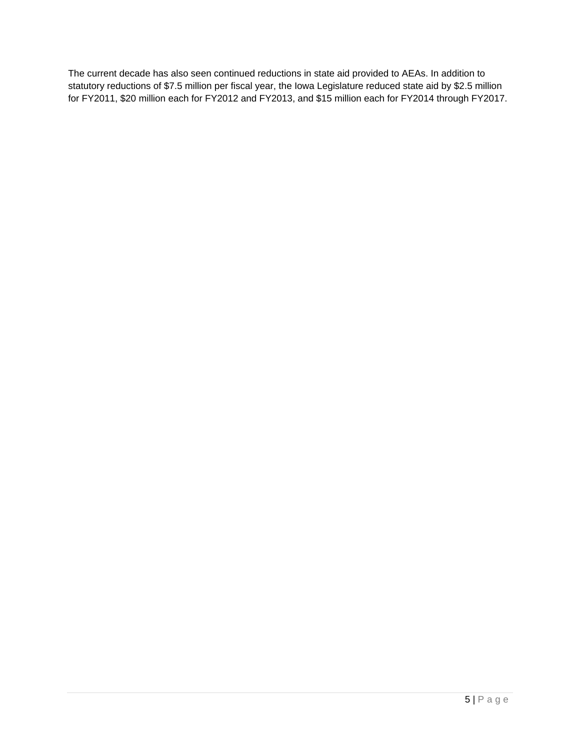The current decade has also seen continued reductions in state aid provided to AEAs. In addition to statutory reductions of $7.5 million per fiscal year, the Iowa Legislature reduced state aid by $2.5 million for FY2011, $20 million each for FY2012 and FY2013, and $15 million each for FY2014 through FY2017.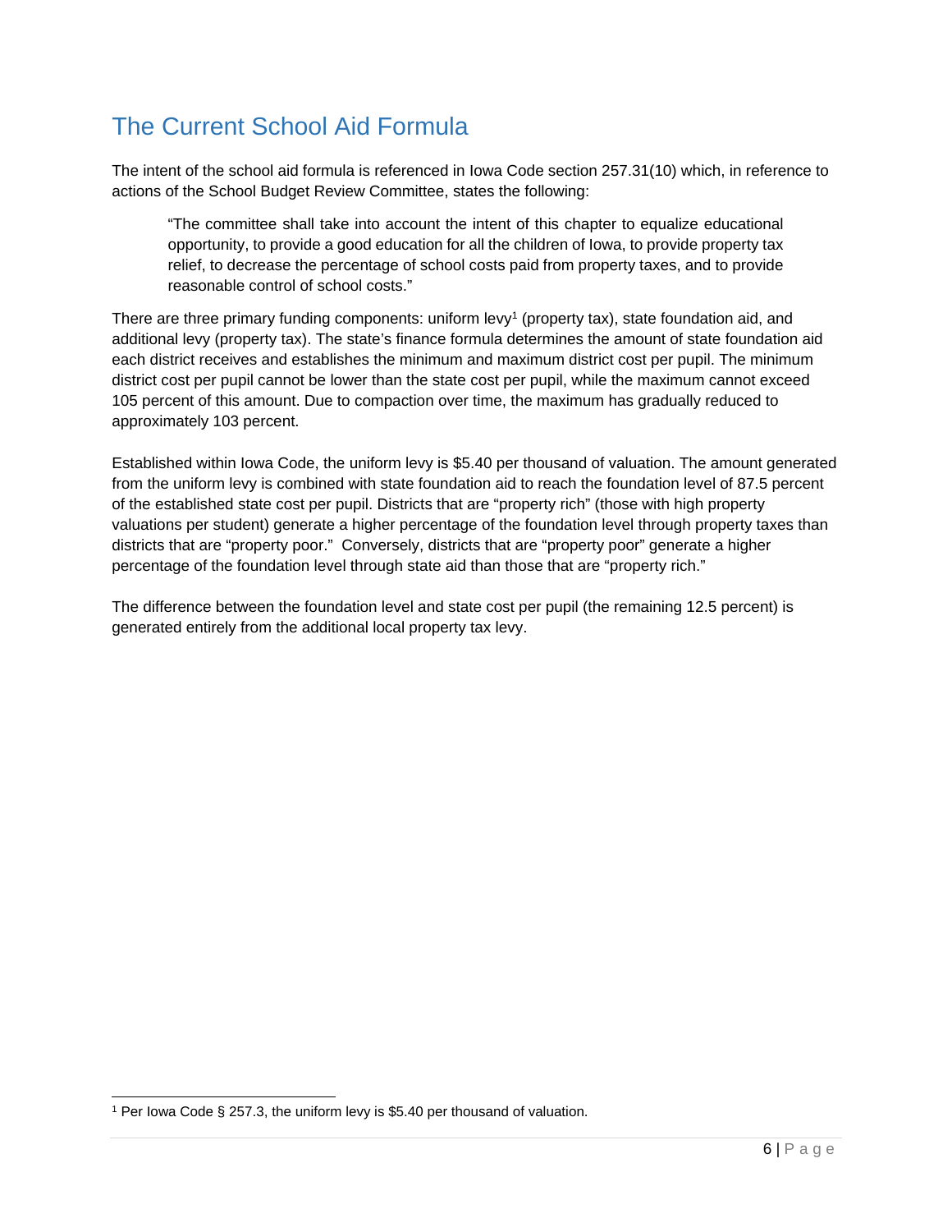## The Current School Aid Formula

The intent of the school aid formula is referenced in Iowa Code section 257.31(10) which, in reference to actions of the School Budget Review Committee, states the following:

> "The committee shall take into account the intent of this chapter to equalize educational opportunity, to provide a good education for all the children of Iowa, to provide property tax relief, to decrease the percentage of school costs paid from property taxes, and to provide reasonable control of school costs."

There are three primary funding components: uniform levy[1] (property tax), state foundation aid, and additional levy (property tax). The state's finance formula determines the amount of state foundation aid each district receives and establishes the minimum and maximum district cost per pupil. The minimum district cost per pupil cannot be lower than the state cost per pupil, while the maximum cannot exceed 105 percent of this amount. Due to compaction over time, the maximum has gradually reduced to approximately 103 percent.

Established within Iowa Code, the uniform levy is $5.40 per thousand of valuation. The amount generated from the uniform levy is combined with state foundation aid to reach the foundation level of 87.5 percent of the established state cost per pupil. Districts that are "property rich" (those with high property valuations per student) generate a higher percentage of the foundation level through property taxes than districts that are "property poor." Conversely, districts that are "property poor" generate a higher percentage of the foundation level through state aid than those that are "property rich."

The difference between the foundation level and state cost per pupil (the remaining 12.5 percent) is generated entirely from the additional local property tax levy.

[1] Per Iowa Code § 257.3, the uniform levy is $5.40 per thousand of valuation.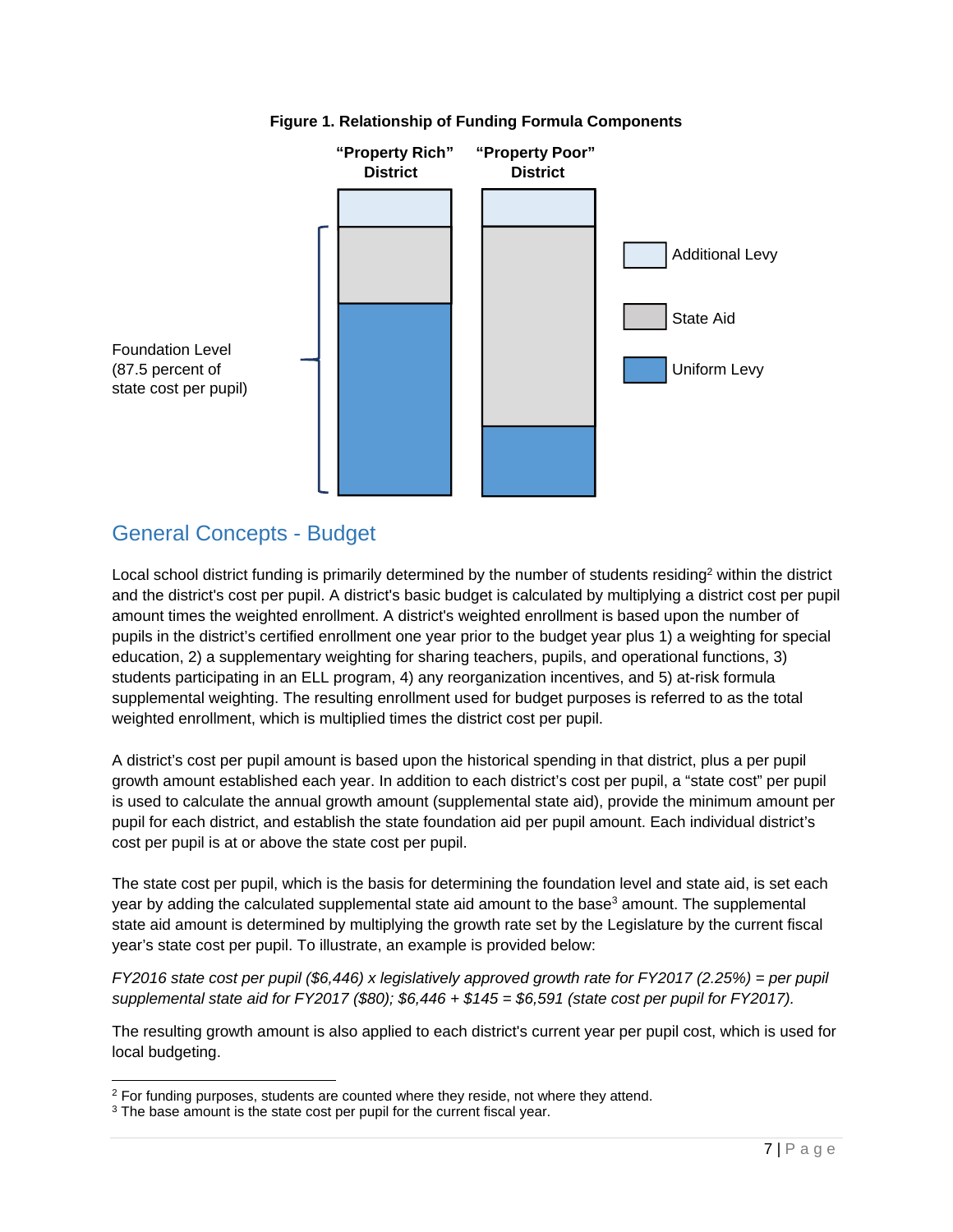**Figure 1. Relationship of Funding Formula Components**

"Property Rich" District | "Property Poor" District

Additional Levy

State Aid

Uniform Levy

Foundation Level (87.5 percent of state cost per pupil)

## General Concepts - Budget

Local school district funding is primarily determined by the number of students residing[2] within the district and the district's cost per pupil. A district's basic budget is calculated by multiplying a district cost per pupil amount times the weighted enrollment. A district's weighted enrollment is based upon the number of pupils in the district's certified enrollment one year prior to the budget year plus 1) a weighting for special education, 2) a supplementary weighting for sharing teachers, pupils, and operational functions, 3) students participating in an ELL program, 4) any reorganization incentives, and 5) at-risk formula supplemental weighting. The resulting enrollment used for budget purposes is referred to as the total weighted enrollment, which is multiplied times the district cost per pupil.

A district's cost per pupil amount is based upon the historical spending in that district, plus a per pupil growth amount established each year. In addition to each district's cost per pupil, a "state cost" per pupil is used to calculate the annual growth amount (supplemental state aid), provide the minimum amount per pupil for each district, and establish the state foundation aid per pupil amount. Each individual district's cost per pupil is at or above the state cost per pupil.

The state cost per pupil, which is the basis for determining the foundation level and state aid, is set each year by adding the calculated supplemental state aid amount to the base[3] amount. The supplemental state aid amount is determined by multiplying the growth rate set by the Legislature by the current fiscal year's state cost per pupil. To illustrate, an example is provided below:

*FY2016 state cost per pupil ($6,446) x legislatively approved growth rate for FY2017 (2.25%) = per pupil supplemental state aid for FY2017 ($80); $6,446 + $145 = $6,591 (state cost per pupil for FY2017).*

The resulting growth amount is also applied to each district's current year per pupil cost, which is used for local budgeting.

---

[2] For funding purposes, students are counted where they reside, not where they attend.

[3] The base amount is the state cost per pupil for the current fiscal year.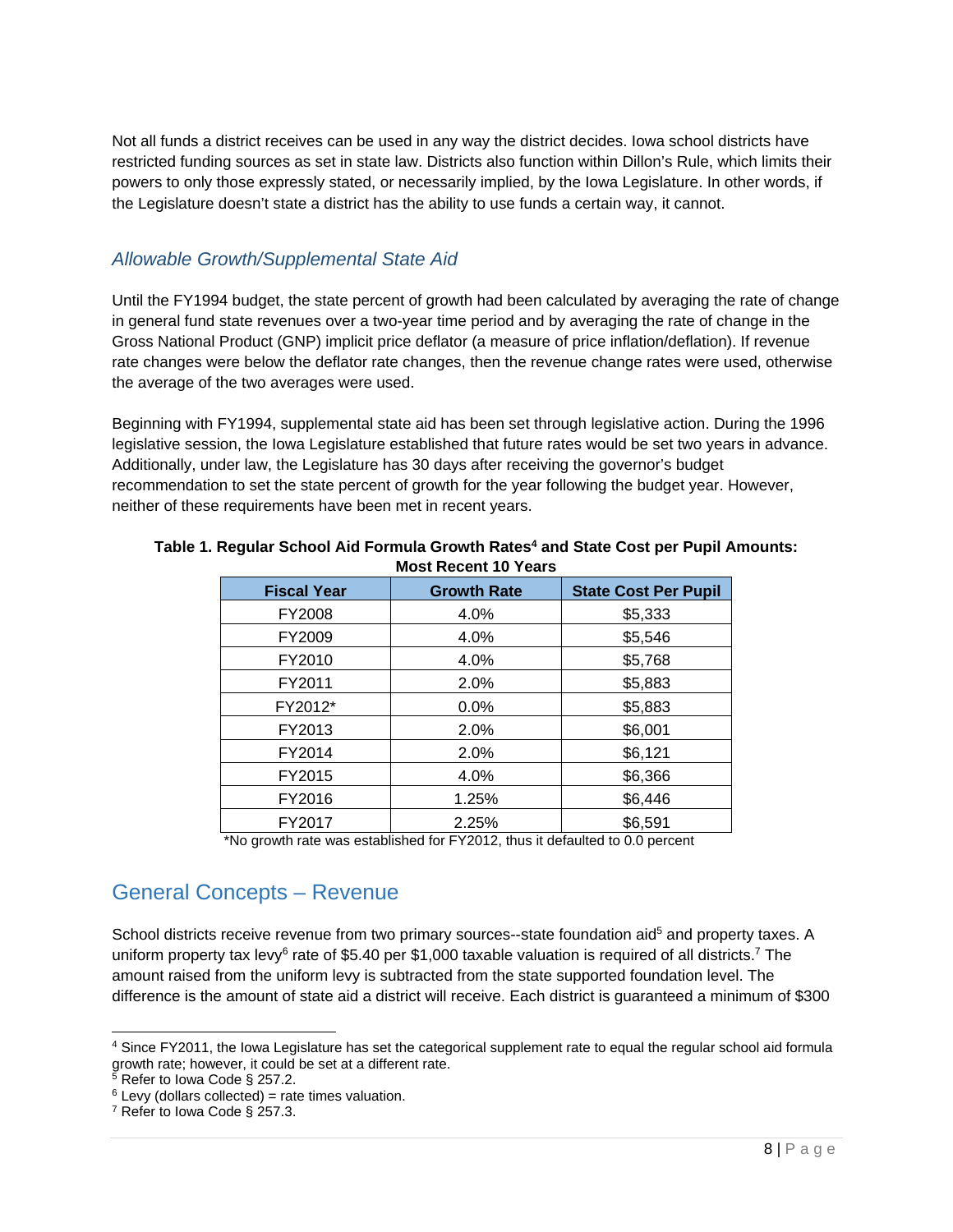Not all funds a district receives can be used in any way the district decides. Iowa school districts have restricted funding sources as set in state law. Districts also function within Dillon's Rule, which limits their powers to only those expressly stated, or necessarily implied, by the Iowa Legislature. In other words, if the Legislature doesn't state a district has the ability to use funds a certain way, it cannot.

### *Allowable Growth/Supplemental State Aid*

Until the FY1994 budget, the state percent of growth had been calculated by averaging the rate of change in general fund state revenues over a two-year time period and by averaging the rate of change in the Gross National Product (GNP) implicit price deflator (a measure of price inflation/deflation). If revenue rate changes were below the deflator rate changes, then the revenue change rates were used, otherwise the average of the two averages were used.

Beginning with FY1994, supplemental state aid has been set through legislative action. During the 1996 legislative session, the Iowa Legislature established that future rates would be set two years in advance. Additionally, under law, the Legislature has 30 days after receiving the governor's budget recommendation to set the state percent of growth for the year following the budget year. However, neither of these requirements have been met in recent years.

**Table 1. Regular School Aid Formula Growth Rates[4] and State Cost per Pupil Amounts: Most Recent 10 Years**

| Fiscal Year | Growth Rate | State Cost Per Pupil |
|---|---|---|
| FY2008 | 4.0% | $5,333 |
| FY2009 | 4.0% | $5,546 |
| FY2010 | 4.0% | $5,768 |
| FY2011 | 2.0% | $5,883 |
| FY2012* | 0.0% | $5,883 |
| FY2013 | 2.0% | $6,001 |
| FY2014 | 2.0% | $6,121 |
| FY2015 | 4.0% | $6,366 |
| FY2016 | 1.25% | $6,446 |
| FY2017 | 2.25% | $6,591 |

*No growth rate was established for FY2012, thus it defaulted to 0.0 percent

## General Concepts – Revenue

School districts receive revenue from two primary sources--state foundation aid[5] and property taxes. A uniform property tax levy[6] rate of $5.40 per $1,000 taxable valuation is required of all districts.[7] The amount raised from the uniform levy is subtracted from the state supported foundation level. The difference is the amount of state aid a district will receive. Each district is guaranteed a minimum of $300

---

[4] Since FY2011, the Iowa Legislature has set the categorical supplement rate to equal the regular school aid formula growth rate; however, it could be set at a different rate.

[5] Refer to Iowa Code § 257.2.

[6] Levy (dollars collected) = rate times valuation.

[7] Refer to Iowa Code § 257.3.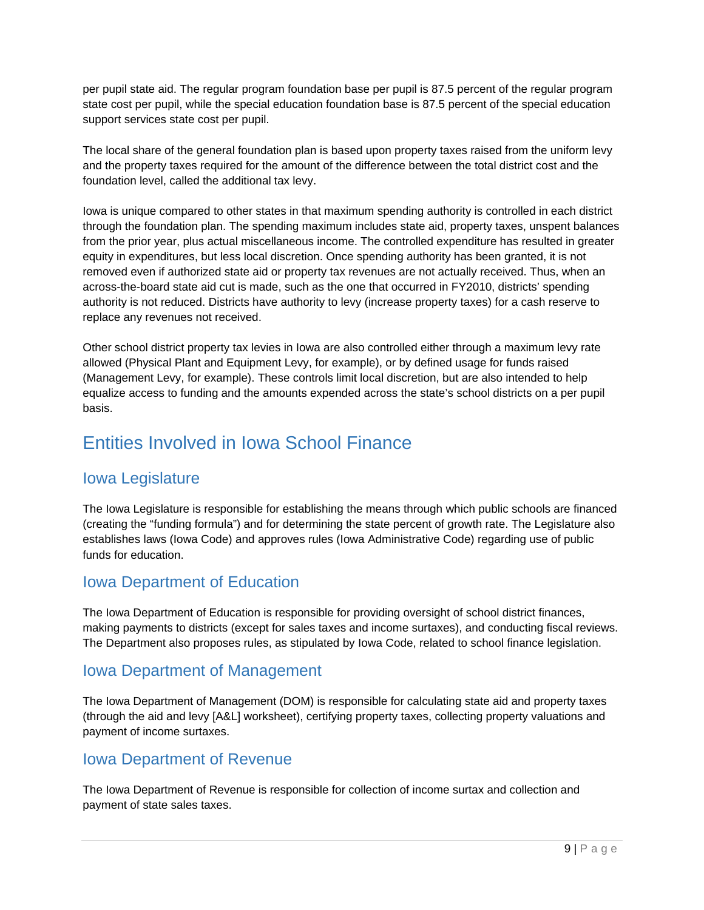per pupil state aid. The regular program foundation base per pupil is 87.5 percent of the regular program state cost per pupil, while the special education foundation base is 87.5 percent of the special education support services state cost per pupil.

The local share of the general foundation plan is based upon property taxes raised from the uniform levy and the property taxes required for the amount of the difference between the total district cost and the foundation level, called the additional tax levy.

Iowa is unique compared to other states in that maximum spending authority is controlled in each district through the foundation plan. The spending maximum includes state aid, property taxes, unspent balances from the prior year, plus actual miscellaneous income. The controlled expenditure has resulted in greater equity in expenditures, but less local discretion. Once spending authority has been granted, it is not removed even if authorized state aid or property tax revenues are not actually received. Thus, when an across-the-board state aid cut is made, such as the one that occurred in FY2010, districts' spending authority is not reduced. Districts have authority to levy (increase property taxes) for a cash reserve to replace any revenues not received.

Other school district property tax levies in Iowa are also controlled either through a maximum levy rate allowed (Physical Plant and Equipment Levy, for example), or by defined usage for funds raised (Management Levy, for example). These controls limit local discretion, but are also intended to help equalize access to funding and the amounts expended across the state's school districts on a per pupil basis.

# Entities Involved in Iowa School Finance

## Iowa Legislature

The Iowa Legislature is responsible for establishing the means through which public schools are financed (creating the "funding formula") and for determining the state percent of growth rate. The Legislature also establishes laws (Iowa Code) and approves rules (Iowa Administrative Code) regarding use of public funds for education.

## Iowa Department of Education

The Iowa Department of Education is responsible for providing oversight of school district finances, making payments to districts (except for sales taxes and income surtaxes), and conducting fiscal reviews. The Department also proposes rules, as stipulated by Iowa Code, related to school finance legislation.

## Iowa Department of Management

The Iowa Department of Management (DOM) is responsible for calculating state aid and property taxes (through the aid and levy [A&L] worksheet), certifying property taxes, collecting property valuations and payment of income surtaxes.

## Iowa Department of Revenue

The Iowa Department of Revenue is responsible for collection of income surtax and collection and payment of state sales taxes.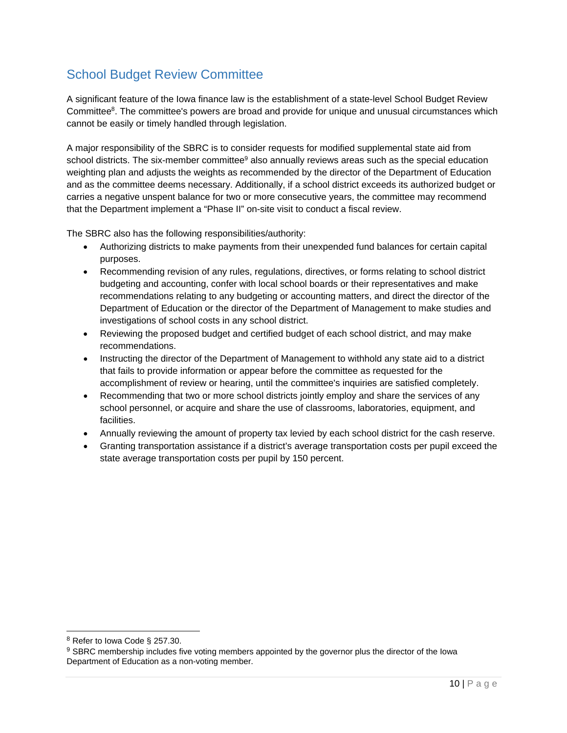## School Budget Review Committee

A significant feature of the Iowa finance law is the establishment of a state-level School Budget Review Committee[8]. The committee's powers are broad and provide for unique and unusual circumstances which cannot be easily or timely handled through legislation.

A major responsibility of the SBRC is to consider requests for modified supplemental state aid from school districts. The six-member committee[9] also annually reviews areas such as the special education weighting plan and adjusts the weights as recommended by the director of the Department of Education and as the committee deems necessary. Additionally, if a school district exceeds its authorized budget or carries a negative unspent balance for two or more consecutive years, the committee may recommend that the Department implement a "Phase II" on-site visit to conduct a fiscal review.

The SBRC also has the following responsibilities/authority:

- Authorizing districts to make payments from their unexpended fund balances for certain capital purposes.
- Recommending revision of any rules, regulations, directives, or forms relating to school district budgeting and accounting, confer with local school boards or their representatives and make recommendations relating to any budgeting or accounting matters, and direct the director of the Department of Education or the director of the Department of Management to make studies and investigations of school costs in any school district.
- Reviewing the proposed budget and certified budget of each school district, and may make recommendations.
- Instructing the director of the Department of Management to withhold any state aid to a district that fails to provide information or appear before the committee as requested for the accomplishment of review or hearing, until the committee's inquiries are satisfied completely.
- Recommending that two or more school districts jointly employ and share the services of any school personnel, or acquire and share the use of classrooms, laboratories, equipment, and facilities.
- Annually reviewing the amount of property tax levied by each school district for the cash reserve.
- Granting transportation assistance if a district's average transportation costs per pupil exceed the state average transportation costs per pupil by 150 percent.

---

[8] Refer to Iowa Code § 257.30.

[9] SBRC membership includes five voting members appointed by the governor plus the director of the Iowa Department of Education as a non-voting member.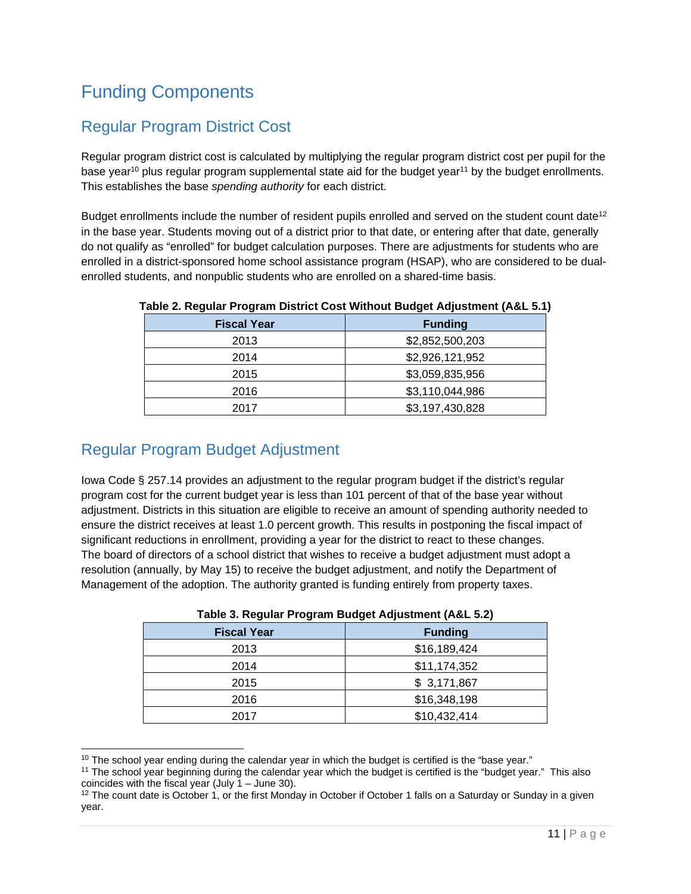# Funding Components

## Regular Program District Cost

Regular program district cost is calculated by multiplying the regular program district cost per pupil for the base year[10] plus regular program supplemental state aid for the budget year[11] by the budget enrollments. This establishes the base *spending authority* for each district.

Budget enrollments include the number of resident pupils enrolled and served on the student count date[12] in the base year. Students moving out of a district prior to that date, or entering after that date, generally do not qualify as "enrolled" for budget calculation purposes. There are adjustments for students who are enrolled in a district-sponsored home school assistance program (HSAP), who are considered to be dual-enrolled students, and nonpublic students who are enrolled on a shared-time basis.

**Table 2. Regular Program District Cost Without Budget Adjustment (A&L 5.1)**

| Fiscal Year | Funding |
|---|---|
| 2013 | $2,852,500,203 |
| 2014 | $2,926,121,952 |
| 2015 | $3,059,835,956 |
| 2016 | $3,110,044,986 |
| 2017 | $3,197,430,828 |

## Regular Program Budget Adjustment

Iowa Code § 257.14 provides an adjustment to the regular program budget if the district's regular program cost for the current budget year is less than 101 percent of that of the base year without adjustment. Districts in this situation are eligible to receive an amount of spending authority needed to ensure the district receives at least 1.0 percent growth. This results in postponing the fiscal impact of significant reductions in enrollment, providing a year for the district to react to these changes. The board of directors of a school district that wishes to receive a budget adjustment must adopt a resolution (annually, by May 15) to receive the budget adjustment, and notify the Department of Management of the adoption. The authority granted is funding entirely from property taxes.

**Table 3. Regular Program Budget Adjustment (A&L 5.2)**

| Fiscal Year | Funding |
|---|---|
| 2013 | $16,189,424 |
| 2014 | $11,174,352 |
| 2015 | $ 3,171,867 |
| 2016 | $16,348,198 |
| 2017 | $10,432,414 |

[10] The school year ending during the calendar year in which the budget is certified is the "base year."

[11] The school year beginning during the calendar year which the budget is certified is the "budget year." This also coincides with the fiscal year (July 1 – June 30).

[12] The count date is October 1, or the first Monday in October if October 1 falls on a Saturday or Sunday in a given year.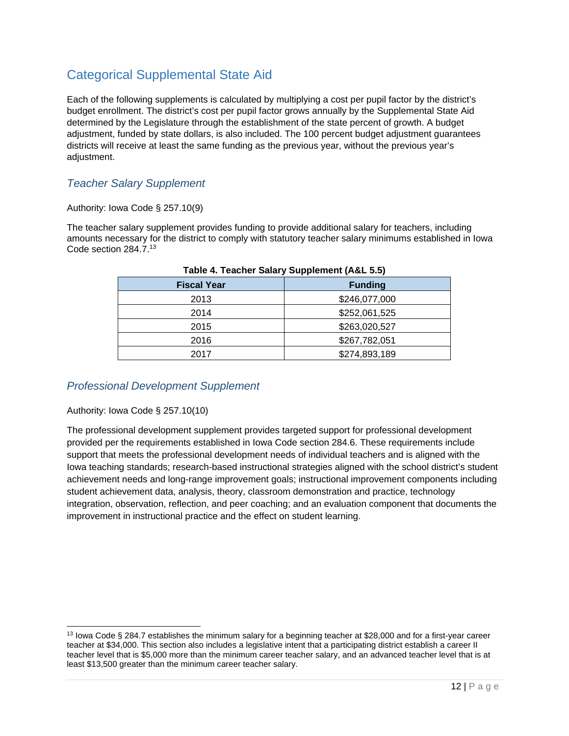## Categorical Supplemental State Aid

Each of the following supplements is calculated by multiplying a cost per pupil factor by the district's budget enrollment. The district's cost per pupil factor grows annually by the Supplemental State Aid determined by the Legislature through the establishment of the state percent of growth. A budget adjustment, funded by state dollars, is also included. The 100 percent budget adjustment guarantees districts will receive at least the same funding as the previous year, without the previous year's adjustment.

### *Teacher Salary Supplement*

Authority: Iowa Code § 257.10(9)

The teacher salary supplement provides funding to provide additional salary for teachers, including amounts necessary for the district to comply with statutory teacher salary minimums established in Iowa Code section 284.7.[13]

**Table 4. Teacher Salary Supplement (A&L 5.5)**

| Fiscal Year | Funding |
|---|---|
| 2013 | $246,077,000 |
| 2014 | $252,061,525 |
| 2015 | $263,020,527 |
| 2016 | $267,782,051 |
| 2017 | $274,893,189 |

### *Professional Development Supplement*

Authority: Iowa Code § 257.10(10)

The professional development supplement provides targeted support for professional development provided per the requirements established in Iowa Code section 284.6. These requirements include support that meets the professional development needs of individual teachers and is aligned with the Iowa teaching standards; research-based instructional strategies aligned with the school district's student achievement needs and long-range improvement goals; instructional improvement components including student achievement data, analysis, theory, classroom demonstration and practice, technology integration, observation, reflection, and peer coaching; and an evaluation component that documents the improvement in instructional practice and the effect on student learning.

---

[13] Iowa Code § 284.7 establishes the minimum salary for a beginning teacher at $28,000 and for a first-year career teacher at $34,000. This section also includes a legislative intent that a participating district establish a career II teacher level that is $5,000 more than the minimum career teacher salary, and an advanced teacher level that is at least $13,500 greater than the minimum career teacher salary.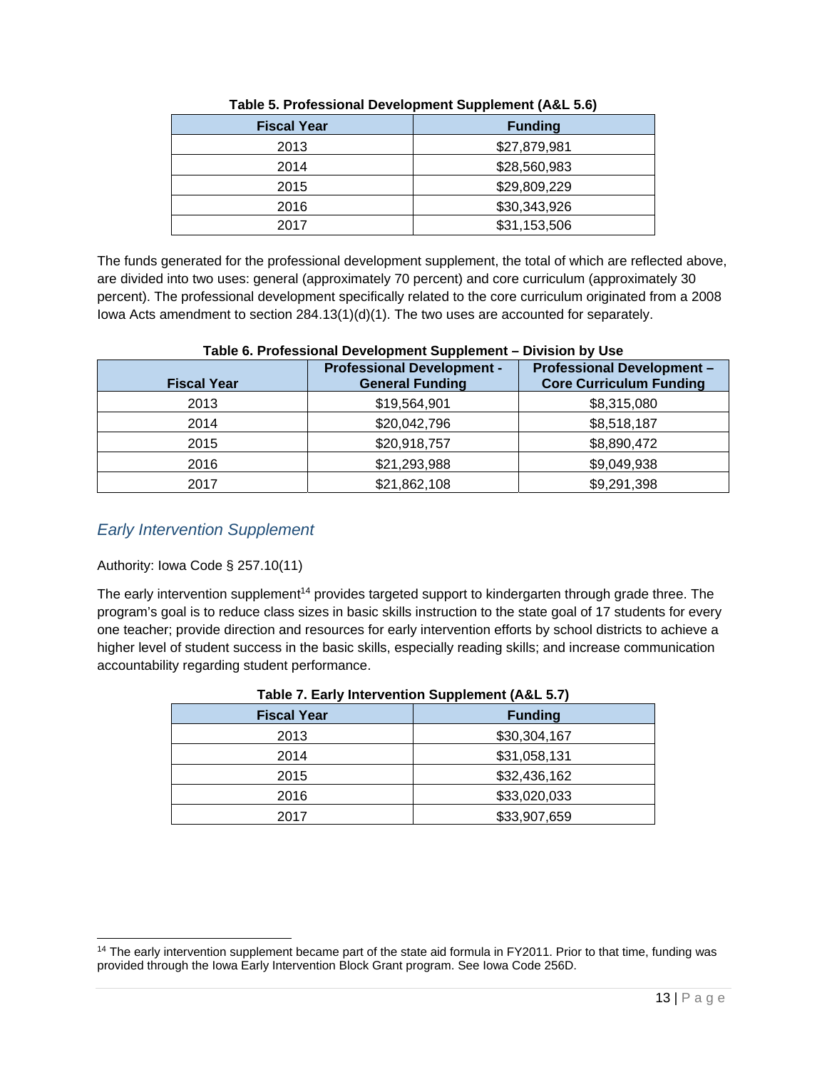**Table 5. Professional Development Supplement (A&L 5.6)**

| Fiscal Year | Funding |
|---|---|
| 2013 | $27,879,981 |
| 2014 | $28,560,983 |
| 2015 | $29,809,229 |
| 2016 | $30,343,926 |
| 2017 | $31,153,506 |

The funds generated for the professional development supplement, the total of which are reflected above, are divided into two uses: general (approximately 70 percent) and core curriculum (approximately 30 percent). The professional development specifically related to the core curriculum originated from a 2008 Iowa Acts amendment to section 284.13(1)(d)(1). The two uses are accounted for separately.

**Table 6. Professional Development Supplement – Division by Use**

| Fiscal Year | Professional Development - General Funding | Professional Development – Core Curriculum Funding |
|---|---|---|
| 2013 | $19,564,901 | $8,315,080 |
| 2014 | $20,042,796 | $8,518,187 |
| 2015 | $20,918,757 | $8,890,472 |
| 2016 | $21,293,988 | $9,049,938 |
| 2017 | $21,862,108 | $9,291,398 |

## *Early Intervention Supplement*

Authority: Iowa Code § 257.10(11)

The early intervention supplement[14] provides targeted support to kindergarten through grade three. The program's goal is to reduce class sizes in basic skills instruction to the state goal of 17 students for every one teacher; provide direction and resources for early intervention efforts by school districts to achieve a higher level of student success in the basic skills, especially reading skills; and increase communication accountability regarding student performance.

**Table 7. Early Intervention Supplement (A&L 5.7)**

| Fiscal Year | Funding |
|---|---|
| 2013 | $30,304,167 |
| 2014 | $31,058,131 |
| 2015 | $32,436,162 |
| 2016 | $33,020,033 |
| 2017 | $33,907,659 |

[14] The early intervention supplement became part of the state aid formula in FY2011. Prior to that time, funding was provided through the Iowa Early Intervention Block Grant program. See Iowa Code 256D.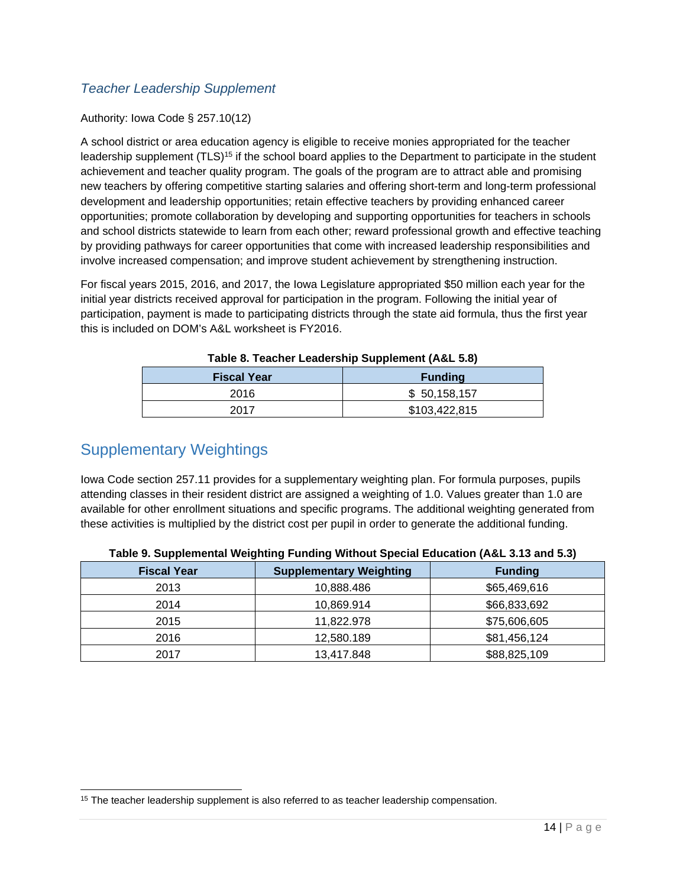### *Teacher Leadership Supplement*

Authority: Iowa Code § 257.10(12)

A school district or area education agency is eligible to receive monies appropriated for the teacher leadership supplement (TLS)[15] if the school board applies to the Department to participate in the student achievement and teacher quality program. The goals of the program are to attract able and promising new teachers by offering competitive starting salaries and offering short-term and long-term professional development and leadership opportunities; retain effective teachers by providing enhanced career opportunities; promote collaboration by developing and supporting opportunities for teachers in schools and school districts statewide to learn from each other; reward professional growth and effective teaching by providing pathways for career opportunities that come with increased leadership responsibilities and involve increased compensation; and improve student achievement by strengthening instruction.

For fiscal years 2015, 2016, and 2017, the Iowa Legislature appropriated $50 million each year for the initial year districts received approval for participation in the program. Following the initial year of participation, payment is made to participating districts through the state aid formula, thus the first year this is included on DOM's A&L worksheet is FY2016.

**Table 8. Teacher Leadership Supplement (A&L 5.8)**

| Fiscal Year | Funding |
|---|---|
| 2016 | $ 50,158,157 |
| 2017 | $103,422,815 |

## Supplementary Weightings

Iowa Code section 257.11 provides for a supplementary weighting plan. For formula purposes, pupils attending classes in their resident district are assigned a weighting of 1.0. Values greater than 1.0 are available for other enrollment situations and specific programs. The additional weighting generated from these activities is multiplied by the district cost per pupil in order to generate the additional funding.

**Table 9. Supplemental Weighting Funding Without Special Education (A&L 3.13 and 5.3)**

| Fiscal Year | Supplementary Weighting | Funding |
|---|---|---|
| 2013 | 10,888.486 | $65,469,616 |
| 2014 | 10,869.914 | $66,833,692 |
| 2015 | 11,822.978 | $75,606,605 |
| 2016 | 12,580.189 | $81,456,124 |
| 2017 | 13,417.848 | $88,825,109 |

[15] The teacher leadership supplement is also referred to as teacher leadership compensation.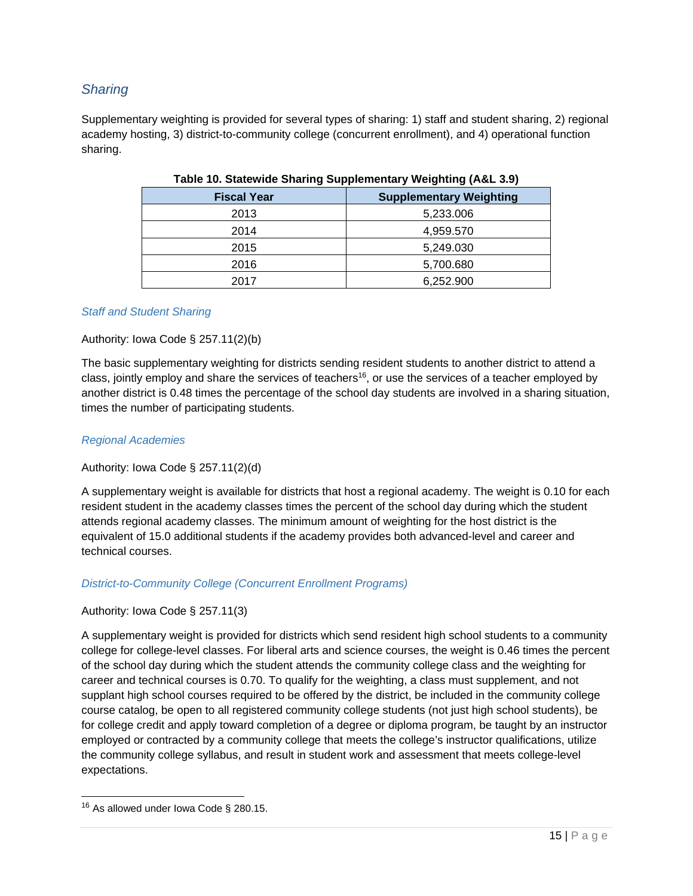## *Sharing*

Supplementary weighting is provided for several types of sharing: 1) staff and student sharing, 2) regional academy hosting, 3) district-to-community college (concurrent enrollment), and 4) operational function sharing.

**Table 10. Statewide Sharing Supplementary Weighting (A&L 3.9)**

| Fiscal Year | Supplementary Weighting |
|---|---|
| 2013 | 5,233.006 |
| 2014 | 4,959.570 |
| 2015 | 5,249.030 |
| 2016 | 5,700.680 |
| 2017 | 6,252.900 |

### *Staff and Student Sharing*

Authority: Iowa Code § 257.11(2)(b)

The basic supplementary weighting for districts sending resident students to another district to attend a class, jointly employ and share the services of teachers[16], or use the services of a teacher employed by another district is 0.48 times the percentage of the school day students are involved in a sharing situation, times the number of participating students.

### *Regional Academies*

Authority: Iowa Code § 257.11(2)(d)

A supplementary weight is available for districts that host a regional academy. The weight is 0.10 for each resident student in the academy classes times the percent of the school day during which the student attends regional academy classes. The minimum amount of weighting for the host district is the equivalent of 15.0 additional students if the academy provides both advanced-level and career and technical courses.

### *District-to-Community College (Concurrent Enrollment Programs)*

Authority: Iowa Code § 257.11(3)

A supplementary weight is provided for districts which send resident high school students to a community college for college-level classes. For liberal arts and science courses, the weight is 0.46 times the percent of the school day during which the student attends the community college class and the weighting for career and technical courses is 0.70. To qualify for the weighting, a class must supplement, and not supplant high school courses required to be offered by the district, be included in the community college course catalog, be open to all registered community college students (not just high school students), be for college credit and apply toward completion of a degree or diploma program, be taught by an instructor employed or contracted by a community college that meets the college's instructor qualifications, utilize the community college syllabus, and result in student work and assessment that meets college-level expectations.

---

[16] As allowed under Iowa Code § 280.15.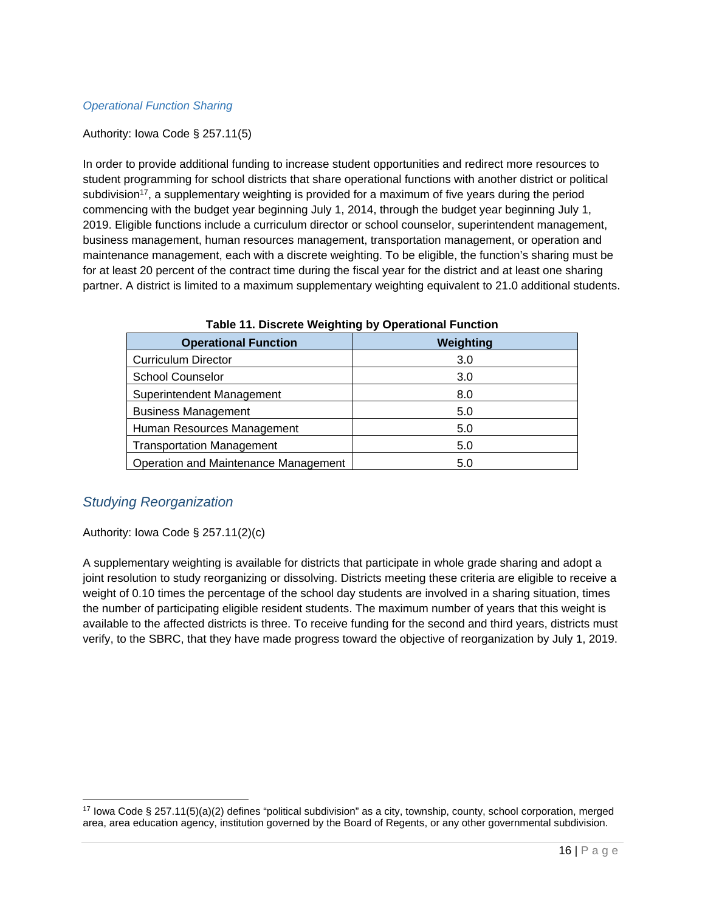### *Operational Function Sharing*

Authority: Iowa Code § 257.11(5)

In order to provide additional funding to increase student opportunities and redirect more resources to student programming for school districts that share operational functions with another district or political subdivision[17], a supplementary weighting is provided for a maximum of five years during the period commencing with the budget year beginning July 1, 2014, through the budget year beginning July 1, 2019. Eligible functions include a curriculum director or school counselor, superintendent management, business management, human resources management, transportation management, or operation and maintenance management, each with a discrete weighting. To be eligible, the function's sharing must be for at least 20 percent of the contract time during the fiscal year for the district and at least one sharing partner. A district is limited to a maximum supplementary weighting equivalent to 21.0 additional students.

**Table 11. Discrete Weighting by Operational Function**

| Operational Function | Weighting |
|---|---|
| Curriculum Director | 3.0 |
| School Counselor | 3.0 |
| Superintendent Management | 8.0 |
| Business Management | 5.0 |
| Human Resources Management | 5.0 |
| Transportation Management | 5.0 |
| Operation and Maintenance Management | 5.0 |

## *Studying Reorganization*

Authority: Iowa Code § 257.11(2)(c)

A supplementary weighting is available for districts that participate in whole grade sharing and adopt a joint resolution to study reorganizing or dissolving. Districts meeting these criteria are eligible to receive a weight of 0.10 times the percentage of the school day students are involved in a sharing situation, times the number of participating eligible resident students. The maximum number of years that this weight is available to the affected districts is three. To receive funding for the second and third years, districts must verify, to the SBRC, that they have made progress toward the objective of reorganization by July 1, 2019.

[17] Iowa Code § 257.11(5)(a)(2) defines "political subdivision" as a city, township, county, school corporation, merged area, area education agency, institution governed by the Board of Regents, or any other governmental subdivision.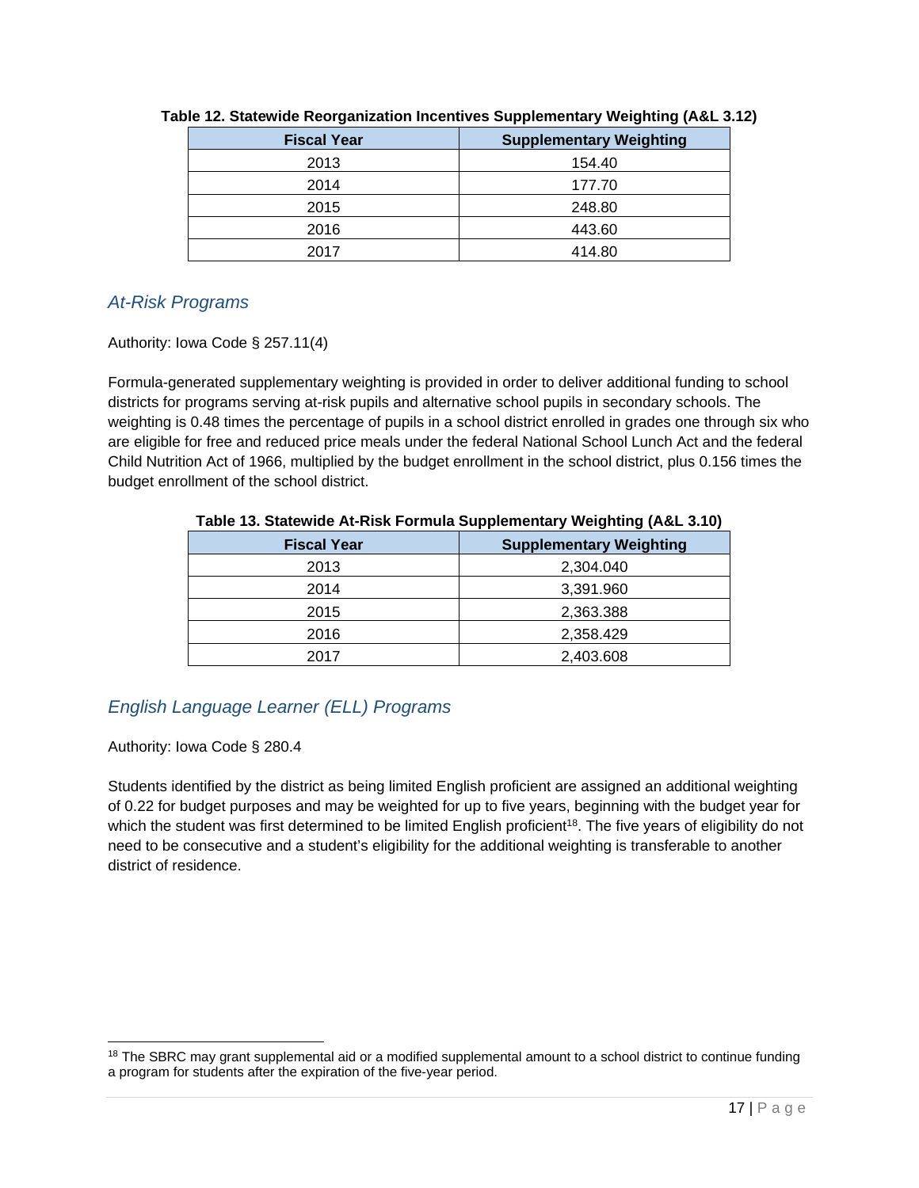**Table 12. Statewide Reorganization Incentives Supplementary Weighting (A&L 3.12)**

| Fiscal Year | Supplementary Weighting |
|---|---|
| 2013 | 154.40 |
| 2014 | 177.70 |
| 2015 | 248.80 |
| 2016 | 443.60 |
| 2017 | 414.80 |

### *At-Risk Programs*

Authority: Iowa Code § 257.11(4)

Formula-generated supplementary weighting is provided in order to deliver additional funding to school districts for programs serving at-risk pupils and alternative school pupils in secondary schools. The weighting is 0.48 times the percentage of pupils in a school district enrolled in grades one through six who are eligible for free and reduced price meals under the federal National School Lunch Act and the federal Child Nutrition Act of 1966, multiplied by the budget enrollment in the school district, plus 0.156 times the budget enrollment of the school district.

**Table 13. Statewide At-Risk Formula Supplementary Weighting (A&L 3.10)**

| Fiscal Year | Supplementary Weighting |
|---|---|
| 2013 | 2,304.040 |
| 2014 | 3,391.960 |
| 2015 | 2,363.388 |
| 2016 | 2,358.429 |
| 2017 | 2,403.608 |

### *English Language Learner (ELL) Programs*

Authority: Iowa Code § 280.4

Students identified by the district as being limited English proficient are assigned an additional weighting of 0.22 for budget purposes and may be weighted for up to five years, beginning with the budget year for which the student was first determined to be limited English proficient[18]. The five years of eligibility do not need to be consecutive and a student's eligibility for the additional weighting is transferable to another district of residence.

[18] The SBRC may grant supplemental aid or a modified supplemental amount to a school district to continue funding a program for students after the expiration of the five-year period.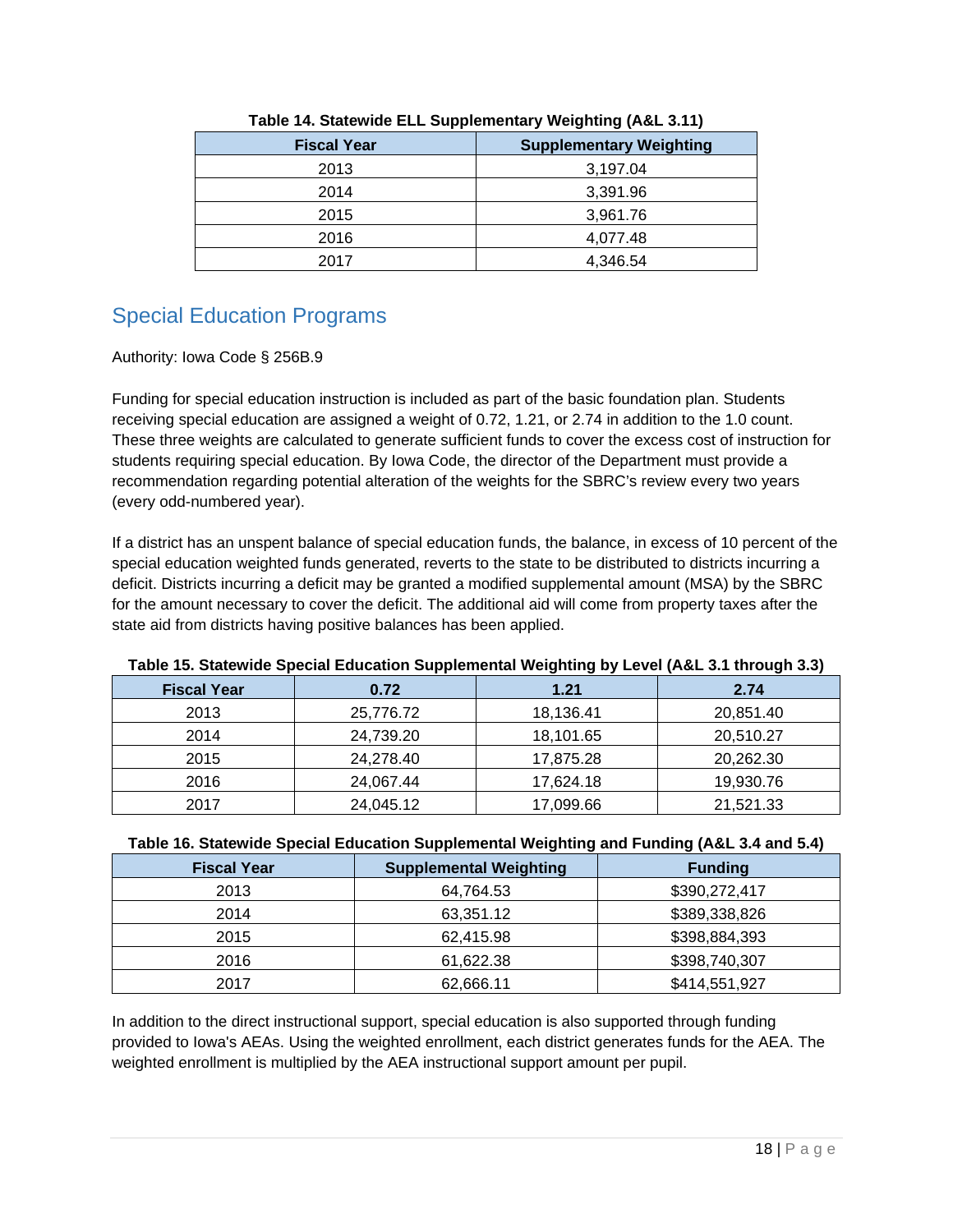**Table 14. Statewide ELL Supplementary Weighting (A&L 3.11)**

| Fiscal Year | Supplementary Weighting |
|---|---|
| 2013 | 3,197.04 |
| 2014 | 3,391.96 |
| 2015 | 3,961.76 |
| 2016 | 4,077.48 |
| 2017 | 4,346.54 |

## Special Education Programs

Authority: Iowa Code § 256B.9

Funding for special education instruction is included as part of the basic foundation plan. Students receiving special education are assigned a weight of 0.72, 1.21, or 2.74 in addition to the 1.0 count. These three weights are calculated to generate sufficient funds to cover the excess cost of instruction for students requiring special education. By Iowa Code, the director of the Department must provide a recommendation regarding potential alteration of the weights for the SBRC's review every two years (every odd-numbered year).

If a district has an unspent balance of special education funds, the balance, in excess of 10 percent of the special education weighted funds generated, reverts to the state to be distributed to districts incurring a deficit. Districts incurring a deficit may be granted a modified supplemental amount (MSA) by the SBRC for the amount necessary to cover the deficit. The additional aid will come from property taxes after the state aid from districts having positive balances has been applied.

**Table 15. Statewide Special Education Supplemental Weighting by Level (A&L 3.1 through 3.3)**

| Fiscal Year | 0.72 | 1.21 | 2.74 |
|---|---|---|---|
| 2013 | 25,776.72 | 18,136.41 | 20,851.40 |
| 2014 | 24,739.20 | 18,101.65 | 20,510.27 |
| 2015 | 24,278.40 | 17,875.28 | 20,262.30 |
| 2016 | 24,067.44 | 17,624.18 | 19,930.76 |
| 2017 | 24,045.12 | 17,099.66 | 21,521.33 |

**Table 16. Statewide Special Education Supplemental Weighting and Funding (A&L 3.4 and 5.4)**

| Fiscal Year | Supplemental Weighting | Funding |
|---|---|---|
| 2013 | 64,764.53 | $390,272,417 |
| 2014 | 63,351.12 | $389,338,826 |
| 2015 | 62,415.98 | $398,884,393 |
| 2016 | 61,622.38 | $398,740,307 |
| 2017 | 62,666.11 | $414,551,927 |

In addition to the direct instructional support, special education is also supported through funding provided to Iowa's AEAs. Using the weighted enrollment, each district generates funds for the AEA. The weighted enrollment is multiplied by the AEA instructional support amount per pupil.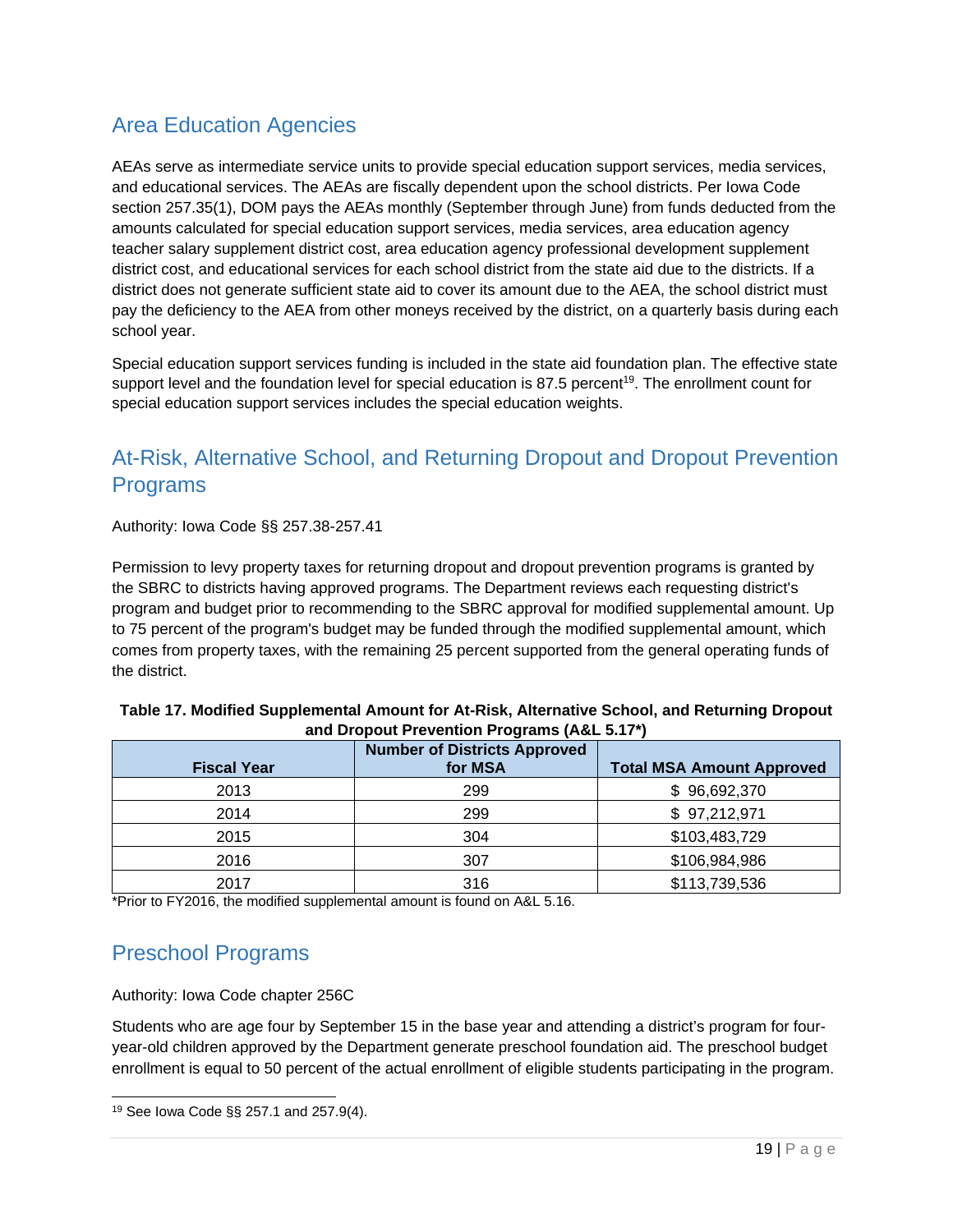## Area Education Agencies

AEAs serve as intermediate service units to provide special education support services, media services, and educational services. The AEAs are fiscally dependent upon the school districts. Per Iowa Code section 257.35(1), DOM pays the AEAs monthly (September through June) from funds deducted from the amounts calculated for special education support services, media services, area education agency teacher salary supplement district cost, area education agency professional development supplement district cost, and educational services for each school district from the state aid due to the districts. If a district does not generate sufficient state aid to cover its amount due to the AEA, the school district must pay the deficiency to the AEA from other moneys received by the district, on a quarterly basis during each school year.

Special education support services funding is included in the state aid foundation plan. The effective state support level and the foundation level for special education is 87.5 percent[19]. The enrollment count for special education support services includes the special education weights.

## At-Risk, Alternative School, and Returning Dropout and Dropout Prevention Programs

Authority: Iowa Code §§ 257.38-257.41

Permission to levy property taxes for returning dropout and dropout prevention programs is granted by the SBRC to districts having approved programs. The Department reviews each requesting district's program and budget prior to recommending to the SBRC approval for modified supplemental amount. Up to 75 percent of the program's budget may be funded through the modified supplemental amount, which comes from property taxes, with the remaining 25 percent supported from the general operating funds of the district.

**Table 17. Modified Supplemental Amount for At-Risk, Alternative School, and Returning Dropout and Dropout Prevention Programs (A&L 5.17*)**

| Fiscal Year | Number of Districts Approved for MSA | Total MSA Amount Approved |
|---|---|---|
| 2013 | 299 | $ 96,692,370 |
| 2014 | 299 | $ 97,212,971 |
| 2015 | 304 | $103,483,729 |
| 2016 | 307 | $106,984,986 |
| 2017 | 316 | $113,739,536 |

*Prior to FY2016, the modified supplemental amount is found on A&L 5.16.

## Preschool Programs

Authority: Iowa Code chapter 256C

Students who are age four by September 15 in the base year and attending a district's program for four-year-old children approved by the Department generate preschool foundation aid. The preschool budget enrollment is equal to 50 percent of the actual enrollment of eligible students participating in the program.

---

[19] See Iowa Code §§ 257.1 and 257.9(4).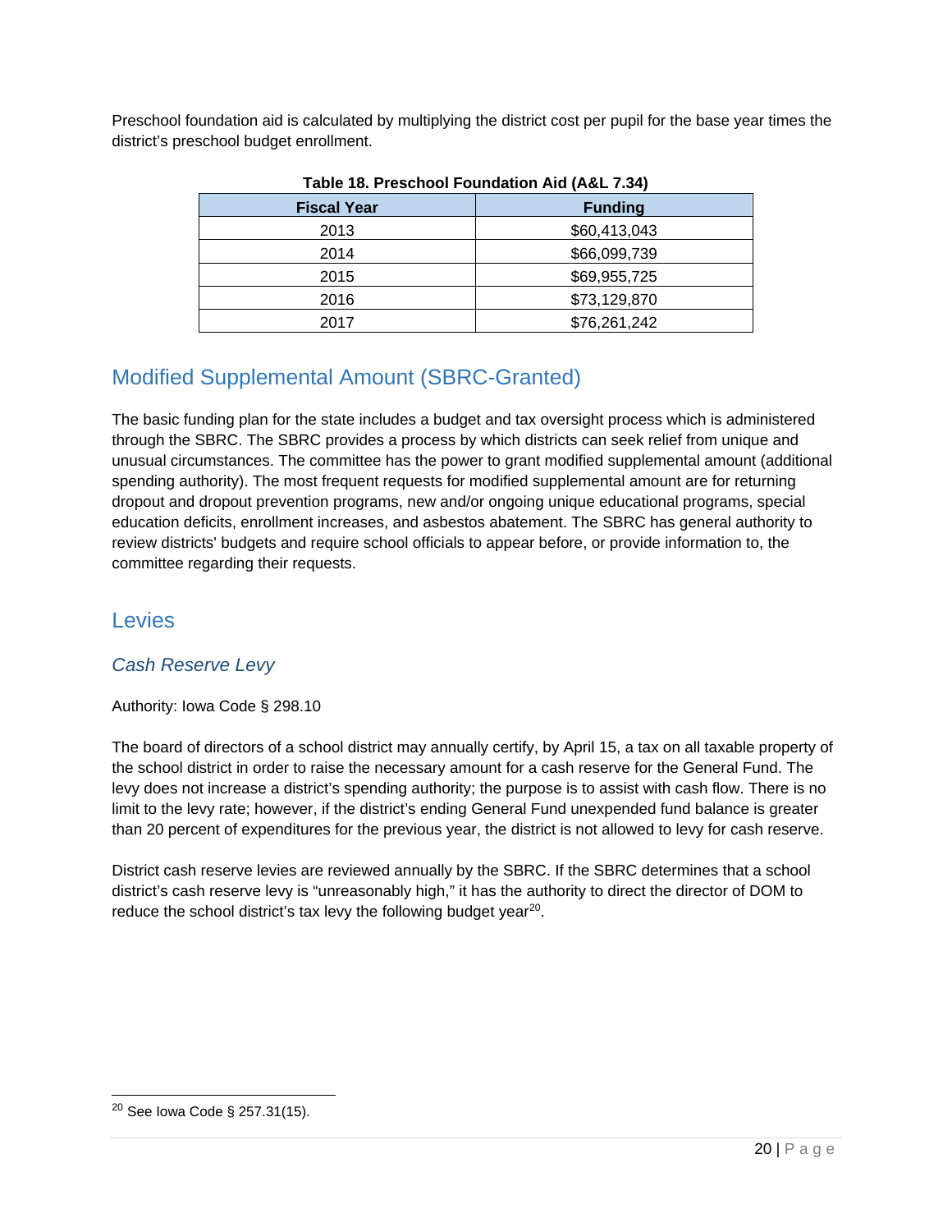Preschool foundation aid is calculated by multiplying the district cost per pupil for the base year times the district's preschool budget enrollment.

**Table 18. Preschool Foundation Aid (A&L 7.34)**

| Fiscal Year | Funding |
| --- | --- |
| 2013 | $60,413,043 |
| 2014 | $66,099,739 |
| 2015 | $69,955,725 |
| 2016 | $73,129,870 |
| 2017 | $76,261,242 |

## Modified Supplemental Amount (SBRC-Granted)

The basic funding plan for the state includes a budget and tax oversight process which is administered through the SBRC. The SBRC provides a process by which districts can seek relief from unique and unusual circumstances. The committee has the power to grant modified supplemental amount (additional spending authority). The most frequent requests for modified supplemental amount are for returning dropout and dropout prevention programs, new and/or ongoing unique educational programs, special education deficits, enrollment increases, and asbestos abatement. The SBRC has general authority to review districts' budgets and require school officials to appear before, or provide information to, the committee regarding their requests.

## Levies

### *Cash Reserve Levy*

Authority: Iowa Code § 298.10

The board of directors of a school district may annually certify, by April 15, a tax on all taxable property of the school district in order to raise the necessary amount for a cash reserve for the General Fund. The levy does not increase a district's spending authority; the purpose is to assist with cash flow. There is no limit to the levy rate; however, if the district's ending General Fund unexpended fund balance is greater than 20 percent of expenditures for the previous year, the district is not allowed to levy for cash reserve.

District cash reserve levies are reviewed annually by the SBRC. If the SBRC determines that a school district's cash reserve levy is "unreasonably high," it has the authority to direct the director of DOM to reduce the school district's tax levy the following budget year[20].

---

[20] See Iowa Code § 257.31(15).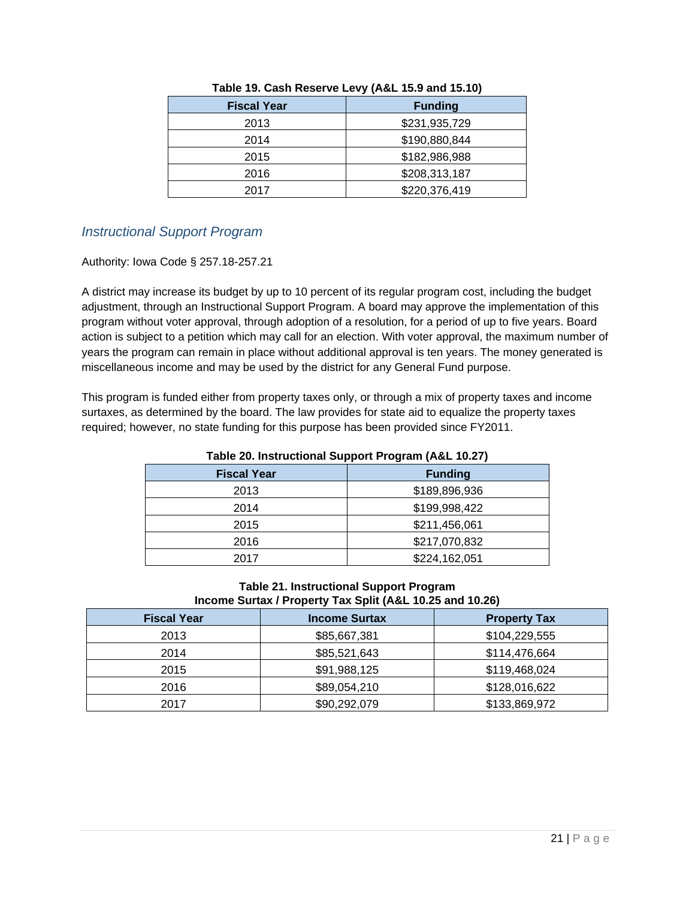**Table 19. Cash Reserve Levy (A&L 15.9 and 15.10)**

| Fiscal Year | Funding |
| --- | --- |
| 2013 | $231,935,729 |
| 2014 | $190,880,844 |
| 2015 | $182,986,988 |
| 2016 | $208,313,187 |
| 2017 | $220,376,419 |

### *Instructional Support Program*

Authority: Iowa Code § 257.18-257.21

A district may increase its budget by up to 10 percent of its regular program cost, including the budget adjustment, through an Instructional Support Program. A board may approve the implementation of this program without voter approval, through adoption of a resolution, for a period of up to five years. Board action is subject to a petition which may call for an election. With voter approval, the maximum number of years the program can remain in place without additional approval is ten years. The money generated is miscellaneous income and may be used by the district for any General Fund purpose.

This program is funded either from property taxes only, or through a mix of property taxes and income surtaxes, as determined by the board. The law provides for state aid to equalize the property taxes required; however, no state funding for this purpose has been provided since FY2011.

**Table 20. Instructional Support Program (A&L 10.27)**

| Fiscal Year | Funding |
| --- | --- |
| 2013 | $189,896,936 |
| 2014 | $199,998,422 |
| 2015 | $211,456,061 |
| 2016 | $217,070,832 |
| 2017 | $224,162,051 |

**Table 21. Instructional Support Program Income Surtax / Property Tax Split (A&L 10.25 and 10.26)**

| Fiscal Year | Income Surtax | Property Tax |
| --- | --- | --- |
| 2013 | $85,667,381 | $104,229,555 |
| 2014 | $85,521,643 | $114,476,664 |
| 2015 | $91,988,125 | $119,468,024 |
| 2016 | $89,054,210 | $128,016,622 |
| 2017 | $90,292,079 | $133,869,972 |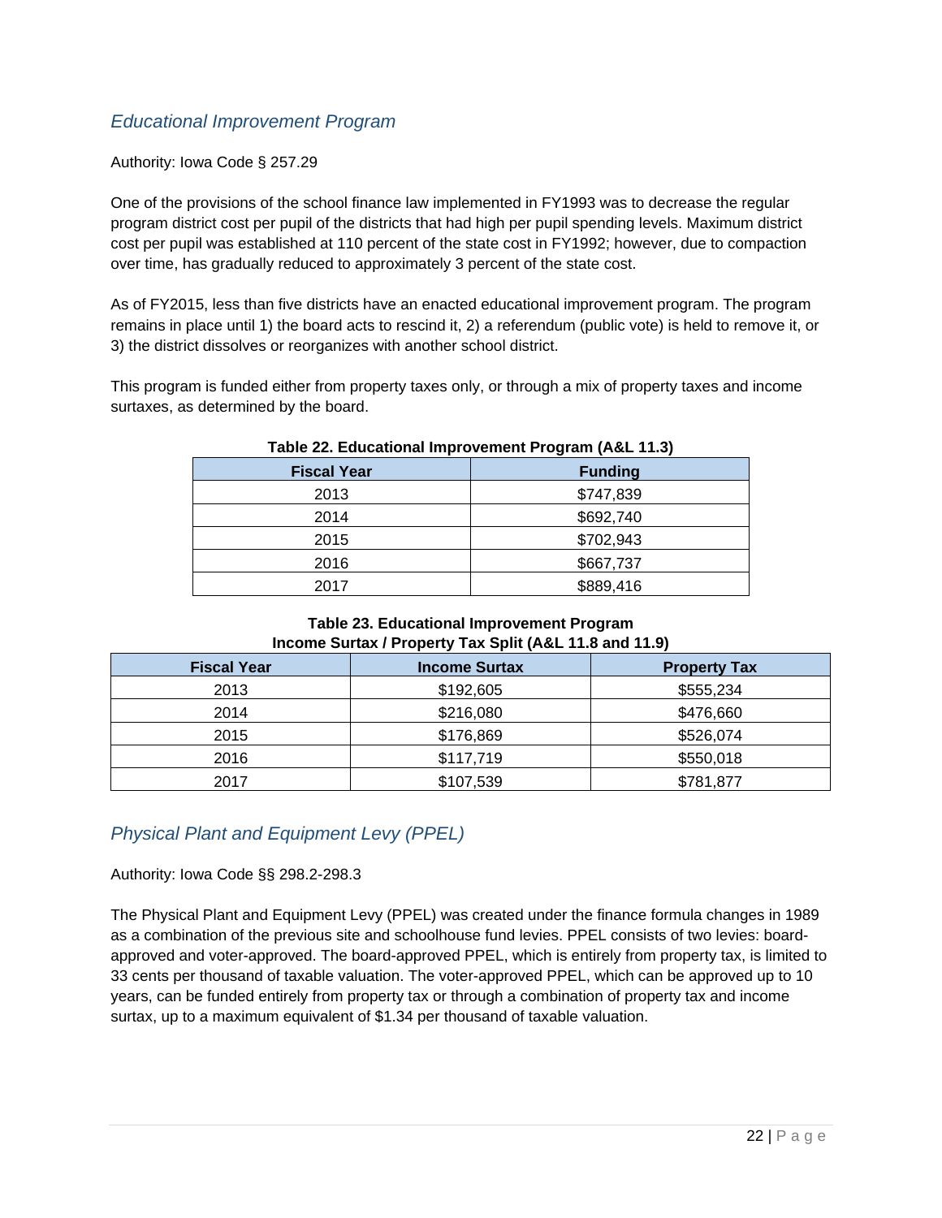## *Educational Improvement Program*

Authority: Iowa Code § 257.29

One of the provisions of the school finance law implemented in FY1993 was to decrease the regular program district cost per pupil of the districts that had high per pupil spending levels. Maximum district cost per pupil was established at 110 percent of the state cost in FY1992; however, due to compaction over time, has gradually reduced to approximately 3 percent of the state cost.

As of FY2015, less than five districts have an enacted educational improvement program. The program remains in place until 1) the board acts to rescind it, 2) a referendum (public vote) is held to remove it, or 3) the district dissolves or reorganizes with another school district.

This program is funded either from property taxes only, or through a mix of property taxes and income surtaxes, as determined by the board.

**Table 22. Educational Improvement Program (A&L 11.3)**

| Fiscal Year | Funding |
|---|---|
| 2013 | $747,839 |
| 2014 | $692,740 |
| 2015 | $702,943 |
| 2016 | $667,737 |
| 2017 | $889,416 |

**Table 23. Educational Improvement Program Income Surtax / Property Tax Split (A&L 11.8 and 11.9)**

| Fiscal Year | Income Surtax | Property Tax |
|---|---|---|
| 2013 | $192,605 | $555,234 |
| 2014 | $216,080 | $476,660 |
| 2015 | $176,869 | $526,074 |
| 2016 | $117,719 | $550,018 |
| 2017 | $107,539 | $781,877 |

## *Physical Plant and Equipment Levy (PPEL)*

Authority: Iowa Code §§ 298.2-298.3

The Physical Plant and Equipment Levy (PPEL) was created under the finance formula changes in 1989 as a combination of the previous site and schoolhouse fund levies. PPEL consists of two levies: board-approved and voter-approved. The board-approved PPEL, which is entirely from property tax, is limited to 33 cents per thousand of taxable valuation. The voter-approved PPEL, which can be approved up to 10 years, can be funded entirely from property tax or through a combination of property tax and income surtax, up to a maximum equivalent of $1.34 per thousand of taxable valuation.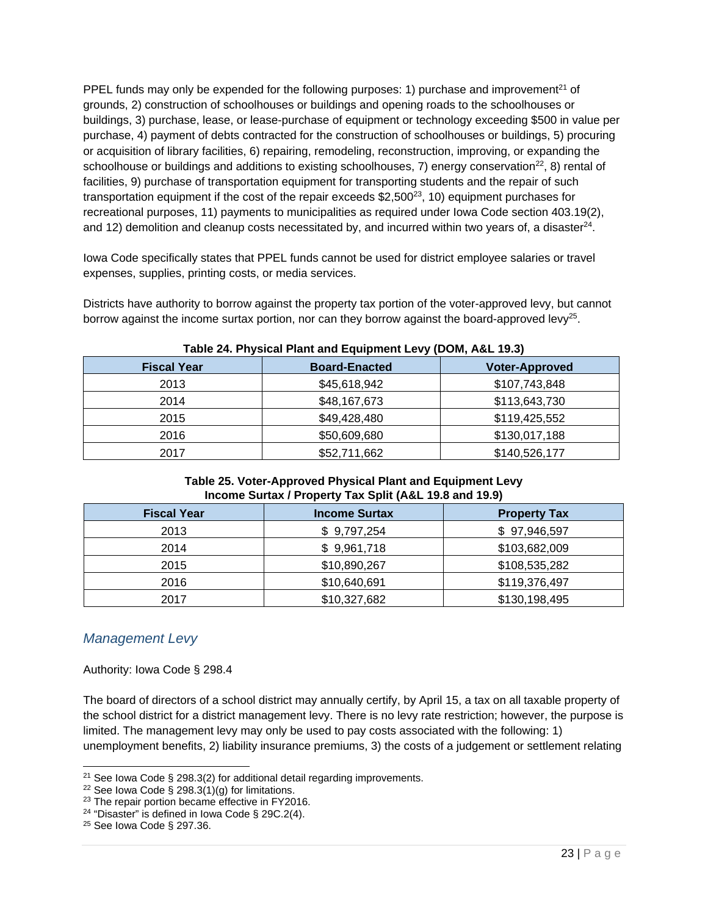PPEL funds may only be expended for the following purposes: 1) purchase and improvement[21] of grounds, 2) construction of schoolhouses or buildings and opening roads to the schoolhouses or buildings, 3) purchase, lease, or lease-purchase of equipment or technology exceeding $500 in value per purchase, 4) payment of debts contracted for the construction of schoolhouses or buildings, 5) procuring or acquisition of library facilities, 6) repairing, remodeling, reconstruction, improving, or expanding the schoolhouse or buildings and additions to existing schoolhouses, 7) energy conservation[22], 8) rental of facilities, 9) purchase of transportation equipment for transporting students and the repair of such transportation equipment if the cost of the repair exceeds $2,500[23], 10) equipment purchases for recreational purposes, 11) payments to municipalities as required under Iowa Code section 403.19(2), and 12) demolition and cleanup costs necessitated by, and incurred within two years of, a disaster[24].

Iowa Code specifically states that PPEL funds cannot be used for district employee salaries or travel expenses, supplies, printing costs, or media services.

Districts have authority to borrow against the property tax portion of the voter-approved levy, but cannot borrow against the income surtax portion, nor can they borrow against the board-approved levy[25].

**Table 24. Physical Plant and Equipment Levy (DOM, A&L 19.3)**

| Fiscal Year | Board-Enacted | Voter-Approved |
|---|---|---|
| 2013 | $45,618,942 | $107,743,848 |
| 2014 | $48,167,673 | $113,643,730 |
| 2015 | $49,428,480 | $119,425,552 |
| 2016 | $50,609,680 | $130,017,188 |
| 2017 | $52,711,662 | $140,526,177 |

**Table 25. Voter-Approved Physical Plant and Equipment Levy Income Surtax / Property Tax Split (A&L 19.8 and 19.9)**

| Fiscal Year | Income Surtax | Property Tax |
|---|---|---|
| 2013 | $ 9,797,254 | $ 97,946,597 |
| 2014 | $ 9,961,718 | $103,682,009 |
| 2015 | $10,890,267 | $108,535,282 |
| 2016 | $10,640,691 | $119,376,497 |
| 2017 | $10,327,682 | $130,198,495 |

## *Management Levy*

Authority: Iowa Code § 298.4

The board of directors of a school district may annually certify, by April 15, a tax on all taxable property of the school district for a district management levy. There is no levy rate restriction; however, the purpose is limited. The management levy may only be used to pay costs associated with the following: 1) unemployment benefits, 2) liability insurance premiums, 3) the costs of a judgement or settlement relating

[21] See Iowa Code § 298.3(2) for additional detail regarding improvements.
[22] See Iowa Code § 298.3(1)(g) for limitations.
[23] The repair portion became effective in FY2016.
[24] "Disaster" is defined in Iowa Code § 29C.2(4).
[25] See Iowa Code § 297.36.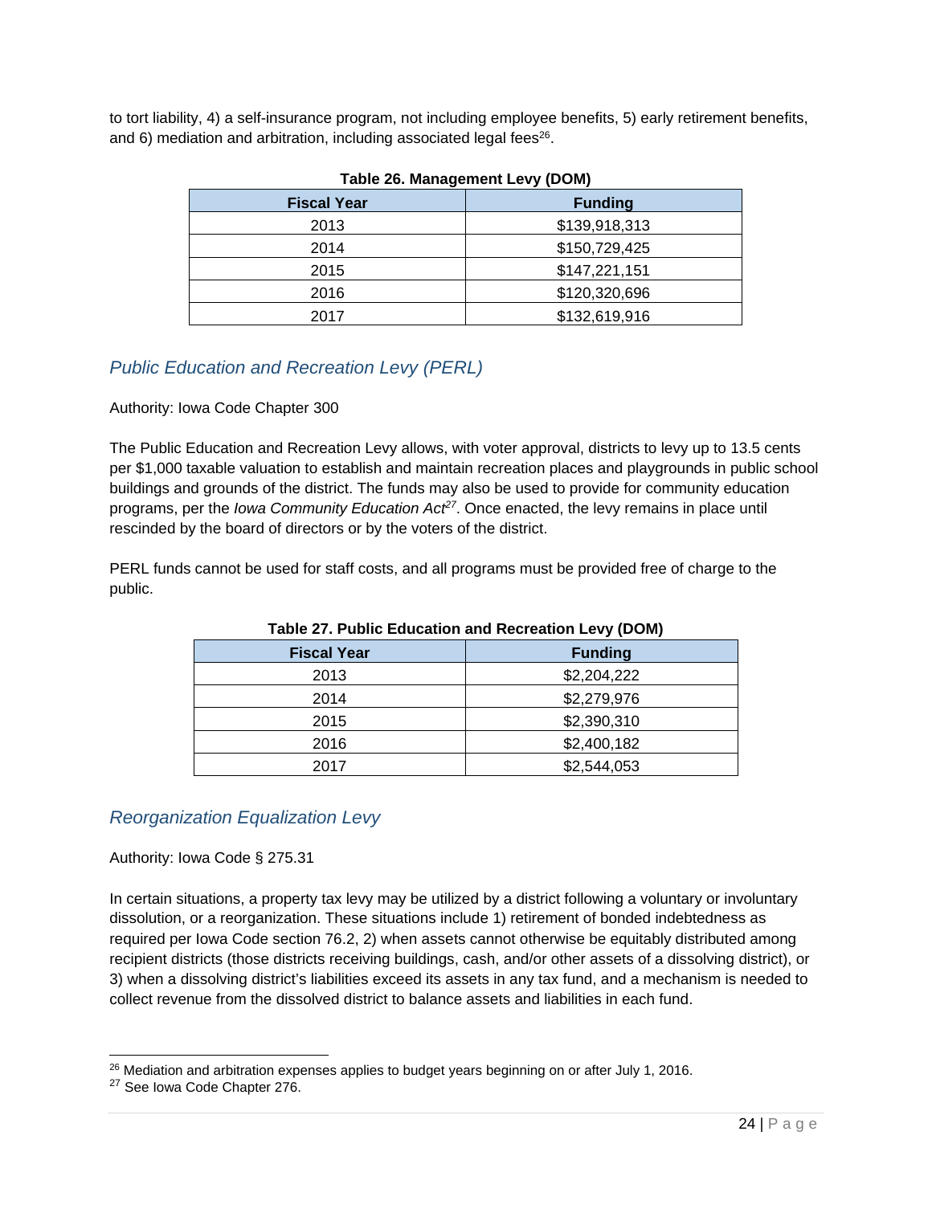to tort liability, 4) a self-insurance program, not including employee benefits, 5) early retirement benefits, and 6) mediation and arbitration, including associated legal fees[26].

**Table 26. Management Levy (DOM)**

| Fiscal Year | Funding |
|---|---|
| 2013 | $139,918,313 |
| 2014 | $150,729,425 |
| 2015 | $147,221,151 |
| 2016 | $120,320,696 |
| 2017 | $132,619,916 |

### *Public Education and Recreation Levy (PERL)*

Authority: Iowa Code Chapter 300

The Public Education and Recreation Levy allows, with voter approval, districts to levy up to 13.5 cents per $1,000 taxable valuation to establish and maintain recreation places and playgrounds in public school buildings and grounds of the district. The funds may also be used to provide for community education programs, per the *Iowa Community Education Act*[27]. Once enacted, the levy remains in place until rescinded by the board of directors or by the voters of the district.

PERL funds cannot be used for staff costs, and all programs must be provided free of charge to the public.

**Table 27. Public Education and Recreation Levy (DOM)**

| Fiscal Year | Funding |
|---|---|
| 2013 | $2,204,222 |
| 2014 | $2,279,976 |
| 2015 | $2,390,310 |
| 2016 | $2,400,182 |
| 2017 | $2,544,053 |

### *Reorganization Equalization Levy*

Authority: Iowa Code § 275.31

In certain situations, a property tax levy may be utilized by a district following a voluntary or involuntary dissolution, or a reorganization. These situations include 1) retirement of bonded indebtedness as required per Iowa Code section 76.2, 2) when assets cannot otherwise be equitably distributed among recipient districts (those districts receiving buildings, cash, and/or other assets of a dissolving district), or 3) when a dissolving district's liabilities exceed its assets in any tax fund, and a mechanism is needed to collect revenue from the dissolved district to balance assets and liabilities in each fund.

---

[26] Mediation and arbitration expenses applies to budget years beginning on or after July 1, 2016.

[27] See Iowa Code Chapter 276.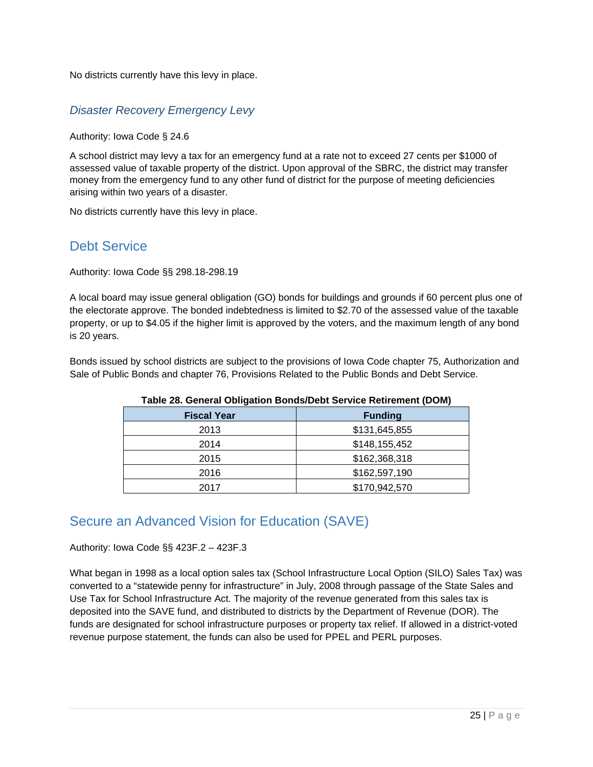No districts currently have this levy in place.

### *Disaster Recovery Emergency Levy*

Authority: Iowa Code § 24.6

A school district may levy a tax for an emergency fund at a rate not to exceed 27 cents per $1000 of assessed value of taxable property of the district. Upon approval of the SBRC, the district may transfer money from the emergency fund to any other fund of district for the purpose of meeting deficiencies arising within two years of a disaster.

No districts currently have this levy in place.

## Debt Service

Authority: Iowa Code §§ 298.18-298.19

A local board may issue general obligation (GO) bonds for buildings and grounds if 60 percent plus one of the electorate approve. The bonded indebtedness is limited to $2.70 of the assessed value of the taxable property, or up to $4.05 if the higher limit is approved by the voters, and the maximum length of any bond is 20 years.

Bonds issued by school districts are subject to the provisions of Iowa Code chapter 75, Authorization and Sale of Public Bonds and chapter 76, Provisions Related to the Public Bonds and Debt Service.

**Table 28. General Obligation Bonds/Debt Service Retirement (DOM)**

| Fiscal Year | Funding |
|---|---|
| 2013 | $131,645,855 |
| 2014 | $148,155,452 |
| 2015 | $162,368,318 |
| 2016 | $162,597,190 |
| 2017 | $170,942,570 |

## Secure an Advanced Vision for Education (SAVE)

Authority: Iowa Code §§ 423F.2 – 423F.3

What began in 1998 as a local option sales tax (School Infrastructure Local Option (SILO) Sales Tax) was converted to a "statewide penny for infrastructure" in July, 2008 through passage of the State Sales and Use Tax for School Infrastructure Act. The majority of the revenue generated from this sales tax is deposited into the SAVE fund, and distributed to districts by the Department of Revenue (DOR). The funds are designated for school infrastructure purposes or property tax relief. If allowed in a district-voted revenue purpose statement, the funds can also be used for PPEL and PERL purposes.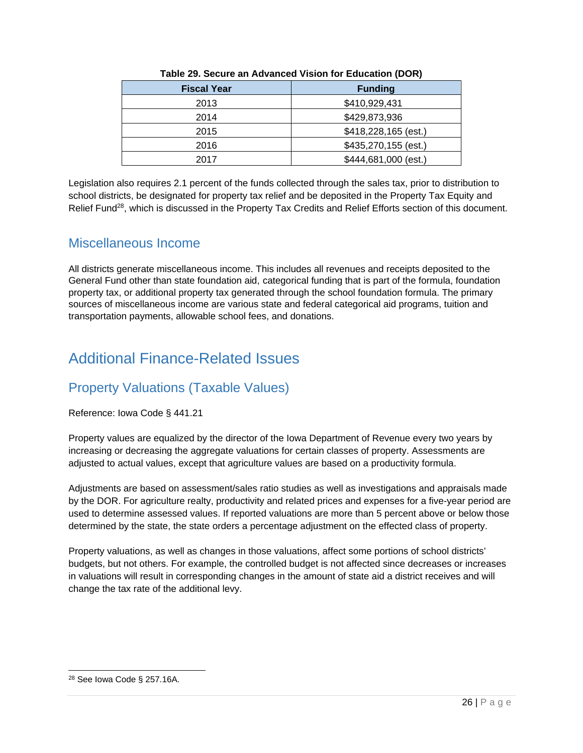**Table 29. Secure an Advanced Vision for Education (DOR)**

| Fiscal Year | Funding |
|---|---|
| 2013 | $410,929,431 |
| 2014 | $429,873,936 |
| 2015 | $418,228,165 (est.) |
| 2016 | $435,270,155 (est.) |
| 2017 | $444,681,000 (est.) |

Legislation also requires 2.1 percent of the funds collected through the sales tax, prior to distribution to school districts, be designated for property tax relief and be deposited in the Property Tax Equity and Relief Fund[28], which is discussed in the Property Tax Credits and Relief Efforts section of this document.

## Miscellaneous Income

All districts generate miscellaneous income. This includes all revenues and receipts deposited to the General Fund other than state foundation aid, categorical funding that is part of the formula, foundation property tax, or additional property tax generated through the school foundation formula. The primary sources of miscellaneous income are various state and federal categorical aid programs, tuition and transportation payments, allowable school fees, and donations.

# Additional Finance-Related Issues

## Property Valuations (Taxable Values)

Reference: Iowa Code § 441.21

Property values are equalized by the director of the Iowa Department of Revenue every two years by increasing or decreasing the aggregate valuations for certain classes of property. Assessments are adjusted to actual values, except that agriculture values are based on a productivity formula.

Adjustments are based on assessment/sales ratio studies as well as investigations and appraisals made by the DOR. For agriculture realty, productivity and related prices and expenses for a five-year period are used to determine assessed values. If reported valuations are more than 5 percent above or below those determined by the state, the state orders a percentage adjustment on the effected class of property.

Property valuations, as well as changes in those valuations, affect some portions of school districts' budgets, but not others. For example, the controlled budget is not affected since decreases or increases in valuations will result in corresponding changes in the amount of state aid a district receives and will change the tax rate of the additional levy.

[28] See Iowa Code § 257.16A.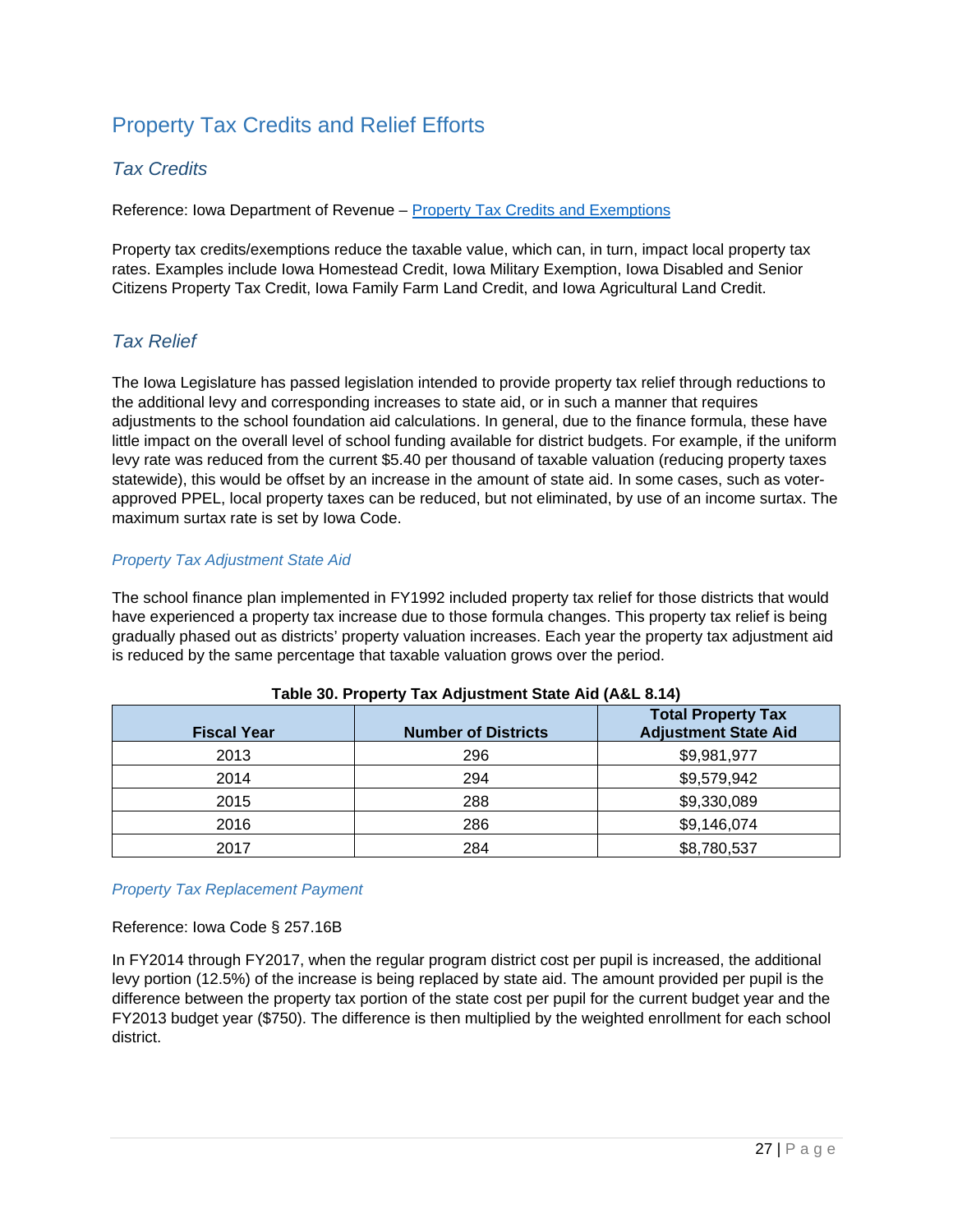## Property Tax Credits and Relief Efforts

### *Tax Credits*

Reference: Iowa Department of Revenue – [Property Tax Credits and Exemptions]

Property tax credits/exemptions reduce the taxable value, which can, in turn, impact local property tax rates. Examples include Iowa Homestead Credit, Iowa Military Exemption, Iowa Disabled and Senior Citizens Property Tax Credit, Iowa Family Farm Land Credit, and Iowa Agricultural Land Credit.

### *Tax Relief*

The Iowa Legislature has passed legislation intended to provide property tax relief through reductions to the additional levy and corresponding increases to state aid, or in such a manner that requires adjustments to the school foundation aid calculations. In general, due to the finance formula, these have little impact on the overall level of school funding available for district budgets. For example, if the uniform levy rate was reduced from the current $5.40 per thousand of taxable valuation (reducing property taxes statewide), this would be offset by an increase in the amount of state aid. In some cases, such as voter-approved PPEL, local property taxes can be reduced, but not eliminated, by use of an income surtax. The maximum surtax rate is set by Iowa Code.

#### *Property Tax Adjustment State Aid*

The school finance plan implemented in FY1992 included property tax relief for those districts that would have experienced a property tax increase due to those formula changes. This property tax relief is being gradually phased out as districts' property valuation increases. Each year the property tax adjustment aid is reduced by the same percentage that taxable valuation grows over the period.

**Table 30. Property Tax Adjustment State Aid (A&L 8.14)**

| Fiscal Year | Number of Districts | Total Property Tax Adjustment State Aid |
|---|---|---|
| 2013 | 296 | $9,981,977 |
| 2014 | 294 | $9,579,942 |
| 2015 | 288 | $9,330,089 |
| 2016 | 286 | $9,146,074 |
| 2017 | 284 | $8,780,537 |

#### *Property Tax Replacement Payment*

Reference: Iowa Code § 257.16B

In FY2014 through FY2017, when the regular program district cost per pupil is increased, the additional levy portion (12.5%) of the increase is being replaced by state aid. The amount provided per pupil is the difference between the property tax portion of the state cost per pupil for the current budget year and the FY2013 budget year ($750). The difference is then multiplied by the weighted enrollment for each school district.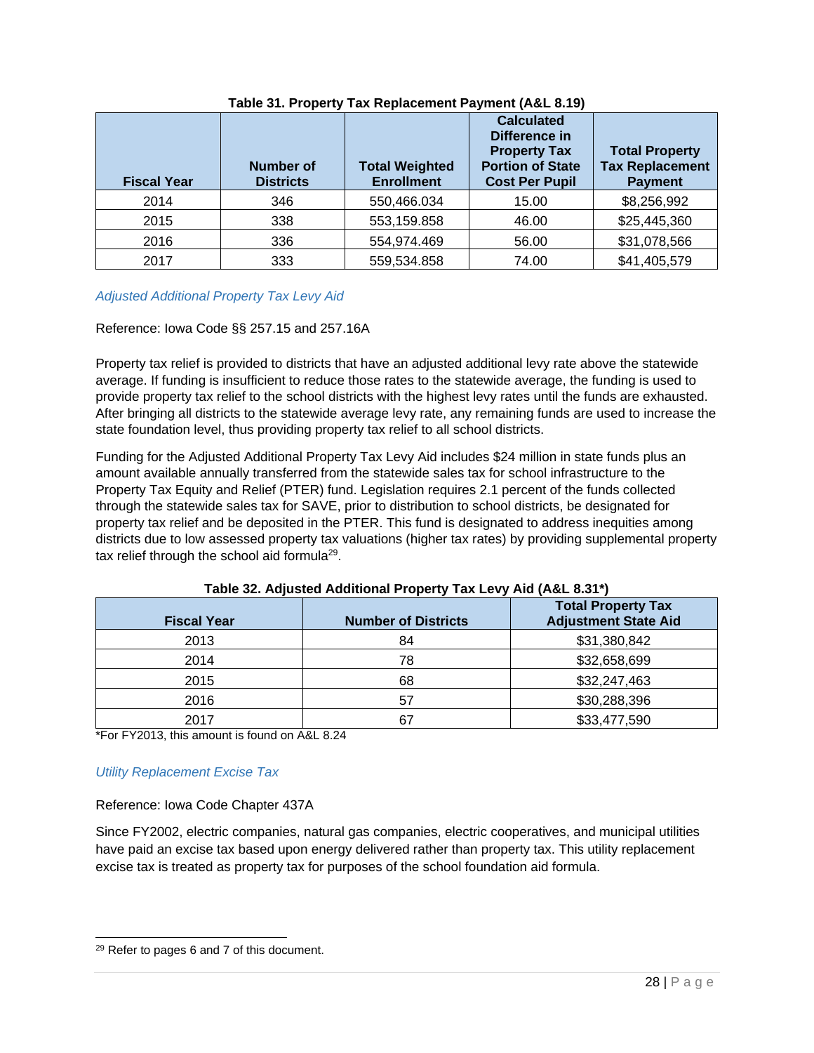**Table 31. Property Tax Replacement Payment (A&L 8.19)**

| Fiscal Year | Number of Districts | Total Weighted Enrollment | Calculated Difference in Property Tax Portion of State Cost Per Pupil | Total Property Tax Replacement Payment |
|---|---|---|---|---|
| 2014 | 346 | 550,466.034 | 15.00 | $8,256,992 |
| 2015 | 338 | 553,159.858 | 46.00 | $25,445,360 |
| 2016 | 336 | 554,974.469 | 56.00 | $31,078,566 |
| 2017 | 333 | 559,534.858 | 74.00 | $41,405,579 |

### *Adjusted Additional Property Tax Levy Aid*

Reference: Iowa Code §§ 257.15 and 257.16A

Property tax relief is provided to districts that have an adjusted additional levy rate above the statewide average. If funding is insufficient to reduce those rates to the statewide average, the funding is used to provide property tax relief to the school districts with the highest levy rates until the funds are exhausted. After bringing all districts to the statewide average levy rate, any remaining funds are used to increase the state foundation level, thus providing property tax relief to all school districts.

Funding for the Adjusted Additional Property Tax Levy Aid includes $24 million in state funds plus an amount available annually transferred from the statewide sales tax for school infrastructure to the Property Tax Equity and Relief (PTER) fund. Legislation requires 2.1 percent of the funds collected through the statewide sales tax for SAVE, prior to distribution to school districts, be designated for property tax relief and be deposited in the PTER. This fund is designated to address inequities among districts due to low assessed property tax valuations (higher tax rates) by providing supplemental property tax relief through the school aid formula[29].

**Table 32. Adjusted Additional Property Tax Levy Aid (A&L 8.31*)**

| Fiscal Year | Number of Districts | Total Property Tax Adjustment State Aid |
|---|---|---|
| 2013 | 84 | $31,380,842 |
| 2014 | 78 | $32,658,699 |
| 2015 | 68 | $32,247,463 |
| 2016 | 57 | $30,288,396 |
| 2017 | 67 | $33,477,590 |

*For FY2013, this amount is found on A&L 8.24

### *Utility Replacement Excise Tax*

Reference: Iowa Code Chapter 437A

Since FY2002, electric companies, natural gas companies, electric cooperatives, and municipal utilities have paid an excise tax based upon energy delivered rather than property tax. This utility replacement excise tax is treated as property tax for purposes of the school foundation aid formula.

[29] Refer to pages 6 and 7 of this document.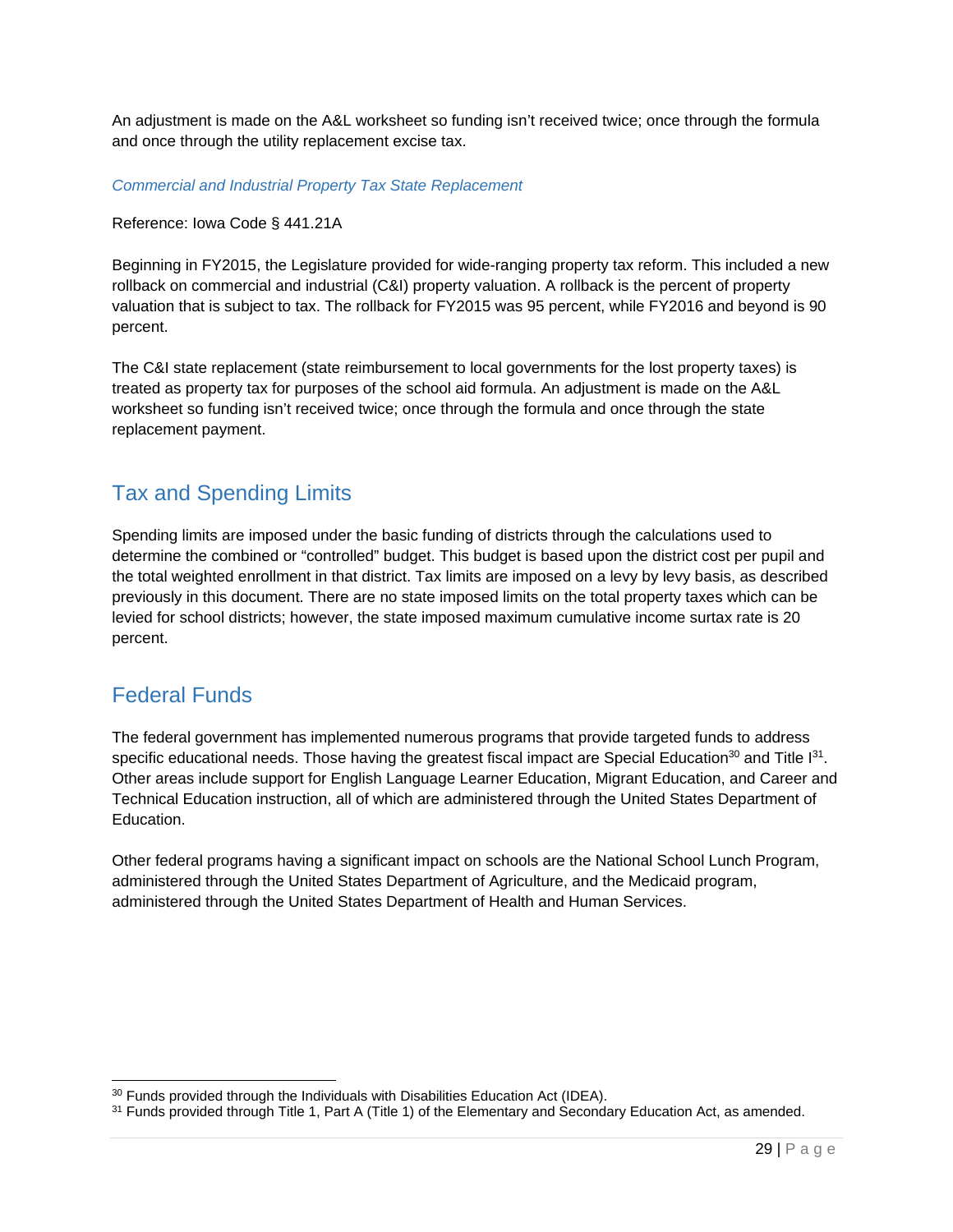An adjustment is made on the A&L worksheet so funding isn't received twice; once through the formula and once through the utility replacement excise tax.

### *Commercial and Industrial Property Tax State Replacement*

Reference: Iowa Code § 441.21A

Beginning in FY2015, the Legislature provided for wide-ranging property tax reform. This included a new rollback on commercial and industrial (C&I) property valuation. A rollback is the percent of property valuation that is subject to tax. The rollback for FY2015 was 95 percent, while FY2016 and beyond is 90 percent.

The C&I state replacement (state reimbursement to local governments for the lost property taxes) is treated as property tax for purposes of the school aid formula. An adjustment is made on the A&L worksheet so funding isn't received twice; once through the formula and once through the state replacement payment.

## Tax and Spending Limits

Spending limits are imposed under the basic funding of districts through the calculations used to determine the combined or "controlled" budget. This budget is based upon the district cost per pupil and the total weighted enrollment in that district. Tax limits are imposed on a levy by levy basis, as described previously in this document. There are no state imposed limits on the total property taxes which can be levied for school districts; however, the state imposed maximum cumulative income surtax rate is 20 percent.

## Federal Funds

The federal government has implemented numerous programs that provide targeted funds to address specific educational needs. Those having the greatest fiscal impact are Special Education[30] and Title I[31]. Other areas include support for English Language Learner Education, Migrant Education, and Career and Technical Education instruction, all of which are administered through the United States Department of Education.

Other federal programs having a significant impact on schools are the National School Lunch Program, administered through the United States Department of Agriculture, and the Medicaid program, administered through the United States Department of Health and Human Services.

---

[30] Funds provided through the Individuals with Disabilities Education Act (IDEA).

[31] Funds provided through Title 1, Part A (Title 1) of the Elementary and Secondary Education Act, as amended.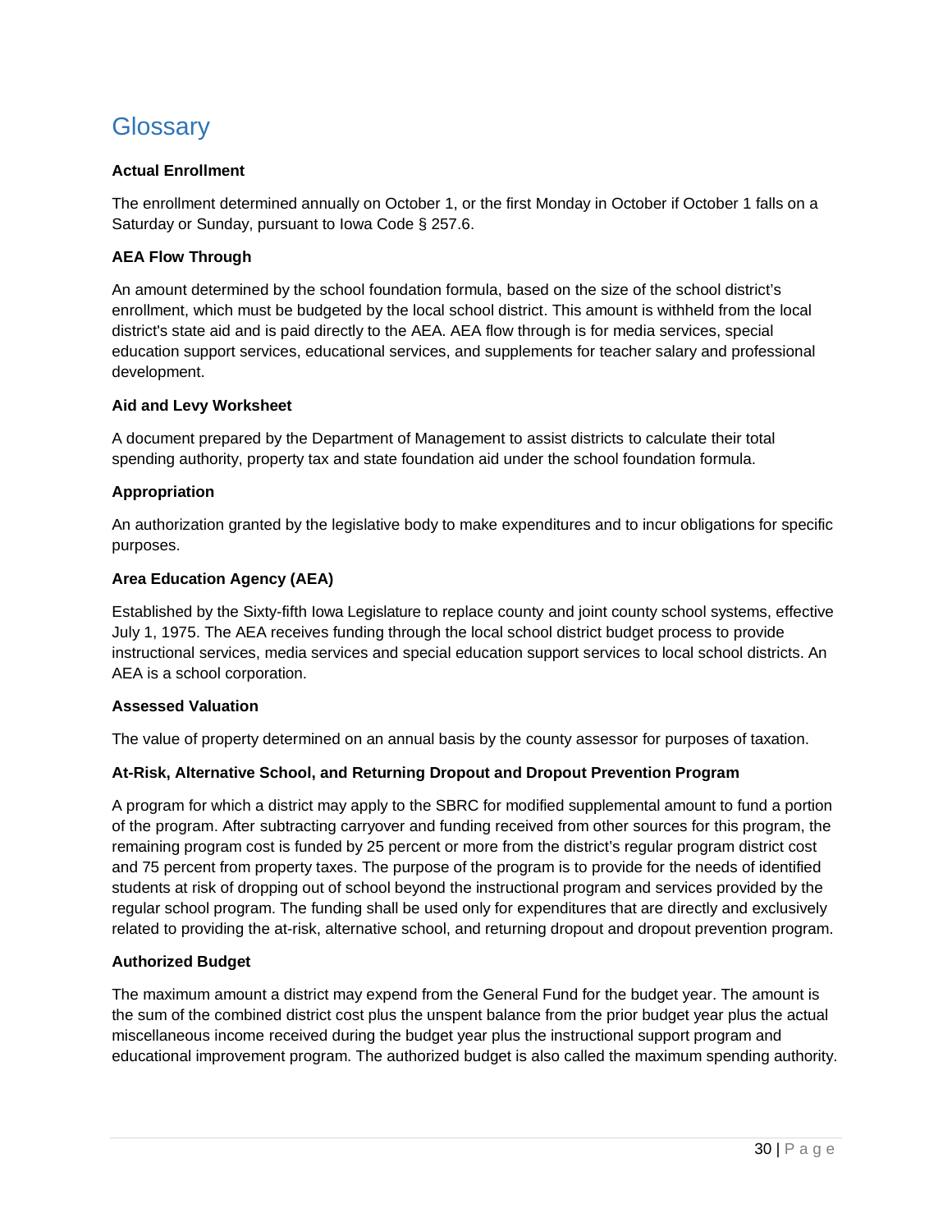# Glossary

**Actual Enrollment**

The enrollment determined annually on October 1, or the first Monday in October if October 1 falls on a Saturday or Sunday, pursuant to Iowa Code § 257.6.

**AEA Flow Through**

An amount determined by the school foundation formula, based on the size of the school district's enrollment, which must be budgeted by the local school district. This amount is withheld from the local district's state aid and is paid directly to the AEA. AEA flow through is for media services, special education support services, educational services, and supplements for teacher salary and professional development.

**Aid and Levy Worksheet**

A document prepared by the Department of Management to assist districts to calculate their total spending authority, property tax and state foundation aid under the school foundation formula.

**Appropriation**

An authorization granted by the legislative body to make expenditures and to incur obligations for specific purposes.

**Area Education Agency (AEA)**

Established by the Sixty-fifth Iowa Legislature to replace county and joint county school systems, effective July 1, 1975. The AEA receives funding through the local school district budget process to provide instructional services, media services and special education support services to local school districts. An AEA is a school corporation.

**Assessed Valuation**

The value of property determined on an annual basis by the county assessor for purposes of taxation.

**At-Risk, Alternative School, and Returning Dropout and Dropout Prevention Program**

A program for which a district may apply to the SBRC for modified supplemental amount to fund a portion of the program. After subtracting carryover and funding received from other sources for this program, the remaining program cost is funded by 25 percent or more from the district's regular program district cost and 75 percent from property taxes. The purpose of the program is to provide for the needs of identified students at risk of dropping out of school beyond the instructional program and services provided by the regular school program. The funding shall be used only for expenditures that are directly and exclusively related to providing the at-risk, alternative school, and returning dropout and dropout prevention program.

**Authorized Budget**

The maximum amount a district may expend from the General Fund for the budget year. The amount is the sum of the combined district cost plus the unspent balance from the prior budget year plus the actual miscellaneous income received during the budget year plus the instructional support program and educational improvement program. The authorized budget is also called the maximum spending authority.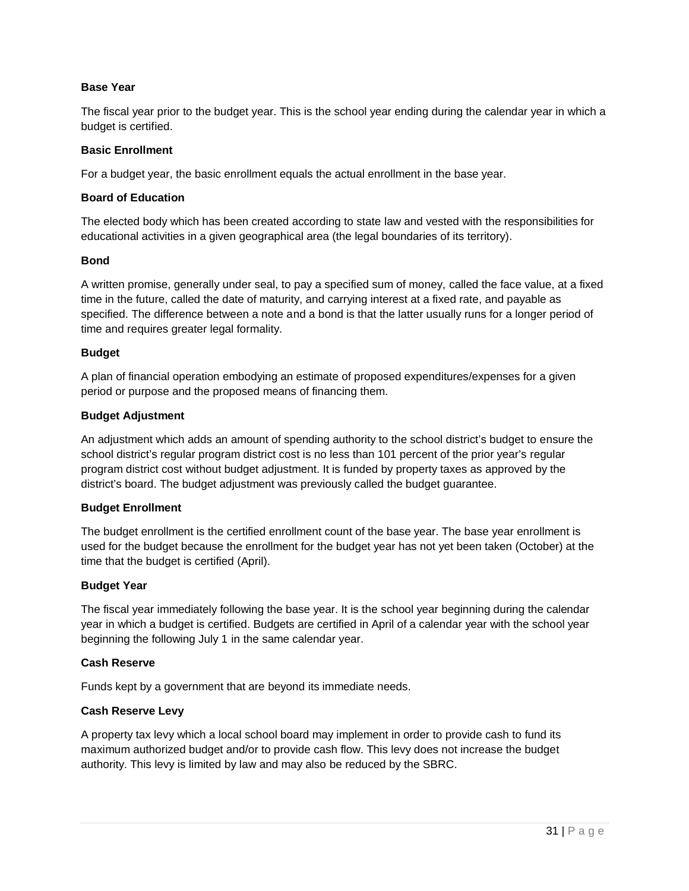**Base Year**

The fiscal year prior to the budget year. This is the school year ending during the calendar year in which a budget is certified.

**Basic Enrollment**

For a budget year, the basic enrollment equals the actual enrollment in the base year.

**Board of Education**

The elected body which has been created according to state law and vested with the responsibilities for educational activities in a given geographical area (the legal boundaries of its territory).

**Bond**

A written promise, generally under seal, to pay a specified sum of money, called the face value, at a fixed time in the future, called the date of maturity, and carrying interest at a fixed rate, and payable as specified. The difference between a note and a bond is that the latter usually runs for a longer period of time and requires greater legal formality.

**Budget**

A plan of financial operation embodying an estimate of proposed expenditures/expenses for a given period or purpose and the proposed means of financing them.

**Budget Adjustment**

An adjustment which adds an amount of spending authority to the school district's budget to ensure the school district's regular program district cost is no less than 101 percent of the prior year's regular program district cost without budget adjustment. It is funded by property taxes as approved by the district's board. The budget adjustment was previously called the budget guarantee.

**Budget Enrollment**

The budget enrollment is the certified enrollment count of the base year. The base year enrollment is used for the budget because the enrollment for the budget year has not yet been taken (October) at the time that the budget is certified (April).

**Budget Year**

The fiscal year immediately following the base year. It is the school year beginning during the calendar year in which a budget is certified. Budgets are certified in April of a calendar year with the school year beginning the following July 1 in the same calendar year.

**Cash Reserve**

Funds kept by a government that are beyond its immediate needs.

**Cash Reserve Levy**

A property tax levy which a local school board may implement in order to provide cash to fund its maximum authorized budget and/or to provide cash flow. This levy does not increase the budget authority. This levy is limited by law and may also be reduced by the SBRC.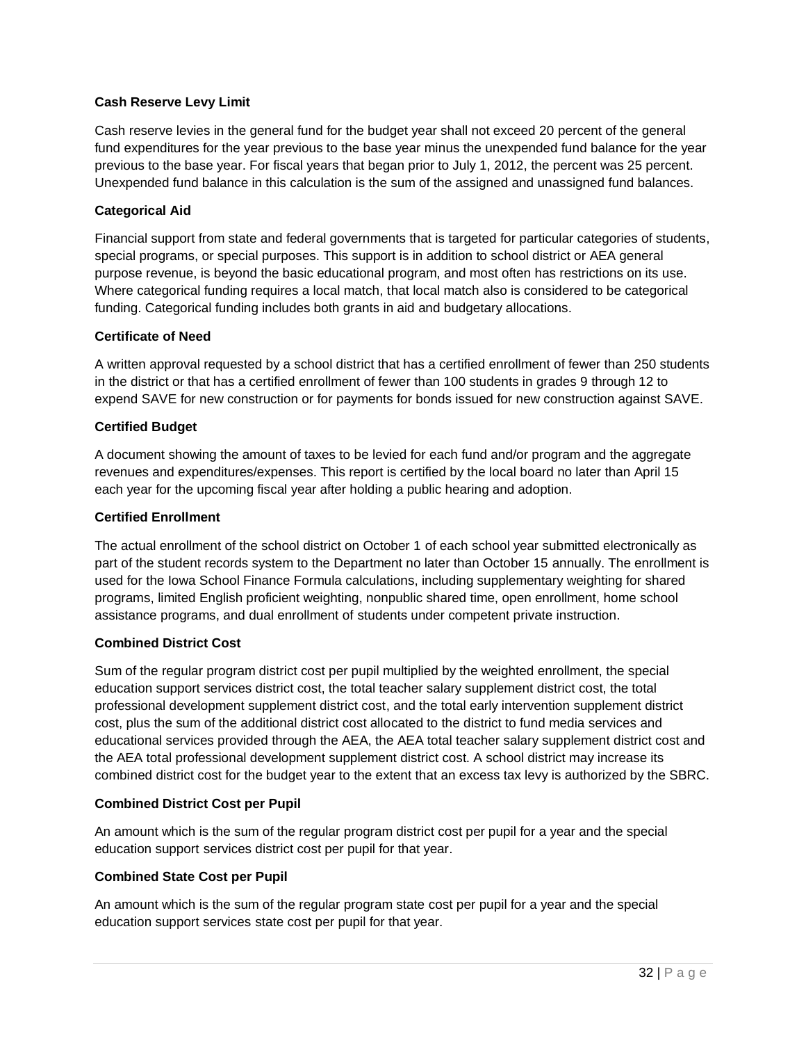**Cash Reserve Levy Limit**

Cash reserve levies in the general fund for the budget year shall not exceed 20 percent of the general fund expenditures for the year previous to the base year minus the unexpended fund balance for the year previous to the base year. For fiscal years that began prior to July 1, 2012, the percent was 25 percent. Unexpended fund balance in this calculation is the sum of the assigned and unassigned fund balances.

**Categorical Aid**

Financial support from state and federal governments that is targeted for particular categories of students, special programs, or special purposes. This support is in addition to school district or AEA general purpose revenue, is beyond the basic educational program, and most often has restrictions on its use. Where categorical funding requires a local match, that local match also is considered to be categorical funding. Categorical funding includes both grants in aid and budgetary allocations.

**Certificate of Need**

A written approval requested by a school district that has a certified enrollment of fewer than 250 students in the district or that has a certified enrollment of fewer than 100 students in grades 9 through 12 to expend SAVE for new construction or for payments for bonds issued for new construction against SAVE.

**Certified Budget**

A document showing the amount of taxes to be levied for each fund and/or program and the aggregate revenues and expenditures/expenses. This report is certified by the local board no later than April 15 each year for the upcoming fiscal year after holding a public hearing and adoption.

**Certified Enrollment**

The actual enrollment of the school district on October 1 of each school year submitted electronically as part of the student records system to the Department no later than October 15 annually. The enrollment is used for the Iowa School Finance Formula calculations, including supplementary weighting for shared programs, limited English proficient weighting, nonpublic shared time, open enrollment, home school assistance programs, and dual enrollment of students under competent private instruction.

**Combined District Cost**

Sum of the regular program district cost per pupil multiplied by the weighted enrollment, the special education support services district cost, the total teacher salary supplement district cost, the total professional development supplement district cost, and the total early intervention supplement district cost, plus the sum of the additional district cost allocated to the district to fund media services and educational services provided through the AEA, the AEA total teacher salary supplement district cost and the AEA total professional development supplement district cost. A school district may increase its combined district cost for the budget year to the extent that an excess tax levy is authorized by the SBRC.

**Combined District Cost per Pupil**

An amount which is the sum of the regular program district cost per pupil for a year and the special education support services district cost per pupil for that year.

**Combined State Cost per Pupil**

An amount which is the sum of the regular program state cost per pupil for a year and the special education support services state cost per pupil for that year.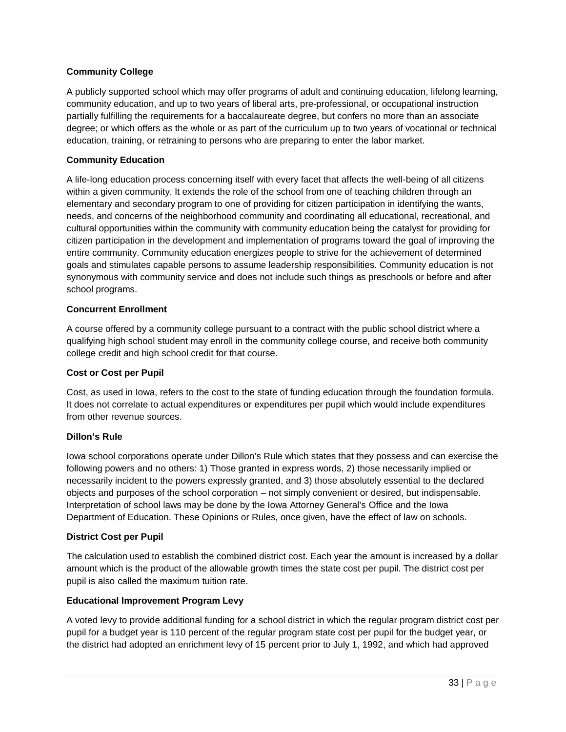**Community College**

A publicly supported school which may offer programs of adult and continuing education, lifelong learning, community education, and up to two years of liberal arts, pre-professional, or occupational instruction partially fulfilling the requirements for a baccalaureate degree, but confers no more than an associate degree; or which offers as the whole or as part of the curriculum up to two years of vocational or technical education, training, or retraining to persons who are preparing to enter the labor market.

**Community Education**

A life-long education process concerning itself with every facet that affects the well-being of all citizens within a given community. It extends the role of the school from one of teaching children through an elementary and secondary program to one of providing for citizen participation in identifying the wants, needs, and concerns of the neighborhood community and coordinating all educational, recreational, and cultural opportunities within the community with community education being the catalyst for providing for citizen participation in the development and implementation of programs toward the goal of improving the entire community. Community education energizes people to strive for the achievement of determined goals and stimulates capable persons to assume leadership responsibilities. Community education is not synonymous with community service and does not include such things as preschools or before and after school programs.

**Concurrent Enrollment**

A course offered by a community college pursuant to a contract with the public school district where a qualifying high school student may enroll in the community college course, and receive both community college credit and high school credit for that course.

**Cost or Cost per Pupil**

Cost, as used in Iowa, refers to the cost <u>to the state</u> of funding education through the foundation formula. It does not correlate to actual expenditures or expenditures per pupil which would include expenditures from other revenue sources.

**Dillon's Rule**

Iowa school corporations operate under Dillon's Rule which states that they possess and can exercise the following powers and no others: 1) Those granted in express words, 2) those necessarily implied or necessarily incident to the powers expressly granted, and 3) those absolutely essential to the declared objects and purposes of the school corporation – not simply convenient or desired, but indispensable. Interpretation of school laws may be done by the Iowa Attorney General's Office and the Iowa Department of Education. These Opinions or Rules, once given, have the effect of law on schools.

**District Cost per Pupil**

The calculation used to establish the combined district cost. Each year the amount is increased by a dollar amount which is the product of the allowable growth times the state cost per pupil. The district cost per pupil is also called the maximum tuition rate.

**Educational Improvement Program Levy**

A voted levy to provide additional funding for a school district in which the regular program district cost per pupil for a budget year is 110 percent of the regular program state cost per pupil for the budget year, or the district had adopted an enrichment levy of 15 percent prior to July 1, 1992, and which had approved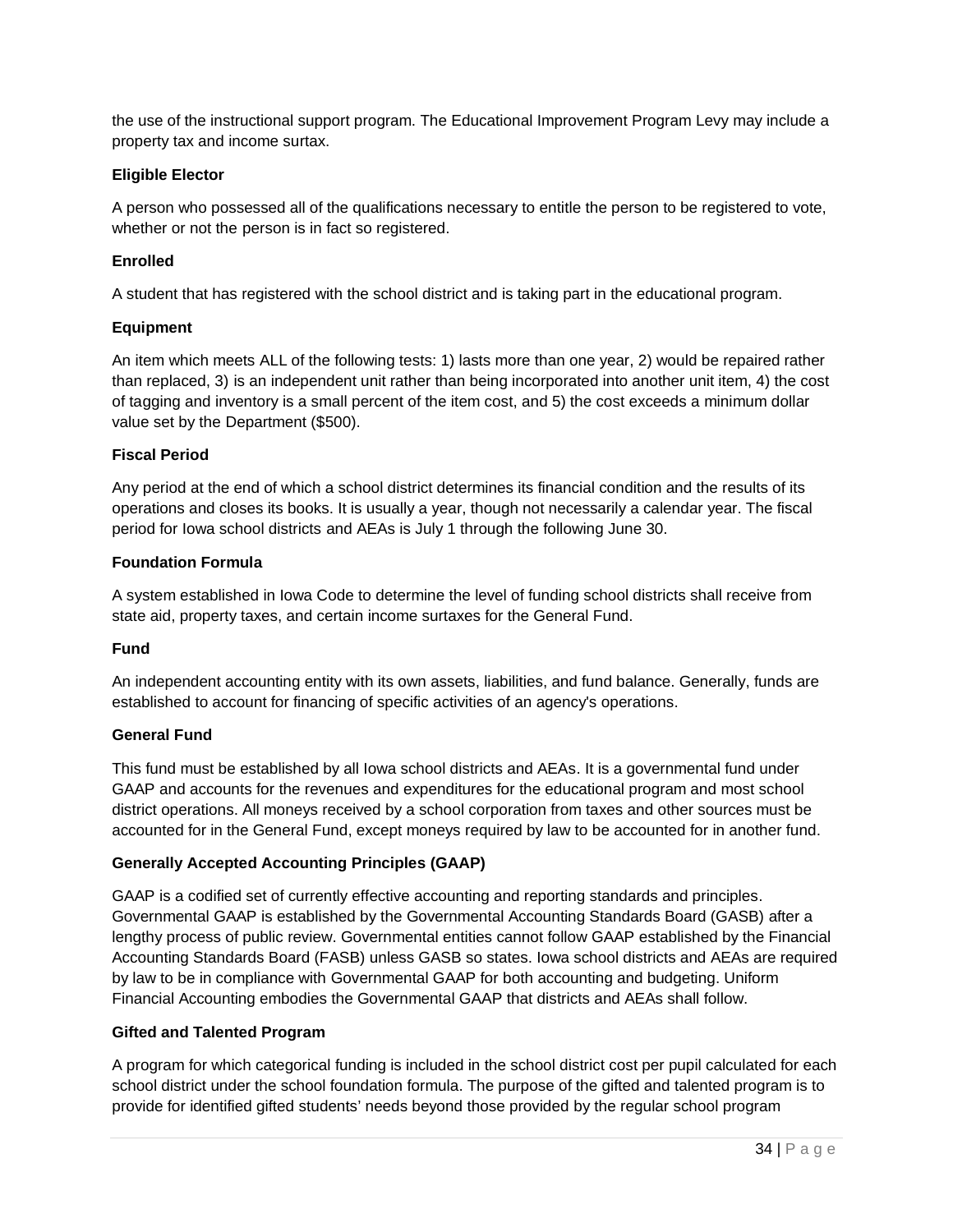the use of the instructional support program. The Educational Improvement Program Levy may include a property tax and income surtax.

**Eligible Elector**

A person who possessed all of the qualifications necessary to entitle the person to be registered to vote, whether or not the person is in fact so registered.

**Enrolled**

A student that has registered with the school district and is taking part in the educational program.

**Equipment**

An item which meets ALL of the following tests: 1) lasts more than one year, 2) would be repaired rather than replaced, 3) is an independent unit rather than being incorporated into another unit item, 4) the cost of tagging and inventory is a small percent of the item cost, and 5) the cost exceeds a minimum dollar value set by the Department ($500).

**Fiscal Period**

Any period at the end of which a school district determines its financial condition and the results of its operations and closes its books. It is usually a year, though not necessarily a calendar year. The fiscal period for Iowa school districts and AEAs is July 1 through the following June 30.

**Foundation Formula**

A system established in Iowa Code to determine the level of funding school districts shall receive from state aid, property taxes, and certain income surtaxes for the General Fund.

**Fund**

An independent accounting entity with its own assets, liabilities, and fund balance. Generally, funds are established to account for financing of specific activities of an agency's operations.

**General Fund**

This fund must be established by all Iowa school districts and AEAs. It is a governmental fund under GAAP and accounts for the revenues and expenditures for the educational program and most school district operations. All moneys received by a school corporation from taxes and other sources must be accounted for in the General Fund, except moneys required by law to be accounted for in another fund.

**Generally Accepted Accounting Principles (GAAP)**

GAAP is a codified set of currently effective accounting and reporting standards and principles. Governmental GAAP is established by the Governmental Accounting Standards Board (GASB) after a lengthy process of public review. Governmental entities cannot follow GAAP established by the Financial Accounting Standards Board (FASB) unless GASB so states. Iowa school districts and AEAs are required by law to be in compliance with Governmental GAAP for both accounting and budgeting. Uniform Financial Accounting embodies the Governmental GAAP that districts and AEAs shall follow.

**Gifted and Talented Program**

A program for which categorical funding is included in the school district cost per pupil calculated for each school district under the school foundation formula. The purpose of the gifted and talented program is to provide for identified gifted students' needs beyond those provided by the regular school program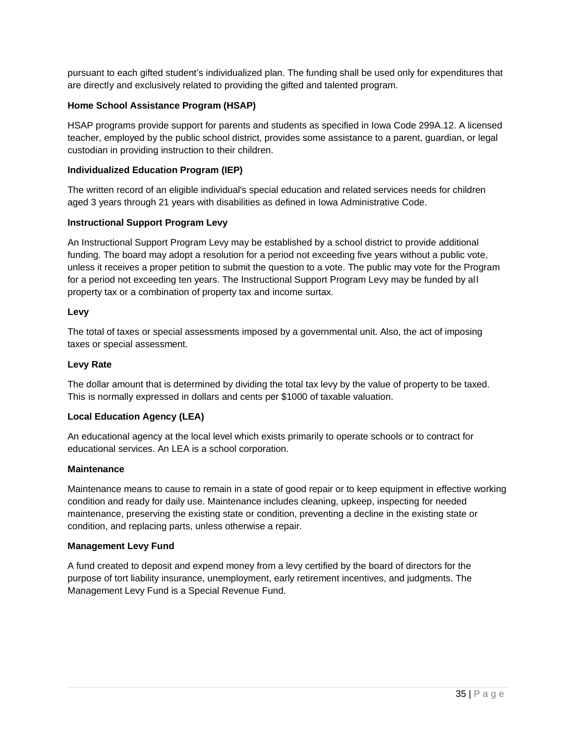pursuant to each gifted student's individualized plan. The funding shall be used only for expenditures that are directly and exclusively related to providing the gifted and talented program.

**Home School Assistance Program (HSAP)**

HSAP programs provide support for parents and students as specified in Iowa Code 299A.12. A licensed teacher, employed by the public school district, provides some assistance to a parent, guardian, or legal custodian in providing instruction to their children.

**Individualized Education Program (IEP)**

The written record of an eligible individual's special education and related services needs for children aged 3 years through 21 years with disabilities as defined in Iowa Administrative Code.

**Instructional Support Program Levy**

An Instructional Support Program Levy may be established by a school district to provide additional funding. The board may adopt a resolution for a period not exceeding five years without a public vote, unless it receives a proper petition to submit the question to a vote. The public may vote for the Program for a period not exceeding ten years. The Instructional Support Program Levy may be funded by all property tax or a combination of property tax and income surtax.

**Levy**

The total of taxes or special assessments imposed by a governmental unit. Also, the act of imposing taxes or special assessment.

**Levy Rate**

The dollar amount that is determined by dividing the total tax levy by the value of property to be taxed. This is normally expressed in dollars and cents per $1000 of taxable valuation.

**Local Education Agency (LEA)**

An educational agency at the local level which exists primarily to operate schools or to contract for educational services. An LEA is a school corporation.

**Maintenance**

Maintenance means to cause to remain in a state of good repair or to keep equipment in effective working condition and ready for daily use. Maintenance includes cleaning, upkeep, inspecting for needed maintenance, preserving the existing state or condition, preventing a decline in the existing state or condition, and replacing parts, unless otherwise a repair.

**Management Levy Fund**

A fund created to deposit and expend money from a levy certified by the board of directors for the purpose of tort liability insurance, unemployment, early retirement incentives, and judgments. The Management Levy Fund is a Special Revenue Fund.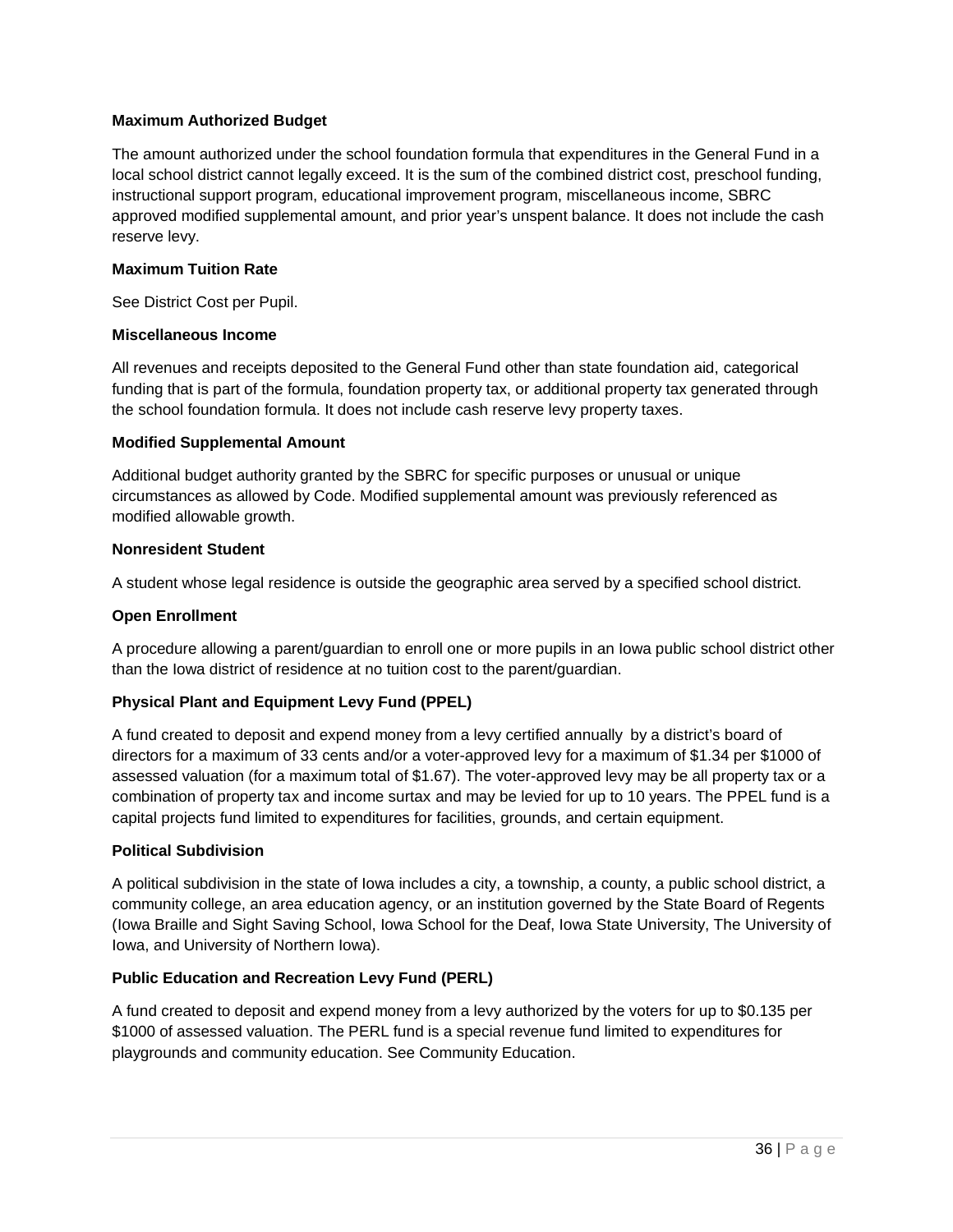**Maximum Authorized Budget**

The amount authorized under the school foundation formula that expenditures in the General Fund in a local school district cannot legally exceed. It is the sum of the combined district cost, preschool funding, instructional support program, educational improvement program, miscellaneous income, SBRC approved modified supplemental amount, and prior year's unspent balance. It does not include the cash reserve levy.

**Maximum Tuition Rate**

See District Cost per Pupil.

**Miscellaneous Income**

All revenues and receipts deposited to the General Fund other than state foundation aid, categorical funding that is part of the formula, foundation property tax, or additional property tax generated through the school foundation formula. It does not include cash reserve levy property taxes.

**Modified Supplemental Amount**

Additional budget authority granted by the SBRC for specific purposes or unusual or unique circumstances as allowed by Code. Modified supplemental amount was previously referenced as modified allowable growth.

**Nonresident Student**

A student whose legal residence is outside the geographic area served by a specified school district.

**Open Enrollment**

A procedure allowing a parent/guardian to enroll one or more pupils in an Iowa public school district other than the Iowa district of residence at no tuition cost to the parent/guardian.

**Physical Plant and Equipment Levy Fund (PPEL)**

A fund created to deposit and expend money from a levy certified annually by a district's board of directors for a maximum of 33 cents and/or a voter-approved levy for a maximum of $1.34 per $1000 of assessed valuation (for a maximum total of $1.67). The voter-approved levy may be all property tax or a combination of property tax and income surtax and may be levied for up to 10 years. The PPEL fund is a capital projects fund limited to expenditures for facilities, grounds, and certain equipment.

**Political Subdivision**

A political subdivision in the state of Iowa includes a city, a township, a county, a public school district, a community college, an area education agency, or an institution governed by the State Board of Regents (Iowa Braille and Sight Saving School, Iowa School for the Deaf, Iowa State University, The University of Iowa, and University of Northern Iowa).

**Public Education and Recreation Levy Fund (PERL)**

A fund created to deposit and expend money from a levy authorized by the voters for up to $0.135 per $1000 of assessed valuation. The PERL fund is a special revenue fund limited to expenditures for playgrounds and community education. See Community Education.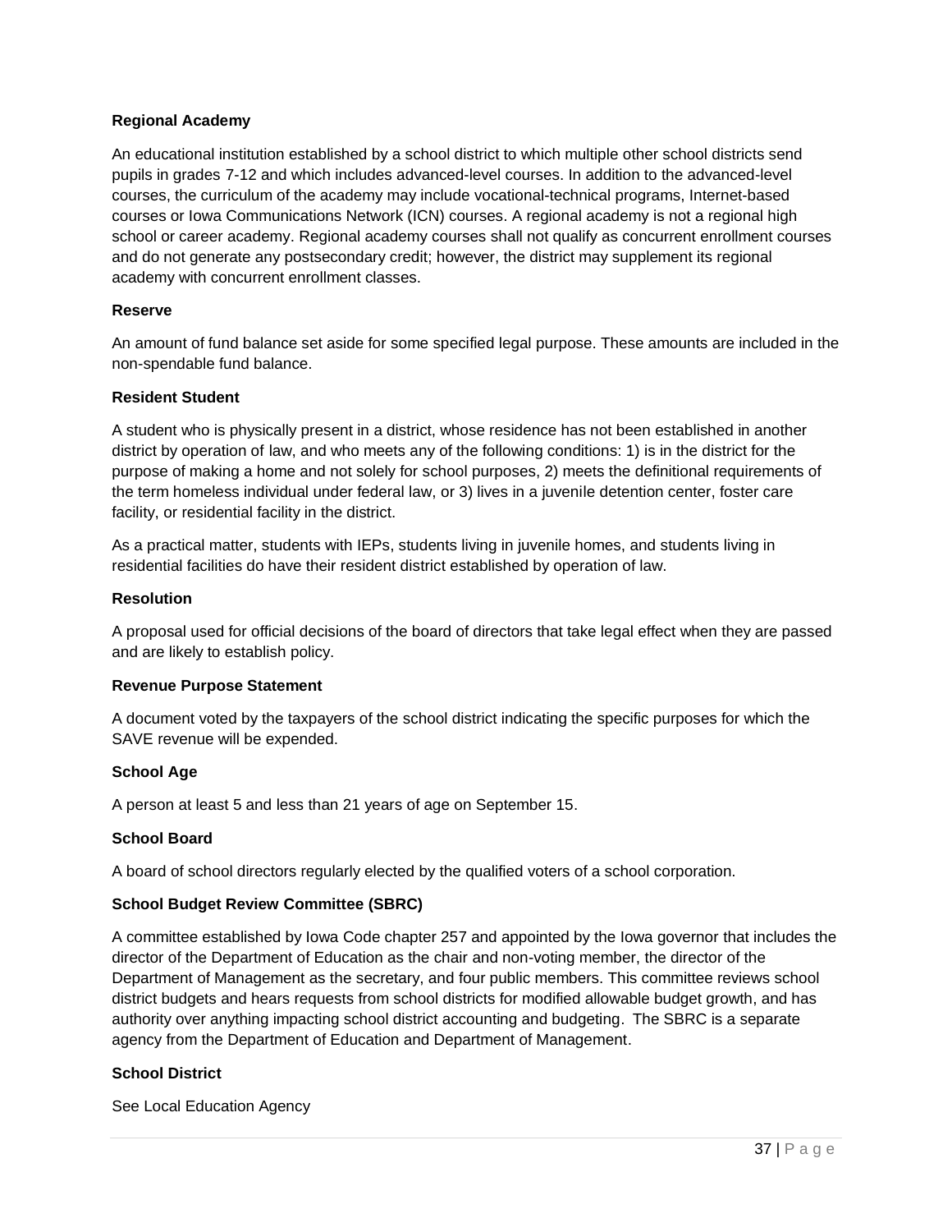**Regional Academy**

An educational institution established by a school district to which multiple other school districts send pupils in grades 7-12 and which includes advanced-level courses. In addition to the advanced-level courses, the curriculum of the academy may include vocational-technical programs, Internet-based courses or Iowa Communications Network (ICN) courses. A regional academy is not a regional high school or career academy. Regional academy courses shall not qualify as concurrent enrollment courses and do not generate any postsecondary credit; however, the district may supplement its regional academy with concurrent enrollment classes.

**Reserve**

An amount of fund balance set aside for some specified legal purpose. These amounts are included in the non-spendable fund balance.

**Resident Student**

A student who is physically present in a district, whose residence has not been established in another district by operation of law, and who meets any of the following conditions: 1) is in the district for the purpose of making a home and not solely for school purposes, 2) meets the definitional requirements of the term homeless individual under federal law, or 3) lives in a juvenile detention center, foster care facility, or residential facility in the district.

As a practical matter, students with IEPs, students living in juvenile homes, and students living in residential facilities do have their resident district established by operation of law.

**Resolution**

A proposal used for official decisions of the board of directors that take legal effect when they are passed and are likely to establish policy.

**Revenue Purpose Statement**

A document voted by the taxpayers of the school district indicating the specific purposes for which the SAVE revenue will be expended.

**School Age**

A person at least 5 and less than 21 years of age on September 15.

**School Board**

A board of school directors regularly elected by the qualified voters of a school corporation.

**School Budget Review Committee (SBRC)**

A committee established by Iowa Code chapter 257 and appointed by the Iowa governor that includes the director of the Department of Education as the chair and non-voting member, the director of the Department of Management as the secretary, and four public members. This committee reviews school district budgets and hears requests from school districts for modified allowable budget growth, and has authority over anything impacting school district accounting and budgeting. The SBRC is a separate agency from the Department of Education and Department of Management.

**School District**

See Local Education Agency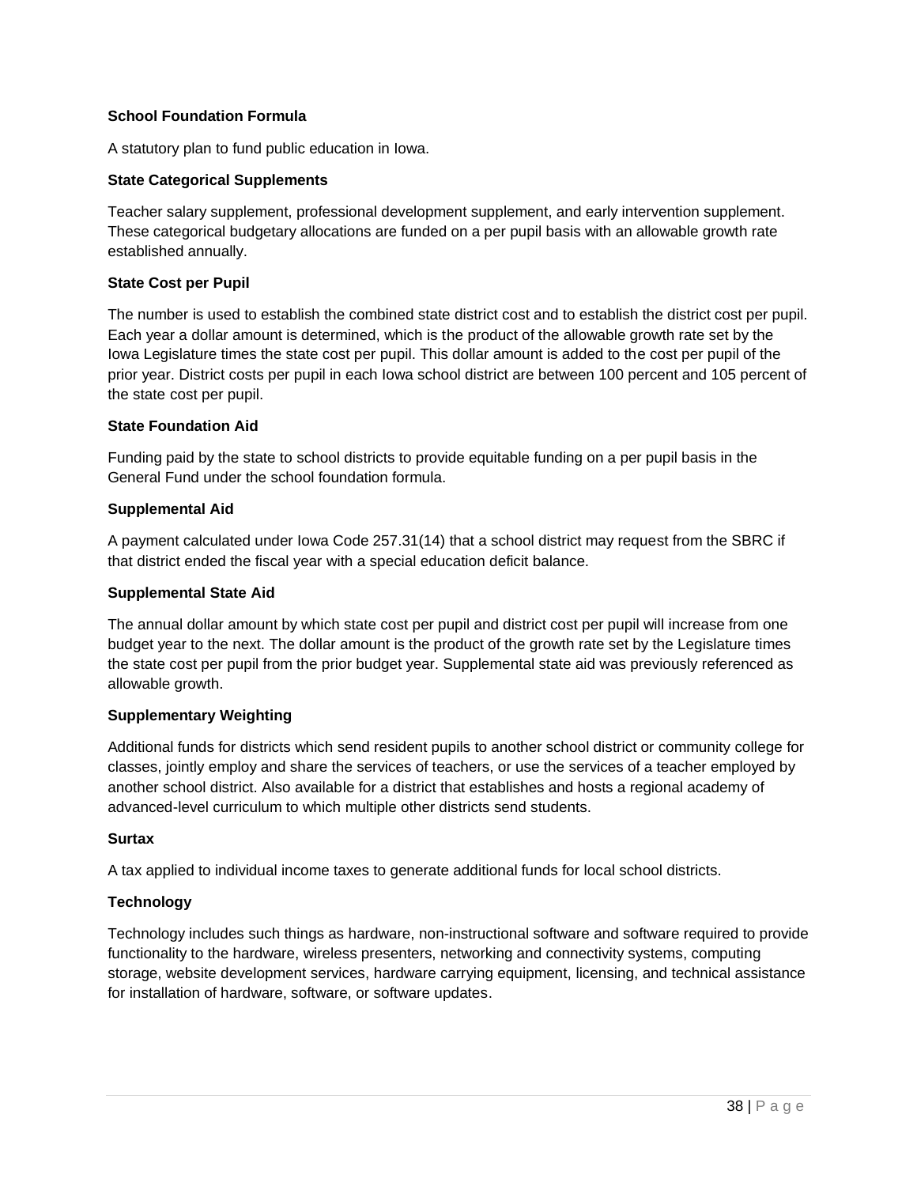**School Foundation Formula**

A statutory plan to fund public education in Iowa.

**State Categorical Supplements**

Teacher salary supplement, professional development supplement, and early intervention supplement. These categorical budgetary allocations are funded on a per pupil basis with an allowable growth rate established annually.

**State Cost per Pupil**

The number is used to establish the combined state district cost and to establish the district cost per pupil. Each year a dollar amount is determined, which is the product of the allowable growth rate set by the Iowa Legislature times the state cost per pupil. This dollar amount is added to the cost per pupil of the prior year. District costs per pupil in each Iowa school district are between 100 percent and 105 percent of the state cost per pupil.

**State Foundation Aid**

Funding paid by the state to school districts to provide equitable funding on a per pupil basis in the General Fund under the school foundation formula.

**Supplemental Aid**

A payment calculated under Iowa Code 257.31(14) that a school district may request from the SBRC if that district ended the fiscal year with a special education deficit balance.

**Supplemental State Aid**

The annual dollar amount by which state cost per pupil and district cost per pupil will increase from one budget year to the next. The dollar amount is the product of the growth rate set by the Legislature times the state cost per pupil from the prior budget year. Supplemental state aid was previously referenced as allowable growth.

**Supplementary Weighting**

Additional funds for districts which send resident pupils to another school district or community college for classes, jointly employ and share the services of teachers, or use the services of a teacher employed by another school district. Also available for a district that establishes and hosts a regional academy of advanced-level curriculum to which multiple other districts send students.

**Surtax**

A tax applied to individual income taxes to generate additional funds for local school districts.

**Technology**

Technology includes such things as hardware, non-instructional software and software required to provide functionality to the hardware, wireless presenters, networking and connectivity systems, computing storage, website development services, hardware carrying equipment, licensing, and technical assistance for installation of hardware, software, or software updates.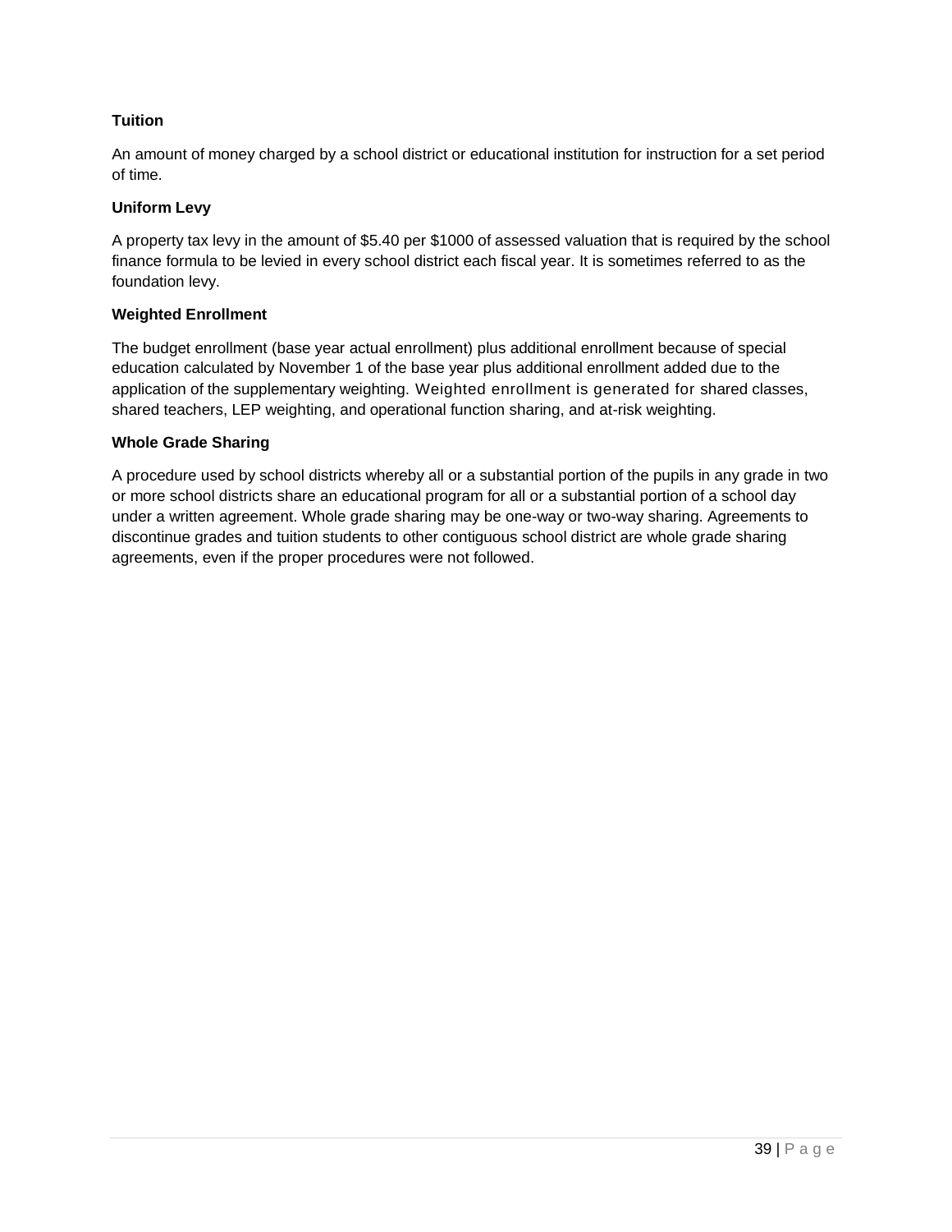**Tuition**

An amount of money charged by a school district or educational institution for instruction for a set period of time.

**Uniform Levy**

A property tax levy in the amount of $5.40 per $1000 of assessed valuation that is required by the school finance formula to be levied in every school district each fiscal year. It is sometimes referred to as the foundation levy.

**Weighted Enrollment**

The budget enrollment (base year actual enrollment) plus additional enrollment because of special education calculated by November 1 of the base year plus additional enrollment added due to the application of the supplementary weighting. Weighted enrollment is generated for shared classes, shared teachers, LEP weighting, and operational function sharing, and at-risk weighting.

**Whole Grade Sharing**

A procedure used by school districts whereby all or a substantial portion of the pupils in any grade in two or more school districts share an educational program for all or a substantial portion of a school day under a written agreement. Whole grade sharing may be one-way or two-way sharing. Agreements to discontinue grades and tuition students to other contiguous school district are whole grade sharing agreements, even if the proper procedures were not followed.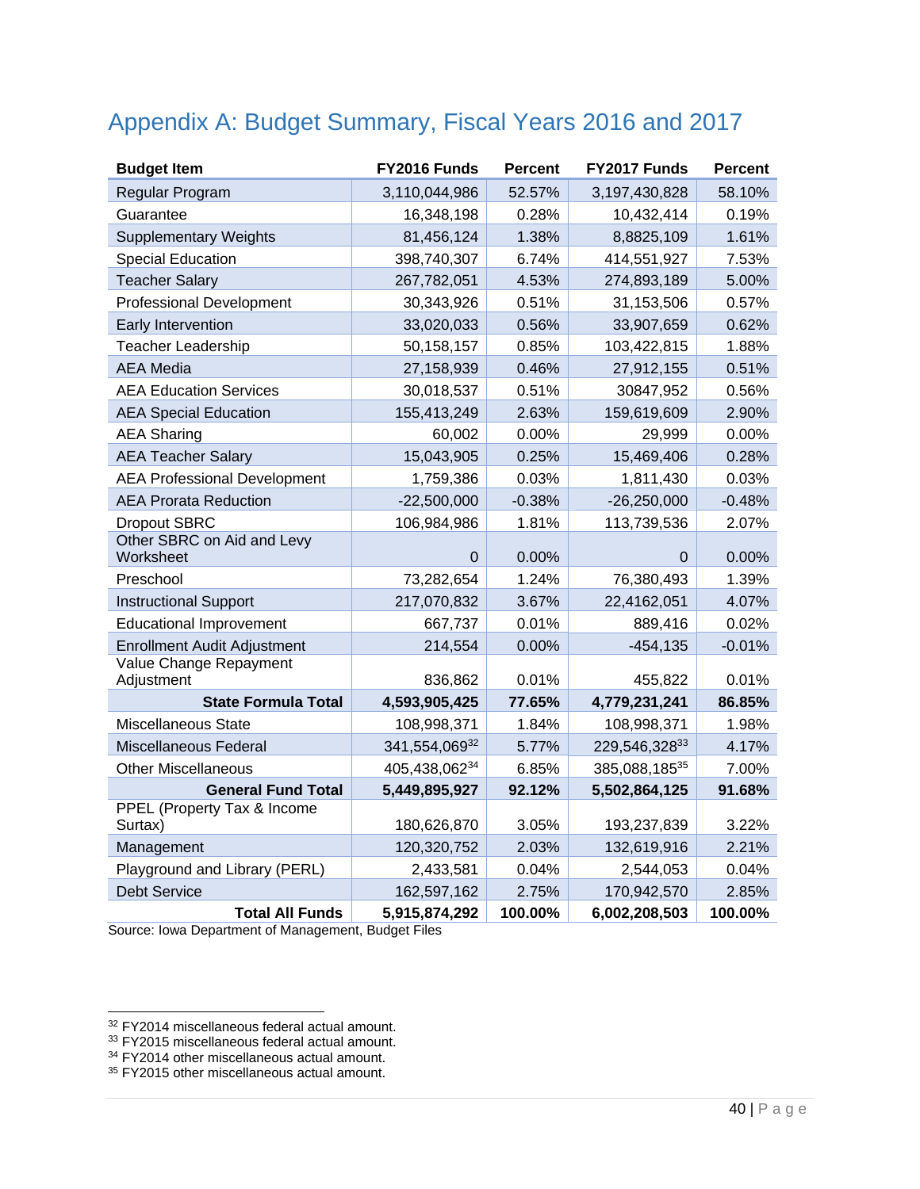## Appendix A: Budget Summary, Fiscal Years 2016 and 2017

| Budget Item | FY2016 Funds | Percent | FY2017 Funds | Percent |
|---|---|---|---|---|
| Regular Program | 3,110,044,986 | 52.57% | 3,197,430,828 | 58.10% |
| Guarantee | 16,348,198 | 0.28% | 10,432,414 | 0.19% |
| Supplementary Weights | 81,456,124 | 1.38% | 8,8825,109 | 1.61% |
| Special Education | 398,740,307 | 6.74% | 414,551,927 | 7.53% |
| Teacher Salary | 267,782,051 | 4.53% | 274,893,189 | 5.00% |
| Professional Development | 30,343,926 | 0.51% | 31,153,506 | 0.57% |
| Early Intervention | 33,020,033 | 0.56% | 33,907,659 | 0.62% |
| Teacher Leadership | 50,158,157 | 0.85% | 103,422,815 | 1.88% |
| AEA Media | 27,158,939 | 0.46% | 27,912,155 | 0.51% |
| AEA Education Services | 30,018,537 | 0.51% | 30847,952 | 0.56% |
| AEA Special Education | 155,413,249 | 2.63% | 159,619,609 | 2.90% |
| AEA Sharing | 60,002 | 0.00% | 29,999 | 0.00% |
| AEA Teacher Salary | 15,043,905 | 0.25% | 15,469,406 | 0.28% |
| AEA Professional Development | 1,759,386 | 0.03% | 1,811,430 | 0.03% |
| AEA Prorata Reduction | -22,500,000 | -0.38% | -26,250,000 | -0.48% |
| Dropout SBRC | 106,984,986 | 1.81% | 113,739,536 | 2.07% |
| Other SBRC on Aid and Levy Worksheet | 0 | 0.00% | 0 | 0.00% |
| Preschool | 73,282,654 | 1.24% | 76,380,493 | 1.39% |
| Instructional Support | 217,070,832 | 3.67% | 22,4162,051 | 4.07% |
| Educational Improvement | 667,737 | 0.01% | 889,416 | 0.02% |
| Enrollment Audit Adjustment | 214,554 | 0.00% | -454,135 | -0.01% |
| Value Change Repayment Adjustment | 836,862 | 0.01% | 455,822 | 0.01% |
| **State Formula Total** | **4,593,905,425** | **77.65%** | **4,779,231,241** | **86.85%** |
| Miscellaneous State | 108,998,371 | 1.84% | 108,998,371 | 1.98% |
| Miscellaneous Federal | 341,554,069[32] | 5.77% | 229,546,328[33] | 4.17% |
| Other Miscellaneous | 405,438,062[34] | 6.85% | 385,088,185[35] | 7.00% |
| **General Fund Total** | **5,449,895,927** | **92.12%** | **5,502,864,125** | **91.68%** |
| PPEL (Property Tax & Income Surtax) | 180,626,870 | 3.05% | 193,237,839 | 3.22% |
| Management | 120,320,752 | 2.03% | 132,619,916 | 2.21% |
| Playground and Library (PERL) | 2,433,581 | 0.04% | 2,544,053 | 0.04% |
| Debt Service | 162,597,162 | 2.75% | 170,942,570 | 2.85% |
| **Total All Funds** | **5,915,874,292** | **100.00%** | **6,002,208,503** | **100.00%** |

Source: Iowa Department of Management, Budget Files

[32] FY2014 miscellaneous federal actual amount.
[33] FY2015 miscellaneous federal actual amount.
[34] FY2014 other miscellaneous actual amount.
[35] FY2015 other miscellaneous actual amount.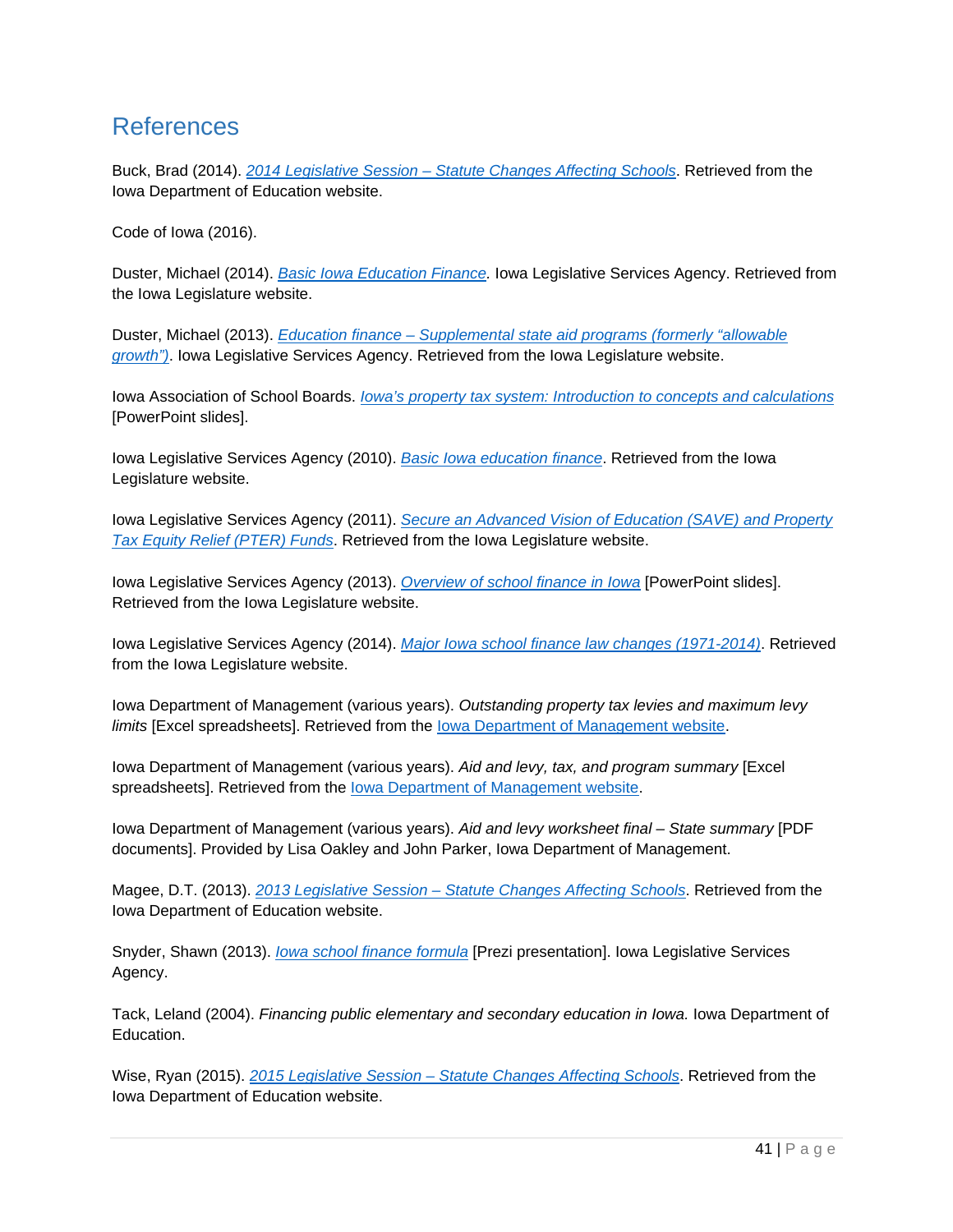# References

Buck, Brad (2014). *2014 Legislative Session – Statute Changes Affecting Schools*. Retrieved from the Iowa Department of Education website.

Code of Iowa (2016).

Duster, Michael (2014). *Basic Iowa Education Finance.* Iowa Legislative Services Agency. Retrieved from the Iowa Legislature website.

Duster, Michael (2013). *Education finance – Supplemental state aid programs (formerly "allowable growth")*. Iowa Legislative Services Agency. Retrieved from the Iowa Legislature website.

Iowa Association of School Boards. *Iowa's property tax system: Introduction to concepts and calculations* [PowerPoint slides].

Iowa Legislative Services Agency (2010). *Basic Iowa education finance*. Retrieved from the Iowa Legislature website.

Iowa Legislative Services Agency (2011). *Secure an Advanced Vision of Education (SAVE) and Property Tax Equity Relief (PTER) Funds*. Retrieved from the Iowa Legislature website.

Iowa Legislative Services Agency (2013). *Overview of school finance in Iowa* [PowerPoint slides]. Retrieved from the Iowa Legislature website.

Iowa Legislative Services Agency (2014). *Major Iowa school finance law changes (1971-2014)*. Retrieved from the Iowa Legislature website.

Iowa Department of Management (various years). *Outstanding property tax levies and maximum levy limits* [Excel spreadsheets]. Retrieved from the Iowa Department of Management website.

Iowa Department of Management (various years). *Aid and levy, tax, and program summary* [Excel spreadsheets]. Retrieved from the Iowa Department of Management website.

Iowa Department of Management (various years). *Aid and levy worksheet final – State summary* [PDF documents]. Provided by Lisa Oakley and John Parker, Iowa Department of Management.

Magee, D.T. (2013). *2013 Legislative Session – Statute Changes Affecting Schools*. Retrieved from the Iowa Department of Education website.

Snyder, Shawn (2013). *Iowa school finance formula* [Prezi presentation]. Iowa Legislative Services Agency.

Tack, Leland (2004). *Financing public elementary and secondary education in Iowa.* Iowa Department of Education.

Wise, Ryan (2015). *2015 Legislative Session – Statute Changes Affecting Schools*. Retrieved from the Iowa Department of Education website.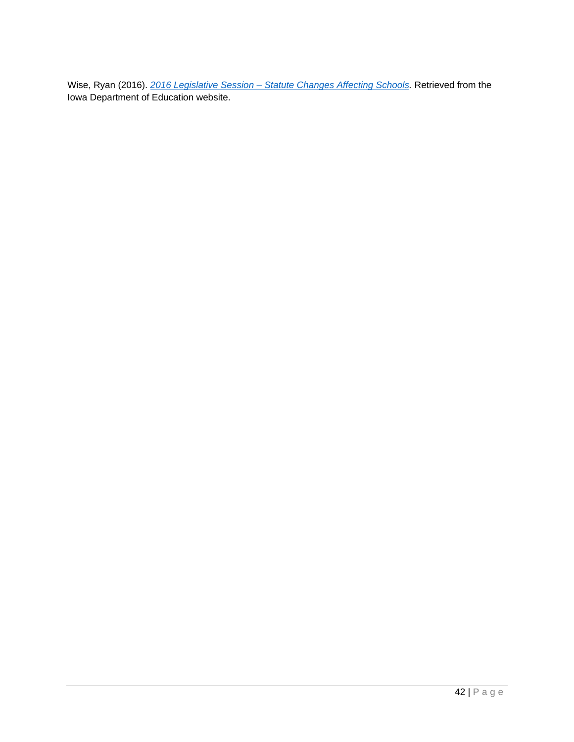Wise, Ryan (2016). *2016 Legislative Session – Statute Changes Affecting Schools.* Retrieved from the Iowa Department of Education website.